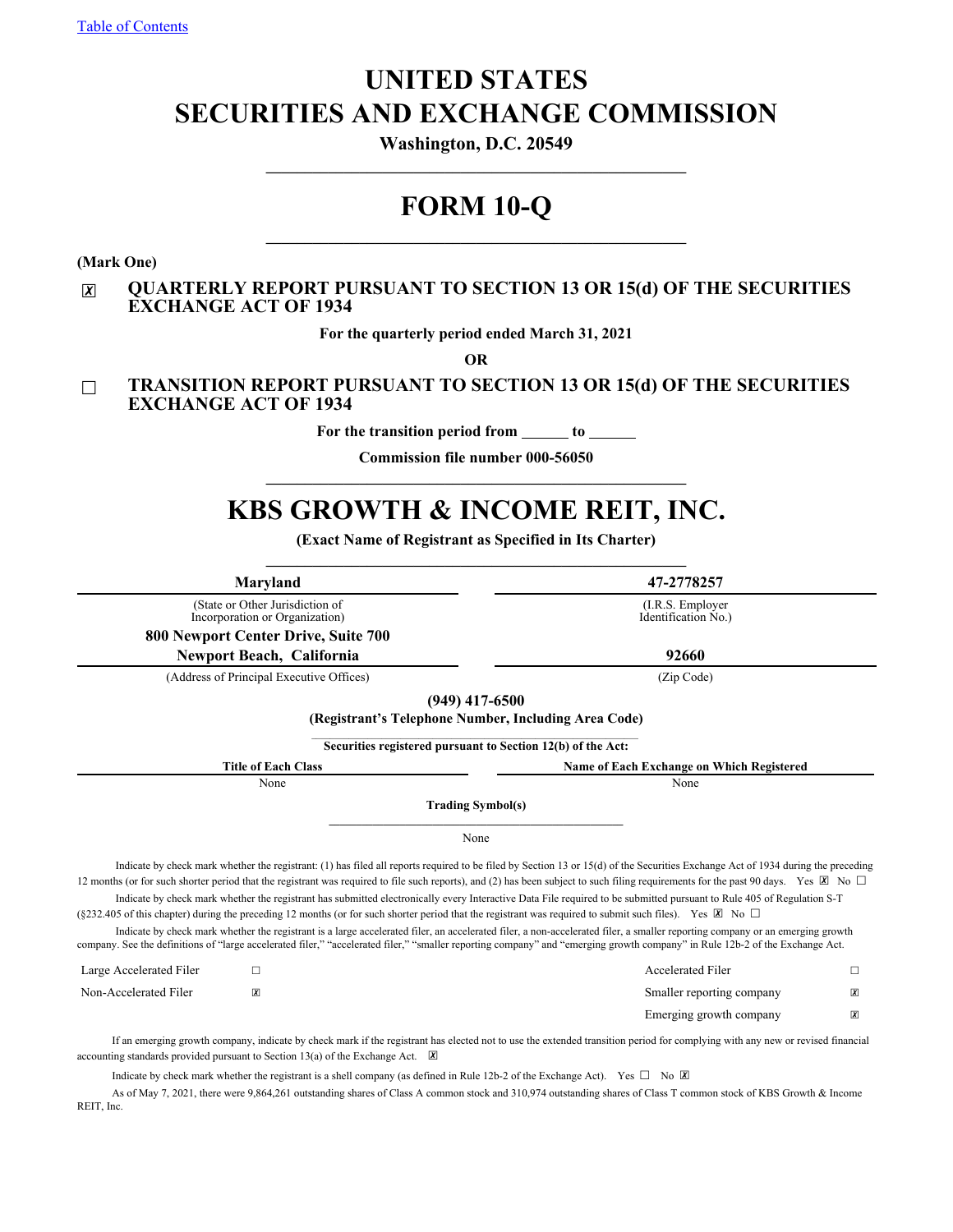[Table of Contents](#)

# UNITED STATES
# SECURITIES AND EXCHANGE COMMISSION

**Washington, D.C. 20549**

---

# FORM 10-Q

---

**(Mark One)**

☒ **QUARTERLY REPORT PURSUANT TO SECTION 13 OR 15(d) OF THE SECURITIES EXCHANGE ACT OF 1934**

**For the quarterly period ended March 31, 2021**

**OR**

☐ **TRANSITION REPORT PURSUANT TO SECTION 13 OR 15(d) OF THE SECURITIES EXCHANGE ACT OF 1934**

**For the transition period from ______ to ______**

**Commission file number 000-56050**

---

# KBS GROWTH & INCOME REIT, INC.

**(Exact Name of Registrant as Specified in Its Charter)**

---

| **Maryland** | **47-2778257** |
|---|---|
| (State or Other Jurisdiction of Incorporation or Organization) | (I.R.S. Employer Identification No.) |
| **800 Newport Center Drive, Suite 700 Newport Beach, California** | **92660** |
| (Address of Principal Executive Offices) | (Zip Code) |

**(949) 417-6500**

**(Registrant's Telephone Number, Including Area Code)**

**Securities registered pursuant to Section 12(b) of the Act:**

| Title of Each Class | Name of Each Exchange on Which Registered |
|---|---|
| None | None |

**Trading Symbol(s)**

None

Indicate by check mark whether the registrant: (1) has filed all reports required to be filed by Section 13 or 15(d) of the Securities Exchange Act of 1934 during the preceding 12 months (or for such shorter period that the registrant was required to file such reports), and (2) has been subject to such filing requirements for the past 90 days. Yes ☒ No ☐

Indicate by check mark whether the registrant has submitted electronically every Interactive Data File required to be submitted pursuant to Rule 405 of Regulation S-T (§232.405 of this chapter) during the preceding 12 months (or for such shorter period that the registrant was required to submit such files). Yes ☒ No ☐

Indicate by check mark whether the registrant is a large accelerated filer, an accelerated filer, a non-accelerated filer, a smaller reporting company or an emerging growth company. See the definitions of "large accelerated filer," "accelerated filer," "smaller reporting company" and "emerging growth company" in Rule 12b-2 of the Exchange Act.

| | | | |
|---|---|---|---|
| Large Accelerated Filer | ☐ | Accelerated Filer | ☐ |
| Non-Accelerated Filer | ☒ | Smaller reporting company | ☒ |
| | | Emerging growth company | ☒ |

If an emerging growth company, indicate by check mark if the registrant has elected not to use the extended transition period for complying with any new or revised financial accounting standards provided pursuant to Section 13(a) of the Exchange Act. ☒

Indicate by check mark whether the registrant is a shell company (as defined in Rule 12b-2 of the Exchange Act). Yes ☐ No ☒

As of May 7, 2021, there were 9,864,261 outstanding shares of Class A common stock and 310,974 outstanding shares of Class T common stock of KBS Growth & Income REIT, Inc.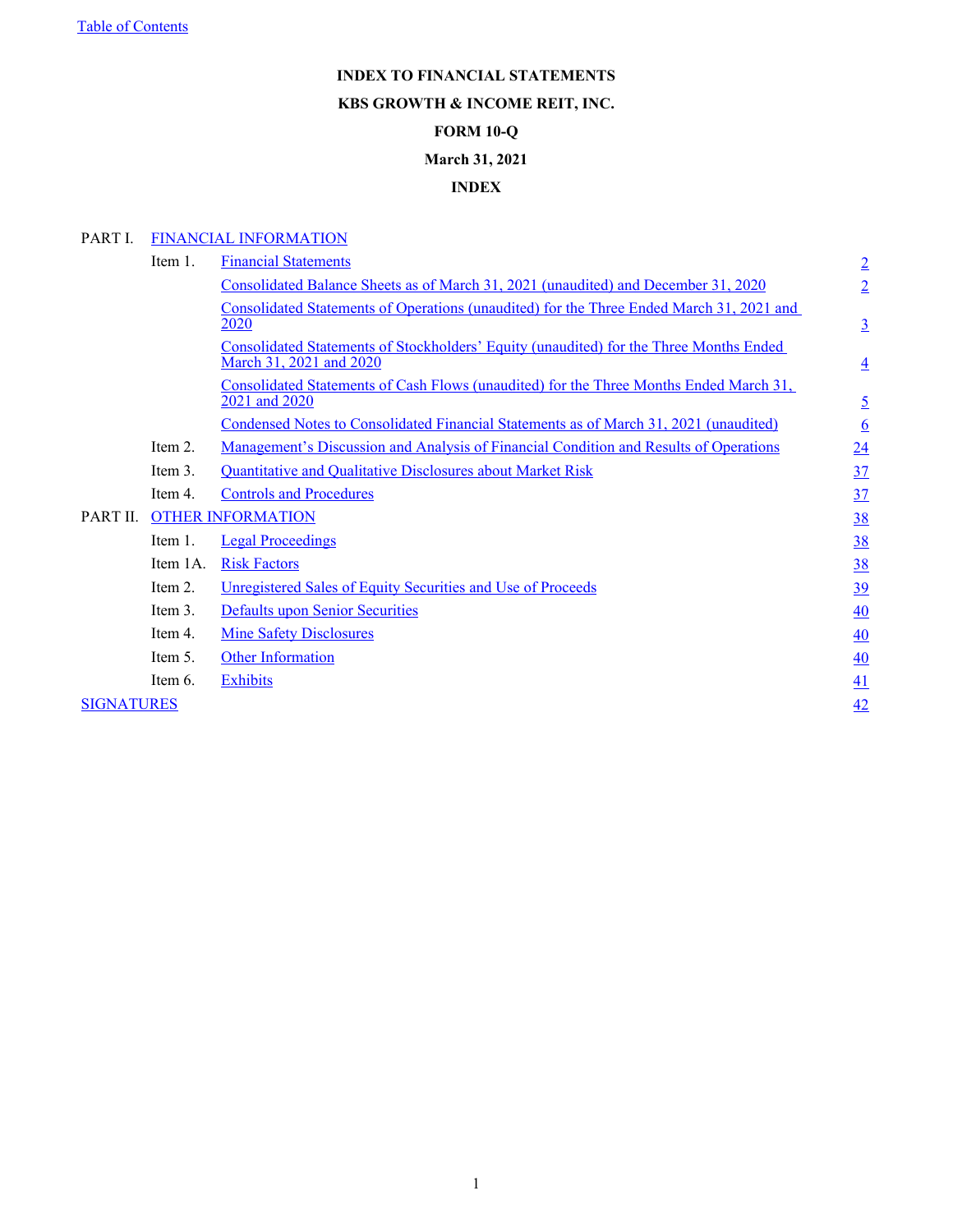[Table of Contents](#)

# INDEX TO FINANCIAL STATEMENTS

## KBS GROWTH & INCOME REIT, INC.

## FORM 10-Q

## March 31, 2021

## INDEX

| | | | |
|---|---|---|---|
| PART I. | FINANCIAL INFORMATION | | |
| | Item 1. | Financial Statements | 2 |
| | | Consolidated Balance Sheets as of March 31, 2021 (unaudited) and December 31, 2020 | 2 |
| | | Consolidated Statements of Operations (unaudited) for the Three Ended March 31, 2021 and 2020 | 3 |
| | | Consolidated Statements of Stockholders' Equity (unaudited) for the Three Months Ended March 31, 2021 and 2020 | 4 |
| | | Consolidated Statements of Cash Flows (unaudited) for the Three Months Ended March 31, 2021 and 2020 | 5 |
| | | Condensed Notes to Consolidated Financial Statements as of March 31, 2021 (unaudited) | 6 |
| | Item 2. | Management's Discussion and Analysis of Financial Condition and Results of Operations | 24 |
| | Item 3. | Quantitative and Qualitative Disclosures about Market Risk | 37 |
| | Item 4. | Controls and Procedures | 37 |
| PART II. | OTHER INFORMATION | | 38 |
| | Item 1. | Legal Proceedings | 38 |
| | Item 1A. | Risk Factors | 38 |
| | Item 2. | Unregistered Sales of Equity Securities and Use of Proceeds | 39 |
| | Item 3. | Defaults upon Senior Securities | 40 |
| | Item 4. | Mine Safety Disclosures | 40 |
| | Item 5. | Other Information | 40 |
| | Item 6. | Exhibits | 41 |
| SIGNATURES | | | 42 |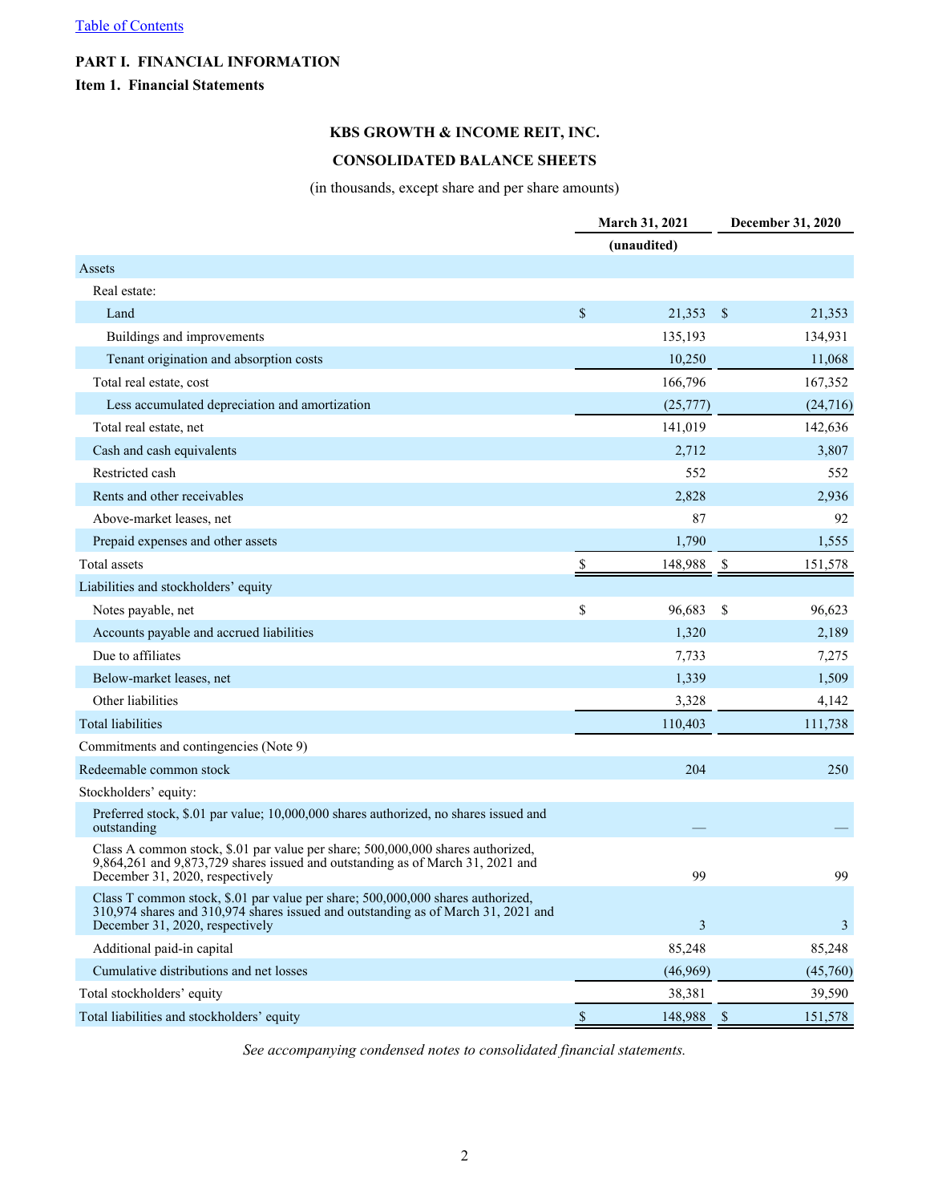[Table of Contents](#)

**PART I. FINANCIAL INFORMATION**

**Item 1. Financial Statements**

## KBS GROWTH & INCOME REIT, INC.

## CONSOLIDATED BALANCE SHEETS

(in thousands, except share and per share amounts)

| | March 31, 2021 | December 31, 2020 |
|---|---|---|
| | (unaudited) | |
| **Assets** | | |
| Real estate: | | |
| Land | $ 21,353 | $ 21,353 |
| Buildings and improvements | 135,193 | 134,931 |
| Tenant origination and absorption costs | 10,250 | 11,068 |
| Total real estate, cost | 166,796 | 167,352 |
| Less accumulated depreciation and amortization | (25,777) | (24,716) |
| Total real estate, net | 141,019 | 142,636 |
| Cash and cash equivalents | 2,712 | 3,807 |
| Restricted cash | 552 | 552 |
| Rents and other receivables | 2,828 | 2,936 |
| Above-market leases, net | 87 | 92 |
| Prepaid expenses and other assets | 1,790 | 1,555 |
| Total assets | $ 148,988 | $ 151,578 |
| **Liabilities and stockholders' equity** | | |
| Notes payable, net | $ 96,683 | $ 96,623 |
| Accounts payable and accrued liabilities | 1,320 | 2,189 |
| Due to affiliates | 7,733 | 7,275 |
| Below-market leases, net | 1,339 | 1,509 |
| Other liabilities | 3,328 | 4,142 |
| Total liabilities | 110,403 | 111,738 |
| Commitments and contingencies (Note 9) | | |
| Redeemable common stock | 204 | 250 |
| Stockholders' equity: | | |
| Preferred stock, $.01 par value; 10,000,000 shares authorized, no shares issued and outstanding | — | — |
| Class A common stock, $.01 par value per share; 500,000,000 shares authorized, 9,864,261 and 9,873,729 shares issued and outstanding as of March 31, 2021 and December 31, 2020, respectively | 99 | 99 |
| Class T common stock, $.01 par value per share; 500,000,000 shares authorized, 310,974 shares and 310,974 shares issued and outstanding as of March 31, 2021 and December 31, 2020, respectively | 3 | 3 |
| Additional paid-in capital | 85,248 | 85,248 |
| Cumulative distributions and net losses | (46,969) | (45,760) |
| Total stockholders' equity | 38,381 | 39,590 |
| Total liabilities and stockholders' equity | $ 148,988 | $ 151,578 |

*See accompanying condensed notes to consolidated financial statements.*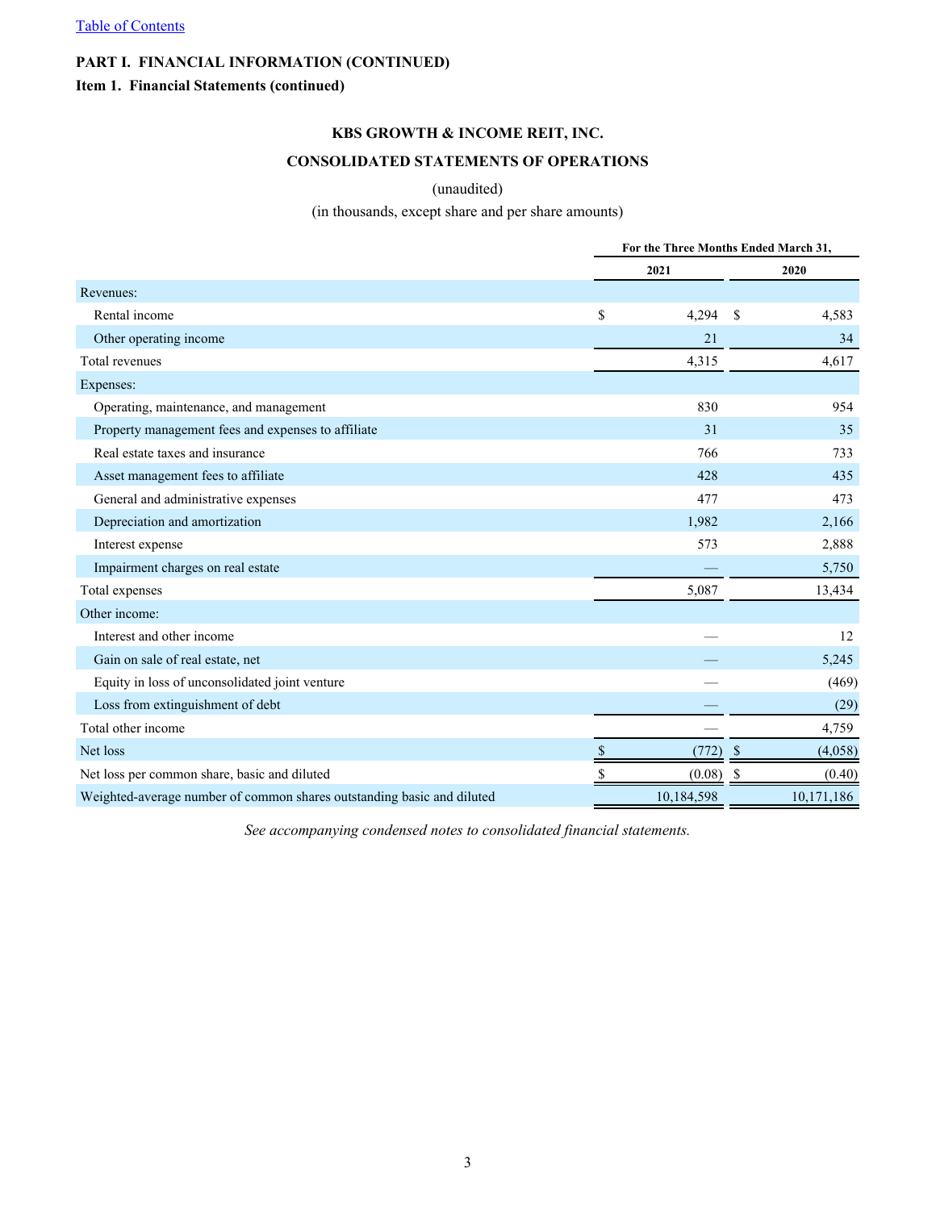[Table of Contents]

**PART I. FINANCIAL INFORMATION (CONTINUED)**

**Item 1. Financial Statements (continued)**

## KBS GROWTH & INCOME REIT, INC.

## CONSOLIDATED STATEMENTS OF OPERATIONS

(unaudited)

(in thousands, except share and per share amounts)

| | For the Three Months Ended March 31, | |
|---|---|---|
| | 2021 | 2020 |
| Revenues: | | |
| Rental income | $ 4,294 | $ 4,583 |
| Other operating income | 21 | 34 |
| Total revenues | 4,315 | 4,617 |
| Expenses: | | |
| Operating, maintenance, and management | 830 | 954 |
| Property management fees and expenses to affiliate | 31 | 35 |
| Real estate taxes and insurance | 766 | 733 |
| Asset management fees to affiliate | 428 | 435 |
| General and administrative expenses | 477 | 473 |
| Depreciation and amortization | 1,982 | 2,166 |
| Interest expense | 573 | 2,888 |
| Impairment charges on real estate | — | 5,750 |
| Total expenses | 5,087 | 13,434 |
| Other income: | | |
| Interest and other income | — | 12 |
| Gain on sale of real estate, net | — | 5,245 |
| Equity in loss of unconsolidated joint venture | — | (469) |
| Loss from extinguishment of debt | — | (29) |
| Total other income | — | 4,759 |
| Net loss | $ (772) | $ (4,058) |
| Net loss per common share, basic and diluted | $ (0.08) | $ (0.40) |
| Weighted-average number of common shares outstanding basic and diluted | 10,184,598 | 10,171,186 |

*See accompanying condensed notes to consolidated financial statements.*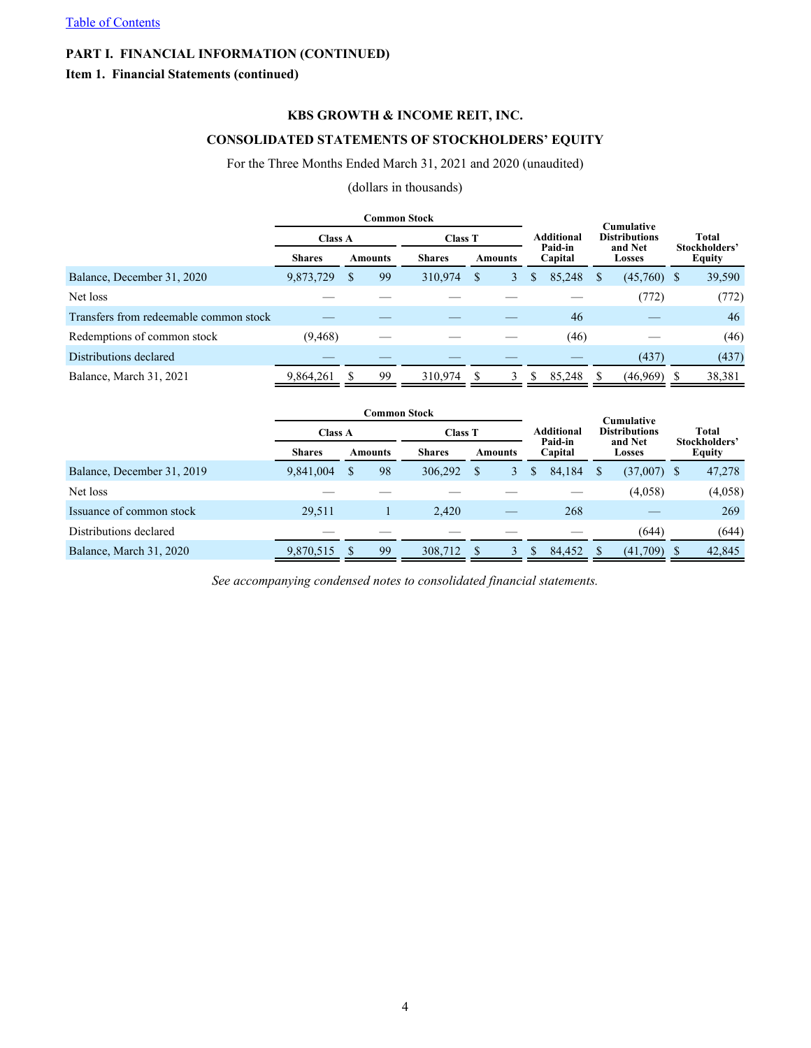[Table of Contents]

**PART I. FINANCIAL INFORMATION (CONTINUED)**

**Item 1. Financial Statements (continued)**

## KBS GROWTH & INCOME REIT, INC.

## CONSOLIDATED STATEMENTS OF STOCKHOLDERS' EQUITY

For the Three Months Ended March 31, 2021 and 2020 (unaudited)

(dollars in thousands)

| | Common Stock | | | | Additional Paid-in Capital | Cumulative Distributions and Net Losses | Total Stockholders' Equity |
|---|---|---|---|---|---|---|---|
| | Class A | | Class T | | | | |
| | Shares | Amounts | Shares | Amounts | | | |
| Balance, December 31, 2020 | 9,873,729 | $ 99 | 310,974 | $ 3 | $ 85,248 | $ (45,760) | $ 39,590 |
| Net loss | — | — | — | — | — | (772) | (772) |
| Transfers from redeemable common stock | — | — | — | — | 46 | — | 46 |
| Redemptions of common stock | (9,468) | — | — | — | (46) | — | (46) |
| Distributions declared | — | — | — | — | — | (437) | (437) |
| Balance, March 31, 2021 | 9,864,261 | $ 99 | 310,974 | $ 3 | $ 85,248 | $ (46,969) | $ 38,381 |

| | Common Stock | | | | Additional Paid-in Capital | Cumulative Distributions and Net Losses | Total Stockholders' Equity |
|---|---|---|---|---|---|---|---|
| | Class A | | Class T | | | | |
| | Shares | Amounts | Shares | Amounts | | | |
| Balance, December 31, 2019 | 9,841,004 | $ 98 | 306,292 | $ 3 | $ 84,184 | $ (37,007) | $ 47,278 |
| Net loss | — | — | — | — | — | (4,058) | (4,058) |
| Issuance of common stock | 29,511 | 1 | 2,420 | — | 268 | — | 269 |
| Distributions declared | — | — | — | — | — | (644) | (644) |
| Balance, March 31, 2020 | 9,870,515 | $ 99 | 308,712 | $ 3 | $ 84,452 | $ (41,709) | $ 42,845 |

*See accompanying condensed notes to consolidated financial statements.*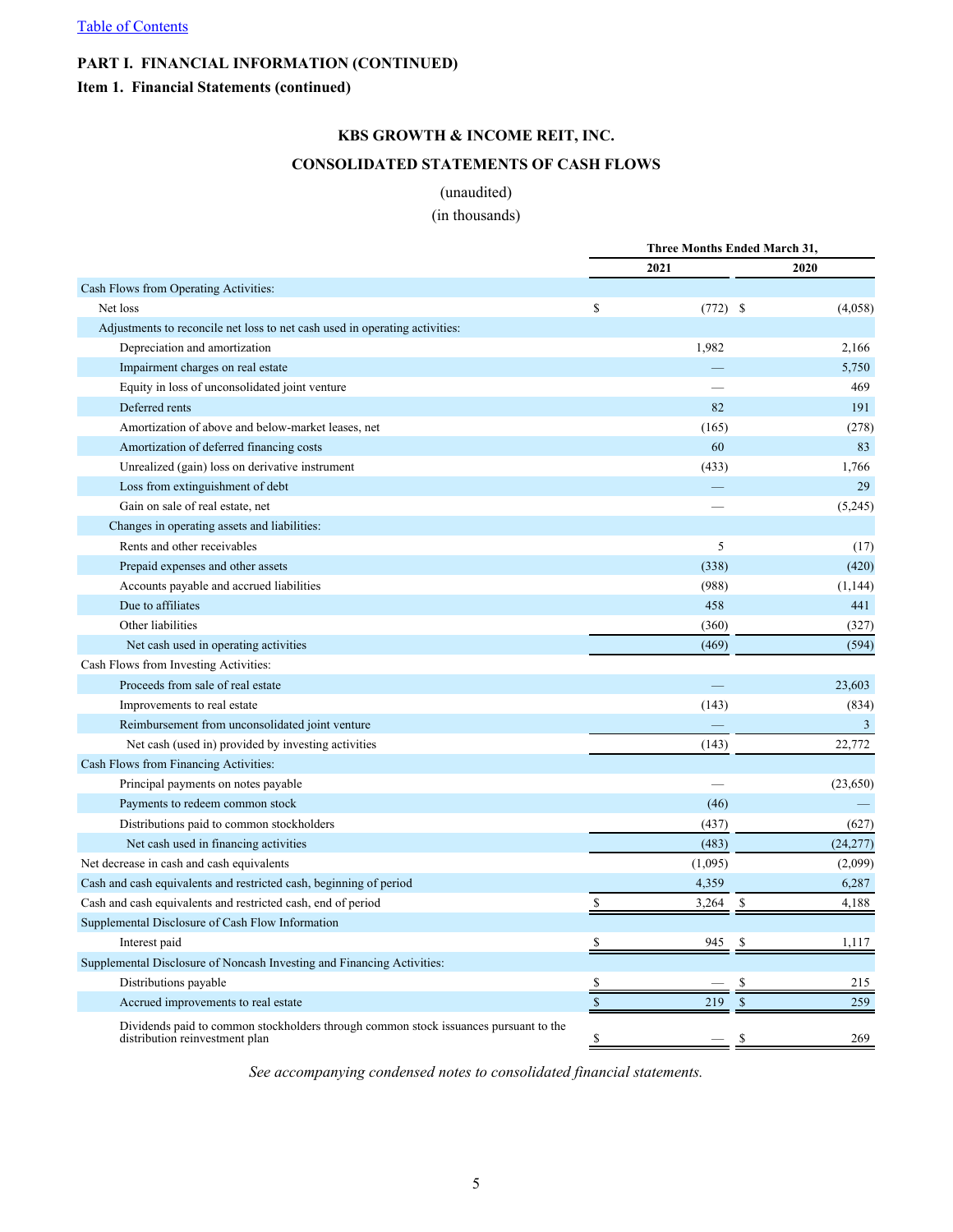[Table of Contents](#)

## PART I. FINANCIAL INFORMATION (CONTINUED)

### Item 1. Financial Statements (continued)

## KBS GROWTH & INCOME REIT, INC.

## CONSOLIDATED STATEMENTS OF CASH FLOWS

(unaudited)

(in thousands)

| | Three Months Ended March 31, | |
|---|---|---|
| | 2021 | 2020 |
| Cash Flows from Operating Activities: | | |
| Net loss | $ (772) | $ (4,058) |
| Adjustments to reconcile net loss to net cash used in operating activities: | | |
| Depreciation and amortization | 1,982 | 2,166 |
| Impairment charges on real estate | — | 5,750 |
| Equity in loss of unconsolidated joint venture | — | 469 |
| Deferred rents | 82 | 191 |
| Amortization of above and below-market leases, net | (165) | (278) |
| Amortization of deferred financing costs | 60 | 83 |
| Unrealized (gain) loss on derivative instrument | (433) | 1,766 |
| Loss from extinguishment of debt | — | 29 |
| Gain on sale of real estate, net | — | (5,245) |
| Changes in operating assets and liabilities: | | |
| Rents and other receivables | 5 | (17) |
| Prepaid expenses and other assets | (338) | (420) |
| Accounts payable and accrued liabilities | (988) | (1,144) |
| Due to affiliates | 458 | 441 |
| Other liabilities | (360) | (327) |
| Net cash used in operating activities | (469) | (594) |
| Cash Flows from Investing Activities: | | |
| Proceeds from sale of real estate | — | 23,603 |
| Improvements to real estate | (143) | (834) |
| Reimbursement from unconsolidated joint venture | — | 3 |
| Net cash (used in) provided by investing activities | (143) | 22,772 |
| Cash Flows from Financing Activities: | | |
| Principal payments on notes payable | — | (23,650) |
| Payments to redeem common stock | (46) | — |
| Distributions paid to common stockholders | (437) | (627) |
| Net cash used in financing activities | (483) | (24,277) |
| Net decrease in cash and cash equivalents | (1,095) | (2,099) |
| Cash and cash equivalents and restricted cash, beginning of period | 4,359 | 6,287 |
| Cash and cash equivalents and restricted cash, end of period | $ 3,264 | $ 4,188 |
| Supplemental Disclosure of Cash Flow Information | | |
| Interest paid | $ 945 | $ 1,117 |
| Supplemental Disclosure of Noncash Investing and Financing Activities: | | |
| Distributions payable | $ — | $ 215 |
| Accrued improvements to real estate | $ 219 | $ 259 |
| Dividends paid to common stockholders through common stock issuances pursuant to the distribution reinvestment plan | $ — | $ 269 |

*See accompanying condensed notes to consolidated financial statements.*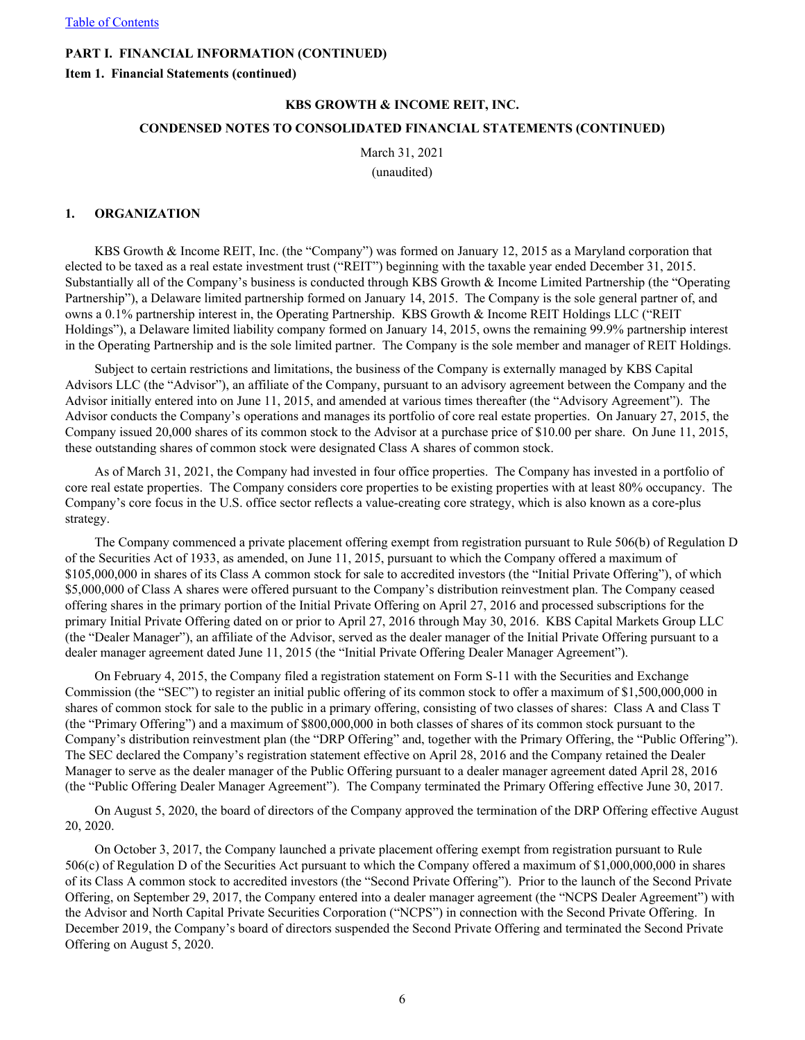**PART I. FINANCIAL INFORMATION (CONTINUED)**

**Item 1. Financial Statements (continued)**

**KBS GROWTH & INCOME REIT, INC.**

**CONDENSED NOTES TO CONSOLIDATED FINANCIAL STATEMENTS (CONTINUED)**

March 31, 2021

(unaudited)

## 1. ORGANIZATION

KBS Growth & Income REIT, Inc. (the "Company") was formed on January 12, 2015 as a Maryland corporation that elected to be taxed as a real estate investment trust ("REIT") beginning with the taxable year ended December 31, 2015. Substantially all of the Company's business is conducted through KBS Growth & Income Limited Partnership (the "Operating Partnership"), a Delaware limited partnership formed on January 14, 2015. The Company is the sole general partner of, and owns a 0.1% partnership interest in, the Operating Partnership. KBS Growth & Income REIT Holdings LLC ("REIT Holdings"), a Delaware limited liability company formed on January 14, 2015, owns the remaining 99.9% partnership interest in the Operating Partnership and is the sole limited partner. The Company is the sole member and manager of REIT Holdings.

Subject to certain restrictions and limitations, the business of the Company is externally managed by KBS Capital Advisors LLC (the "Advisor"), an affiliate of the Company, pursuant to an advisory agreement between the Company and the Advisor initially entered into on June 11, 2015, and amended at various times thereafter (the "Advisory Agreement"). The Advisor conducts the Company's operations and manages its portfolio of core real estate properties. On January 27, 2015, the Company issued 20,000 shares of its common stock to the Advisor at a purchase price of $10.00 per share. On June 11, 2015, these outstanding shares of common stock were designated Class A shares of common stock.

As of March 31, 2021, the Company had invested in four office properties. The Company has invested in a portfolio of core real estate properties. The Company considers core properties to be existing properties with at least 80% occupancy. The Company's core focus in the U.S. office sector reflects a value-creating core strategy, which is also known as a core-plus strategy.

The Company commenced a private placement offering exempt from registration pursuant to Rule 506(b) of Regulation D of the Securities Act of 1933, as amended, on June 11, 2015, pursuant to which the Company offered a maximum of $105,000,000 in shares of its Class A common stock for sale to accredited investors (the "Initial Private Offering"), of which $5,000,000 of Class A shares were offered pursuant to the Company's distribution reinvestment plan. The Company ceased offering shares in the primary portion of the Initial Private Offering on April 27, 2016 and processed subscriptions for the primary Initial Private Offering dated on or prior to April 27, 2016 through May 30, 2016. KBS Capital Markets Group LLC (the "Dealer Manager"), an affiliate of the Advisor, served as the dealer manager of the Initial Private Offering pursuant to a dealer manager agreement dated June 11, 2015 (the "Initial Private Offering Dealer Manager Agreement").

On February 4, 2015, the Company filed a registration statement on Form S-11 with the Securities and Exchange Commission (the "SEC") to register an initial public offering of its common stock to offer a maximum of $1,500,000,000 in shares of common stock for sale to the public in a primary offering, consisting of two classes of shares: Class A and Class T (the "Primary Offering") and a maximum of $800,000,000 in both classes of shares of its common stock pursuant to the Company's distribution reinvestment plan (the "DRP Offering" and, together with the Primary Offering, the "Public Offering"). The SEC declared the Company's registration statement effective on April 28, 2016 and the Company retained the Dealer Manager to serve as the dealer manager of the Public Offering pursuant to a dealer manager agreement dated April 28, 2016 (the "Public Offering Dealer Manager Agreement"). The Company terminated the Primary Offering effective June 30, 2017.

On August 5, 2020, the board of directors of the Company approved the termination of the DRP Offering effective August 20, 2020.

On October 3, 2017, the Company launched a private placement offering exempt from registration pursuant to Rule 506(c) of Regulation D of the Securities Act pursuant to which the Company offered a maximum of $1,000,000,000 in shares of its Class A common stock to accredited investors (the "Second Private Offering"). Prior to the launch of the Second Private Offering, on September 29, 2017, the Company entered into a dealer manager agreement (the "NCPS Dealer Agreement") with the Advisor and North Capital Private Securities Corporation ("NCPS") in connection with the Second Private Offering. In December 2019, the Company's board of directors suspended the Second Private Offering and terminated the Second Private Offering on August 5, 2020.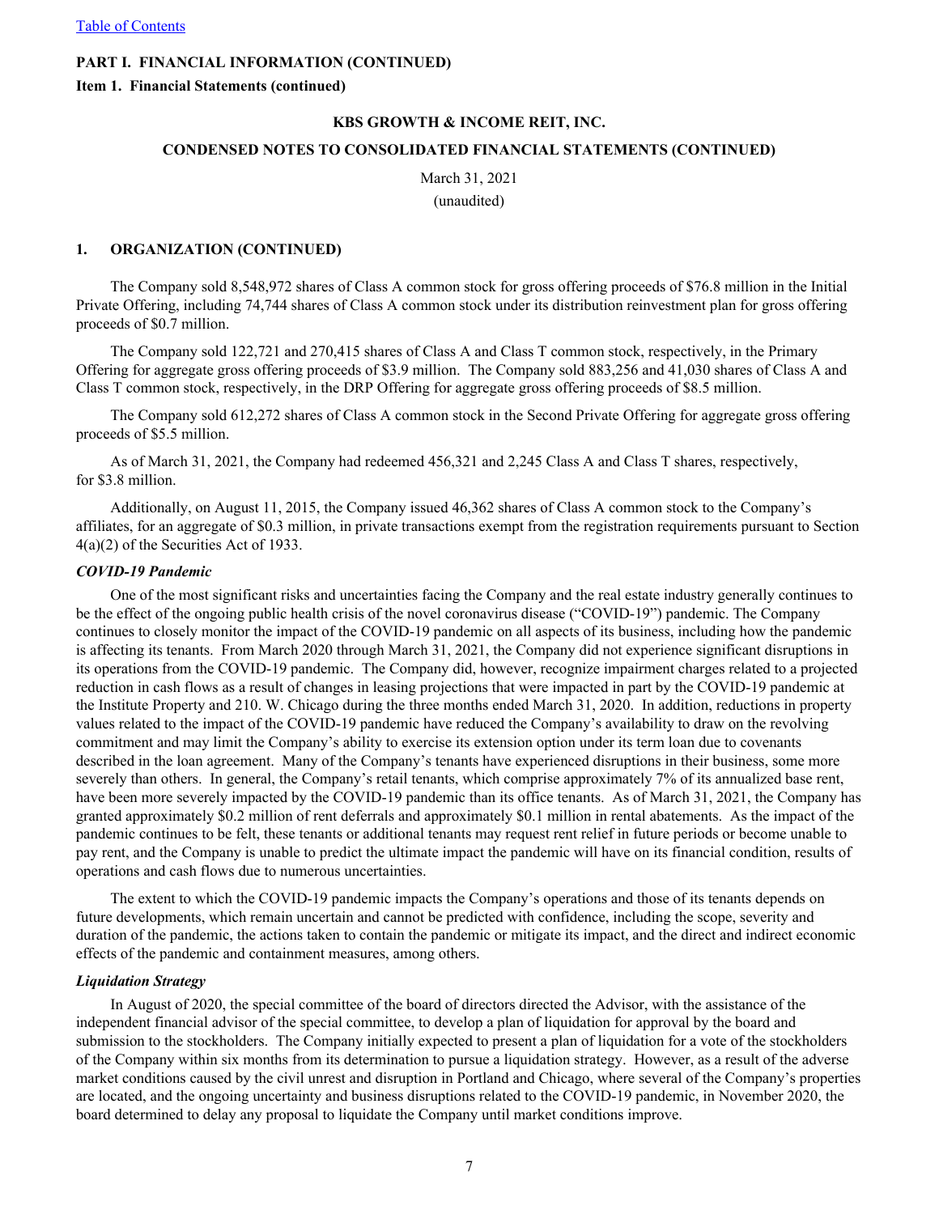PART I. FINANCIAL INFORMATION (CONTINUED)

Item 1. Financial Statements (continued)

KBS GROWTH & INCOME REIT, INC.

CONDENSED NOTES TO CONSOLIDATED FINANCIAL STATEMENTS (CONTINUED)

March 31, 2021
(unaudited)

## 1. ORGANIZATION (CONTINUED)

The Company sold 8,548,972 shares of Class A common stock for gross offering proceeds of $76.8 million in the Initial Private Offering, including 74,744 shares of Class A common stock under its distribution reinvestment plan for gross offering proceeds of $0.7 million.

The Company sold 122,721 and 270,415 shares of Class A and Class T common stock, respectively, in the Primary Offering for aggregate gross offering proceeds of $3.9 million. The Company sold 883,256 and 41,030 shares of Class A and Class T common stock, respectively, in the DRP Offering for aggregate gross offering proceeds of $8.5 million.

The Company sold 612,272 shares of Class A common stock in the Second Private Offering for aggregate gross offering proceeds of $5.5 million.

As of March 31, 2021, the Company had redeemed 456,321 and 2,245 Class A and Class T shares, respectively, for $3.8 million.

Additionally, on August 11, 2015, the Company issued 46,362 shares of Class A common stock to the Company's affiliates, for an aggregate of $0.3 million, in private transactions exempt from the registration requirements pursuant to Section 4(a)(2) of the Securities Act of 1933.

### *COVID-19 Pandemic*

One of the most significant risks and uncertainties facing the Company and the real estate industry generally continues to be the effect of the ongoing public health crisis of the novel coronavirus disease ("COVID-19") pandemic. The Company continues to closely monitor the impact of the COVID-19 pandemic on all aspects of its business, including how the pandemic is affecting its tenants. From March 2020 through March 31, 2021, the Company did not experience significant disruptions in its operations from the COVID-19 pandemic. The Company did, however, recognize impairment charges related to a projected reduction in cash flows as a result of changes in leasing projections that were impacted in part by the COVID-19 pandemic at the Institute Property and 210. W. Chicago during the three months ended March 31, 2020. In addition, reductions in property values related to the impact of the COVID-19 pandemic have reduced the Company's availability to draw on the revolving commitment and may limit the Company's ability to exercise its extension option under its term loan due to covenants described in the loan agreement. Many of the Company's tenants have experienced disruptions in their business, some more severely than others. In general, the Company's retail tenants, which comprise approximately 7% of its annualized base rent, have been more severely impacted by the COVID-19 pandemic than its office tenants. As of March 31, 2021, the Company has granted approximately $0.2 million of rent deferrals and approximately $0.1 million in rental abatements. As the impact of the pandemic continues to be felt, these tenants or additional tenants may request rent relief in future periods or become unable to pay rent, and the Company is unable to predict the ultimate impact the pandemic will have on its financial condition, results of operations and cash flows due to numerous uncertainties.

The extent to which the COVID-19 pandemic impacts the Company's operations and those of its tenants depends on future developments, which remain uncertain and cannot be predicted with confidence, including the scope, severity and duration of the pandemic, the actions taken to contain the pandemic or mitigate its impact, and the direct and indirect economic effects of the pandemic and containment measures, among others.

### *Liquidation Strategy*

In August of 2020, the special committee of the board of directors directed the Advisor, with the assistance of the independent financial advisor of the special committee, to develop a plan of liquidation for approval by the board and submission to the stockholders. The Company initially expected to present a plan of liquidation for a vote of the stockholders of the Company within six months from its determination to pursue a liquidation strategy. However, as a result of the adverse market conditions caused by the civil unrest and disruption in Portland and Chicago, where several of the Company's properties are located, and the ongoing uncertainty and business disruptions related to the COVID-19 pandemic, in November 2020, the board determined to delay any proposal to liquidate the Company until market conditions improve.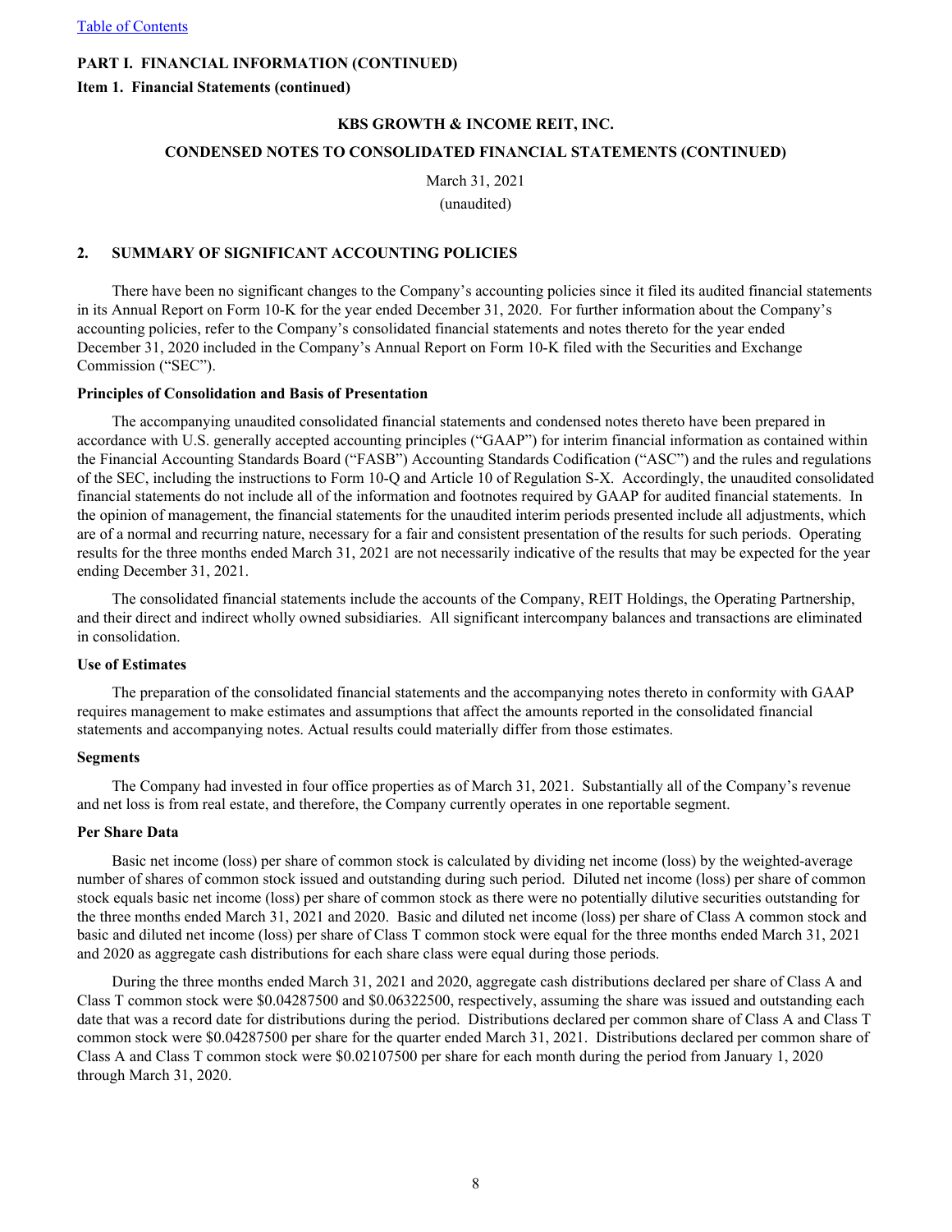PART I. FINANCIAL INFORMATION (CONTINUED)

Item 1. Financial Statements (continued)

KBS GROWTH & INCOME REIT, INC.

CONDENSED NOTES TO CONSOLIDATED FINANCIAL STATEMENTS (CONTINUED)

March 31, 2021
(unaudited)

## 2. SUMMARY OF SIGNIFICANT ACCOUNTING POLICIES

There have been no significant changes to the Company's accounting policies since it filed its audited financial statements in its Annual Report on Form 10-K for the year ended December 31, 2020. For further information about the Company's accounting policies, refer to the Company's consolidated financial statements and notes thereto for the year ended December 31, 2020 included in the Company's Annual Report on Form 10-K filed with the Securities and Exchange Commission ("SEC").

### Principles of Consolidation and Basis of Presentation

The accompanying unaudited consolidated financial statements and condensed notes thereto have been prepared in accordance with U.S. generally accepted accounting principles ("GAAP") for interim financial information as contained within the Financial Accounting Standards Board ("FASB") Accounting Standards Codification ("ASC") and the rules and regulations of the SEC, including the instructions to Form 10-Q and Article 10 of Regulation S-X. Accordingly, the unaudited consolidated financial statements do not include all of the information and footnotes required by GAAP for audited financial statements. In the opinion of management, the financial statements for the unaudited interim periods presented include all adjustments, which are of a normal and recurring nature, necessary for a fair and consistent presentation of the results for such periods. Operating results for the three months ended March 31, 2021 are not necessarily indicative of the results that may be expected for the year ending December 31, 2021.

The consolidated financial statements include the accounts of the Company, REIT Holdings, the Operating Partnership, and their direct and indirect wholly owned subsidiaries. All significant intercompany balances and transactions are eliminated in consolidation.

### Use of Estimates

The preparation of the consolidated financial statements and the accompanying notes thereto in conformity with GAAP requires management to make estimates and assumptions that affect the amounts reported in the consolidated financial statements and accompanying notes. Actual results could materially differ from those estimates.

### Segments

The Company had invested in four office properties as of March 31, 2021. Substantially all of the Company's revenue and net loss is from real estate, and therefore, the Company currently operates in one reportable segment.

### Per Share Data

Basic net income (loss) per share of common stock is calculated by dividing net income (loss) by the weighted-average number of shares of common stock issued and outstanding during such period. Diluted net income (loss) per share of common stock equals basic net income (loss) per share of common stock as there were no potentially dilutive securities outstanding for the three months ended March 31, 2021 and 2020. Basic and diluted net income (loss) per share of Class A common stock and basic and diluted net income (loss) per share of Class T common stock were equal for the three months ended March 31, 2021 and 2020 as aggregate cash distributions for each share class were equal during those periods.

During the three months ended March 31, 2021 and 2020, aggregate cash distributions declared per share of Class A and Class T common stock were $0.04287500 and $0.06322500, respectively, assuming the share was issued and outstanding each date that was a record date for distributions during the period. Distributions declared per common share of Class A and Class T common stock were $0.04287500 per share for the quarter ended March 31, 2021. Distributions declared per common share of Class A and Class T common stock were $0.02107500 per share for each month during the period from January 1, 2020 through March 31, 2020.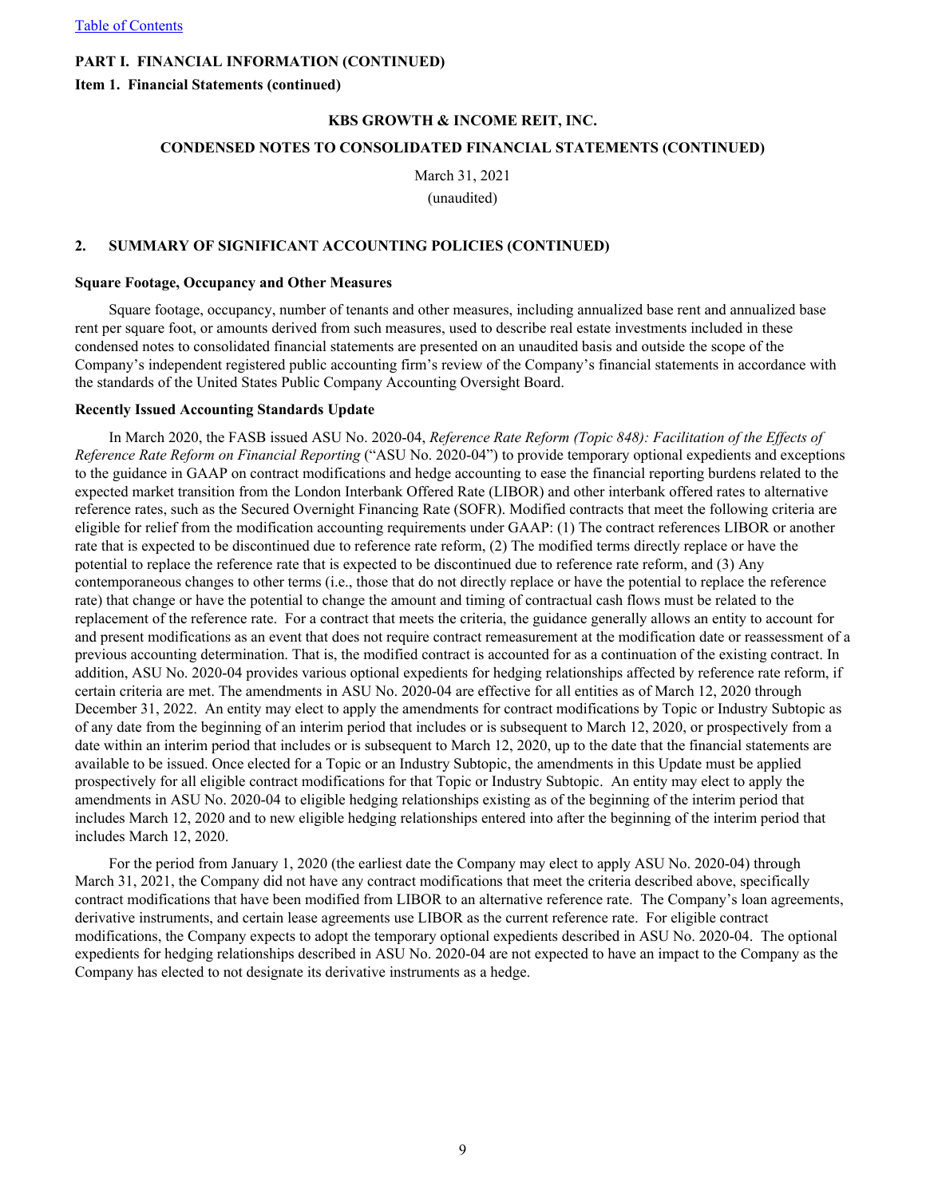**PART I. FINANCIAL INFORMATION (CONTINUED)**

**Item 1. Financial Statements (continued)**

**KBS GROWTH & INCOME REIT, INC.**

**CONDENSED NOTES TO CONSOLIDATED FINANCIAL STATEMENTS (CONTINUED)**

March 31, 2021

(unaudited)

## 2. SUMMARY OF SIGNIFICANT ACCOUNTING POLICIES (CONTINUED)

**Square Footage, Occupancy and Other Measures**

Square footage, occupancy, number of tenants and other measures, including annualized base rent and annualized base rent per square foot, or amounts derived from such measures, used to describe real estate investments included in these condensed notes to consolidated financial statements are presented on an unaudited basis and outside the scope of the Company's independent registered public accounting firm's review of the Company's financial statements in accordance with the standards of the United States Public Company Accounting Oversight Board.

**Recently Issued Accounting Standards Update**

In March 2020, the FASB issued ASU No. 2020-04, *Reference Rate Reform (Topic 848): Facilitation of the Effects of Reference Rate Reform on Financial Reporting* ("ASU No. 2020-04") to provide temporary optional expedients and exceptions to the guidance in GAAP on contract modifications and hedge accounting to ease the financial reporting burdens related to the expected market transition from the London Interbank Offered Rate (LIBOR) and other interbank offered rates to alternative reference rates, such as the Secured Overnight Financing Rate (SOFR). Modified contracts that meet the following criteria are eligible for relief from the modification accounting requirements under GAAP: (1) The contract references LIBOR or another rate that is expected to be discontinued due to reference rate reform, (2) The modified terms directly replace or have the potential to replace the reference rate that is expected to be discontinued due to reference rate reform, and (3) Any contemporaneous changes to other terms (i.e., those that do not directly replace or have the potential to replace the reference rate) that change or have the potential to change the amount and timing of contractual cash flows must be related to the replacement of the reference rate. For a contract that meets the criteria, the guidance generally allows an entity to account for and present modifications as an event that does not require contract remeasurement at the modification date or reassessment of a previous accounting determination. That is, the modified contract is accounted for as a continuation of the existing contract. In addition, ASU No. 2020-04 provides various optional expedients for hedging relationships affected by reference rate reform, if certain criteria are met. The amendments in ASU No. 2020-04 are effective for all entities as of March 12, 2020 through December 31, 2022. An entity may elect to apply the amendments for contract modifications by Topic or Industry Subtopic as of any date from the beginning of an interim period that includes or is subsequent to March 12, 2020, or prospectively from a date within an interim period that includes or is subsequent to March 12, 2020, up to the date that the financial statements are available to be issued. Once elected for a Topic or an Industry Subtopic, the amendments in this Update must be applied prospectively for all eligible contract modifications for that Topic or Industry Subtopic. An entity may elect to apply the amendments in ASU No. 2020-04 to eligible hedging relationships existing as of the beginning of the interim period that includes March 12, 2020 and to new eligible hedging relationships entered into after the beginning of the interim period that includes March 12, 2020.

For the period from January 1, 2020 (the earliest date the Company may elect to apply ASU No. 2020-04) through March 31, 2021, the Company did not have any contract modifications that meet the criteria described above, specifically contract modifications that have been modified from LIBOR to an alternative reference rate. The Company's loan agreements, derivative instruments, and certain lease agreements use LIBOR as the current reference rate. For eligible contract modifications, the Company expects to adopt the temporary optional expedients described in ASU No. 2020-04. The optional expedients for hedging relationships described in ASU No. 2020-04 are not expected to have an impact to the Company as the Company has elected to not designate its derivative instruments as a hedge.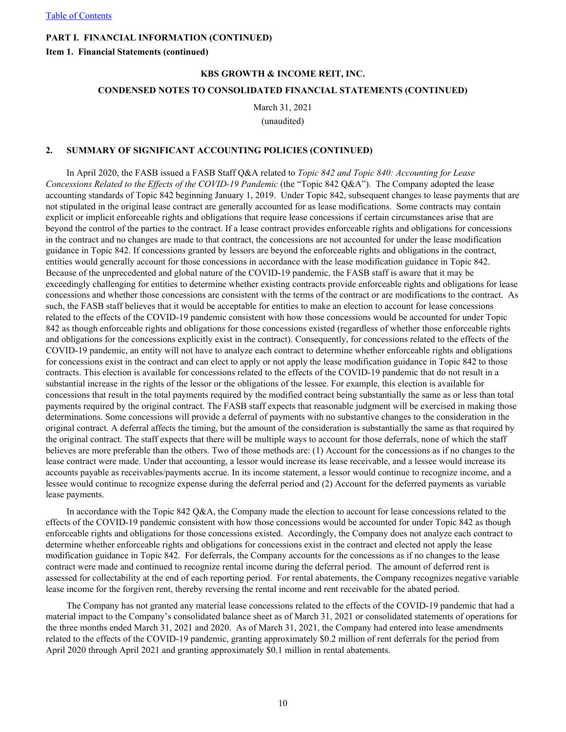**PART I. FINANCIAL INFORMATION (CONTINUED)**

**Item 1. Financial Statements (continued)**

**KBS GROWTH & INCOME REIT, INC.**

**CONDENSED NOTES TO CONSOLIDATED FINANCIAL STATEMENTS (CONTINUED)**

March 31, 2021

(unaudited)

## 2. SUMMARY OF SIGNIFICANT ACCOUNTING POLICIES (CONTINUED)

In April 2020, the FASB issued a FASB Staff Q&A related to *Topic 842 and Topic 840: Accounting for Lease Concessions Related to the Effects of the COVID-19 Pandemic* (the "Topic 842 Q&A"). The Company adopted the lease accounting standards of Topic 842 beginning January 1, 2019. Under Topic 842, subsequent changes to lease payments that are not stipulated in the original lease contract are generally accounted for as lease modifications. Some contracts may contain explicit or implicit enforceable rights and obligations that require lease concessions if certain circumstances arise that are beyond the control of the parties to the contract. If a lease contract provides enforceable rights and obligations for concessions in the contract and no changes are made to that contract, the concessions are not accounted for under the lease modification guidance in Topic 842. If concessions granted by lessors are beyond the enforceable rights and obligations in the contract, entities would generally account for those concessions in accordance with the lease modification guidance in Topic 842. Because of the unprecedented and global nature of the COVID-19 pandemic, the FASB staff is aware that it may be exceedingly challenging for entities to determine whether existing contracts provide enforceable rights and obligations for lease concessions and whether those concessions are consistent with the terms of the contract or are modifications to the contract. As such, the FASB staff believes that it would be acceptable for entities to make an election to account for lease concessions related to the effects of the COVID-19 pandemic consistent with how those concessions would be accounted for under Topic 842 as though enforceable rights and obligations for those concessions existed (regardless of whether those enforceable rights and obligations for the concessions explicitly exist in the contract). Consequently, for concessions related to the effects of the COVID-19 pandemic, an entity will not have to analyze each contract to determine whether enforceable rights and obligations for concessions exist in the contract and can elect to apply or not apply the lease modification guidance in Topic 842 to those contracts. This election is available for concessions related to the effects of the COVID-19 pandemic that do not result in a substantial increase in the rights of the lessor or the obligations of the lessee. For example, this election is available for concessions that result in the total payments required by the modified contract being substantially the same as or less than total payments required by the original contract. The FASB staff expects that reasonable judgment will be exercised in making those determinations. Some concessions will provide a deferral of payments with no substantive changes to the consideration in the original contract. A deferral affects the timing, but the amount of the consideration is substantially the same as that required by the original contract. The staff expects that there will be multiple ways to account for those deferrals, none of which the staff believes are more preferable than the others. Two of those methods are: (1) Account for the concessions as if no changes to the lease contract were made. Under that accounting, a lessor would increase its lease receivable, and a lessee would increase its accounts payable as receivables/payments accrue. In its income statement, a lessor would continue to recognize income, and a lessee would continue to recognize expense during the deferral period and (2) Account for the deferred payments as variable lease payments.

In accordance with the Topic 842 Q&A, the Company made the election to account for lease concessions related to the effects of the COVID-19 pandemic consistent with how those concessions would be accounted for under Topic 842 as though enforceable rights and obligations for those concessions existed. Accordingly, the Company does not analyze each contract to determine whether enforceable rights and obligations for concessions exist in the contract and elected not apply the lease modification guidance in Topic 842. For deferrals, the Company accounts for the concessions as if no changes to the lease contract were made and continued to recognize rental income during the deferral period. The amount of deferred rent is assessed for collectability at the end of each reporting period. For rental abatements, the Company recognizes negative variable lease income for the forgiven rent, thereby reversing the rental income and rent receivable for the abated period.

The Company has not granted any material lease concessions related to the effects of the COVID-19 pandemic that had a material impact to the Company's consolidated balance sheet as of March 31, 2021 or consolidated statements of operations for the three months ended March 31, 2021 and 2020. As of March 31, 2021, the Company had entered into lease amendments related to the effects of the COVID-19 pandemic, granting approximately $0.2 million of rent deferrals for the period from April 2020 through April 2021 and granting approximately $0.1 million in rental abatements.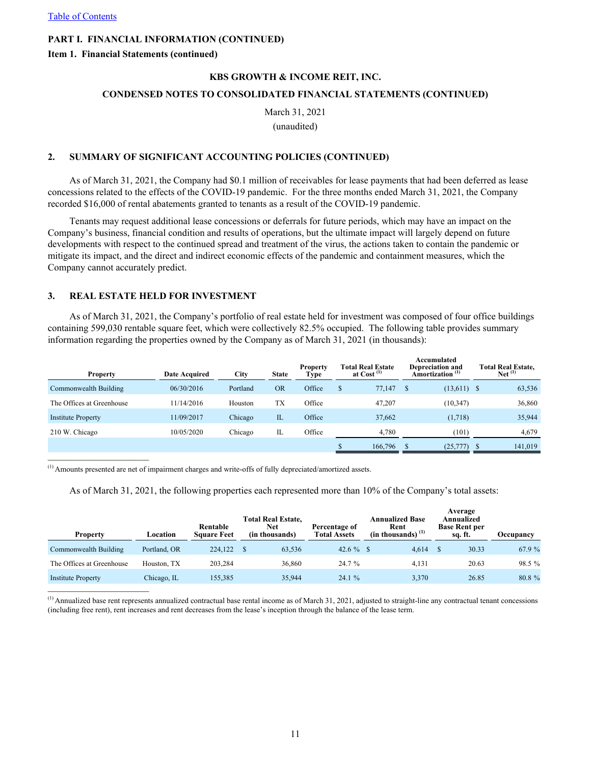PART I. FINANCIAL INFORMATION (CONTINUED)

Item 1. Financial Statements (continued)

KBS GROWTH & INCOME REIT, INC.

CONDENSED NOTES TO CONSOLIDATED FINANCIAL STATEMENTS (CONTINUED)

March 31, 2021

(unaudited)

## 2. SUMMARY OF SIGNIFICANT ACCOUNTING POLICIES (CONTINUED)

As of March 31, 2021, the Company had $0.1 million of receivables for lease payments that had been deferred as lease concessions related to the effects of the COVID-19 pandemic. For the three months ended March 31, 2021, the Company recorded $16,000 of rental abatements granted to tenants as a result of the COVID-19 pandemic.

Tenants may request additional lease concessions or deferrals for future periods, which may have an impact on the Company's business, financial condition and results of operations, but the ultimate impact will largely depend on future developments with respect to the continued spread and treatment of the virus, the actions taken to contain the pandemic or mitigate its impact, and the direct and indirect economic effects of the pandemic and containment measures, which the Company cannot accurately predict.

## 3. REAL ESTATE HELD FOR INVESTMENT

As of March 31, 2021, the Company's portfolio of real estate held for investment was composed of four office buildings containing 599,030 rentable square feet, which were collectively 82.5% occupied. The following table provides summary information regarding the properties owned by the Company as of March 31, 2021 (in thousands):

| Property | Date Acquired | City | State | Property Type | Total Real Estate at Cost [(1)] | Accumulated Depreciation and Amortization [(1)] | Total Real Estate, Net [(1)] |
|---|---|---|---|---|---|---|---|
| Commonwealth Building | 06/30/2016 | Portland | OR | Office | $ 77,147 | $ (13,611) | $ 63,536 |
| The Offices at Greenhouse | 11/14/2016 | Houston | TX | Office | 47,207 | (10,347) | 36,860 |
| Institute Property | 11/09/2017 | Chicago | IL | Office | 37,662 | (1,718) | 35,944 |
| 210 W. Chicago | 10/05/2020 | Chicago | IL | Office | 4,780 | (101) | 4,679 |
| | | | | | $ 166,796 | $ (25,777) | $ 141,019 |

(1) Amounts presented are net of impairment charges and write-offs of fully depreciated/amortized assets.

As of March 31, 2021, the following properties each represented more than 10% of the Company's total assets:

| Property | Location | Rentable Square Feet | Total Real Estate, Net (in thousands) | Percentage of Total Assets | Annualized Base Rent (in thousands) [(1)] | Average Annualized Base Rent per sq. ft. | Occupancy |
|---|---|---|---|---|---|---|---|
| Commonwealth Building | Portland, OR | 224,122 | $ 63,536 | 42.6 % | $ 4,614 | $ 30.33 | 67.9 % |
| The Offices at Greenhouse | Houston, TX | 203,284 | 36,860 | 24.7 % | 4,131 | 20.63 | 98.5 % |
| Institute Property | Chicago, IL | 155,385 | 35,944 | 24.1 % | 3,370 | 26.85 | 80.8 % |

(1) Annualized base rent represents annualized contractual base rental income as of March 31, 2021, adjusted to straight-line any contractual tenant concessions (including free rent), rent increases and rent decreases from the lease's inception through the balance of the lease term.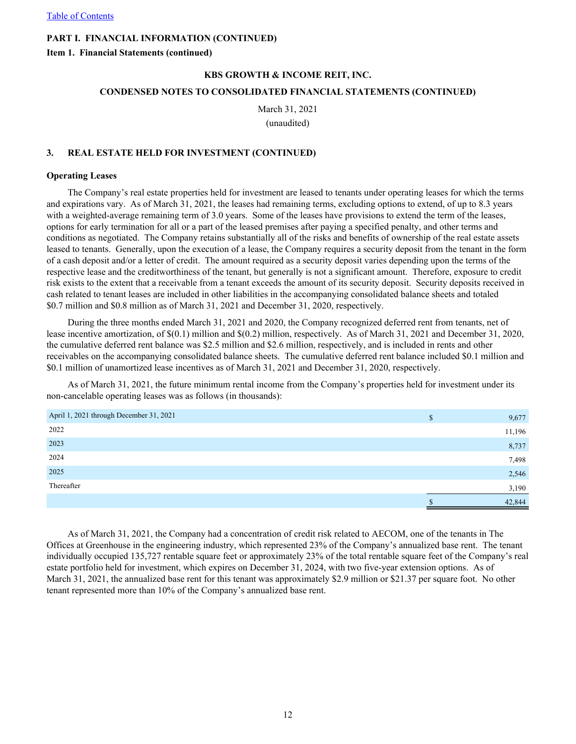Table of Contents

PART I. FINANCIAL INFORMATION (CONTINUED)

Item 1. Financial Statements (continued)

KBS GROWTH & INCOME REIT, INC.

CONDENSED NOTES TO CONSOLIDATED FINANCIAL STATEMENTS (CONTINUED)

March 31, 2021

(unaudited)

## 3. REAL ESTATE HELD FOR INVESTMENT (CONTINUED)

### Operating Leases

The Company's real estate properties held for investment are leased to tenants under operating leases for which the terms and expirations vary. As of March 31, 2021, the leases had remaining terms, excluding options to extend, of up to 8.3 years with a weighted-average remaining term of 3.0 years. Some of the leases have provisions to extend the term of the leases, options for early termination for all or a part of the leased premises after paying a specified penalty, and other terms and conditions as negotiated. The Company retains substantially all of the risks and benefits of ownership of the real estate assets leased to tenants. Generally, upon the execution of a lease, the Company requires a security deposit from the tenant in the form of a cash deposit and/or a letter of credit. The amount required as a security deposit varies depending upon the terms of the respective lease and the creditworthiness of the tenant, but generally is not a significant amount. Therefore, exposure to credit risk exists to the extent that a receivable from a tenant exceeds the amount of its security deposit. Security deposits received in cash related to tenant leases are included in other liabilities in the accompanying consolidated balance sheets and totaled $0.7 million and $0.8 million as of March 31, 2021 and December 31, 2020, respectively.

During the three months ended March 31, 2021 and 2020, the Company recognized deferred rent from tenants, net of lease incentive amortization, of $(0.1) million and $(0.2) million, respectively. As of March 31, 2021 and December 31, 2020, the cumulative deferred rent balance was $2.5 million and $2.6 million, respectively, and is included in rents and other receivables on the accompanying consolidated balance sheets. The cumulative deferred rent balance included $0.1 million and $0.1 million of unamortized lease incentives as of March 31, 2021 and December 31, 2020, respectively.

As of March 31, 2021, the future minimum rental income from the Company's properties held for investment under its non-cancelable operating leases was as follows (in thousands):

| | |
|---|---|
| April 1, 2021 through December 31, 2021 | $ 9,677 |
| 2022 | 11,196 |
| 2023 | 8,737 |
| 2024 | 7,498 |
| 2025 | 2,546 |
| Thereafter | 3,190 |
| | $ 42,844 |

As of March 31, 2021, the Company had a concentration of credit risk related to AECOM, one of the tenants in The Offices at Greenhouse in the engineering industry, which represented 23% of the Company's annualized base rent. The tenant individually occupied 135,727 rentable square feet or approximately 23% of the total rentable square feet of the Company's real estate portfolio held for investment, which expires on December 31, 2024, with two five-year extension options. As of March 31, 2021, the annualized base rent for this tenant was approximately $2.9 million or $21.37 per square foot. No other tenant represented more than 10% of the Company's annualized base rent.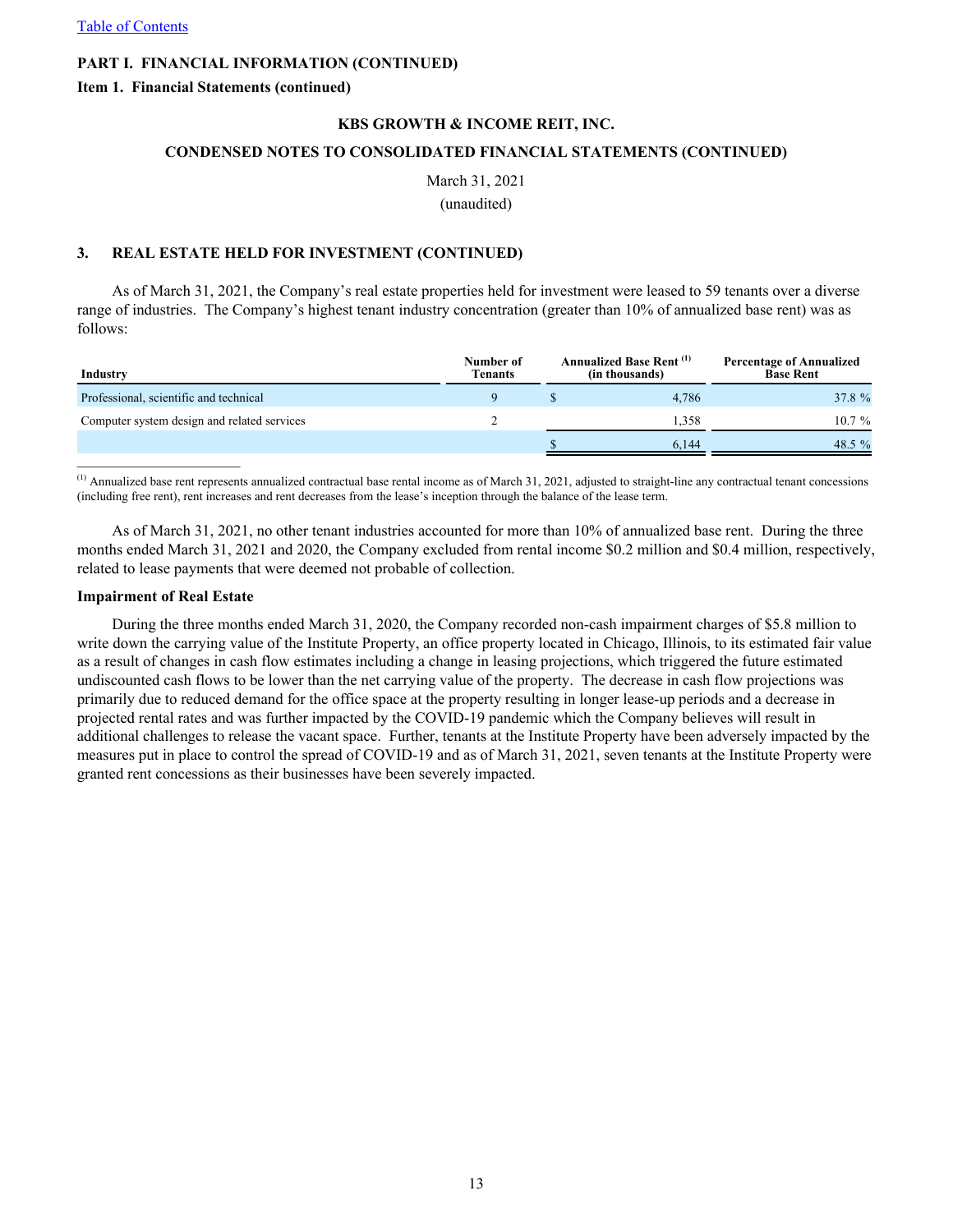[Table of Contents](#)

**PART I. FINANCIAL INFORMATION (CONTINUED)**

**Item 1. Financial Statements (continued)**

**KBS GROWTH & INCOME REIT, INC.**

**CONDENSED NOTES TO CONSOLIDATED FINANCIAL STATEMENTS (CONTINUED)**

March 31, 2021

(unaudited)

## 3. REAL ESTATE HELD FOR INVESTMENT (CONTINUED)

As of March 31, 2021, the Company's real estate properties held for investment were leased to 59 tenants over a diverse range of industries. The Company's highest tenant industry concentration (greater than 10% of annualized base rent) was as follows:

| Industry | Number of Tenants | Annualized Base Rent [(1)] (in thousands) | Percentage of Annualized Base Rent |
|---|---|---|---|
| Professional, scientific and technical | 9 | $ 4,786 | 37.8 % |
| Computer system design and related services | 2 | 1,358 | 10.7 % |
| | | $ 6,144 | 48.5 % |

[(1)] Annualized base rent represents annualized contractual base rental income as of March 31, 2021, adjusted to straight-line any contractual tenant concessions (including free rent), rent increases and rent decreases from the lease's inception through the balance of the lease term.

As of March 31, 2021, no other tenant industries accounted for more than 10% of annualized base rent. During the three months ended March 31, 2021 and 2020, the Company excluded from rental income $0.2 million and $0.4 million, respectively, related to lease payments that were deemed not probable of collection.

**Impairment of Real Estate**

During the three months ended March 31, 2020, the Company recorded non-cash impairment charges of $5.8 million to write down the carrying value of the Institute Property, an office property located in Chicago, Illinois, to its estimated fair value as a result of changes in cash flow estimates including a change in leasing projections, which triggered the future estimated undiscounted cash flows to be lower than the net carrying value of the property. The decrease in cash flow projections was primarily due to reduced demand for the office space at the property resulting in longer lease-up periods and a decrease in projected rental rates and was further impacted by the COVID-19 pandemic which the Company believes will result in additional challenges to release the vacant space. Further, tenants at the Institute Property have been adversely impacted by the measures put in place to control the spread of COVID-19 and as of March 31, 2021, seven tenants at the Institute Property were granted rent concessions as their businesses have been severely impacted.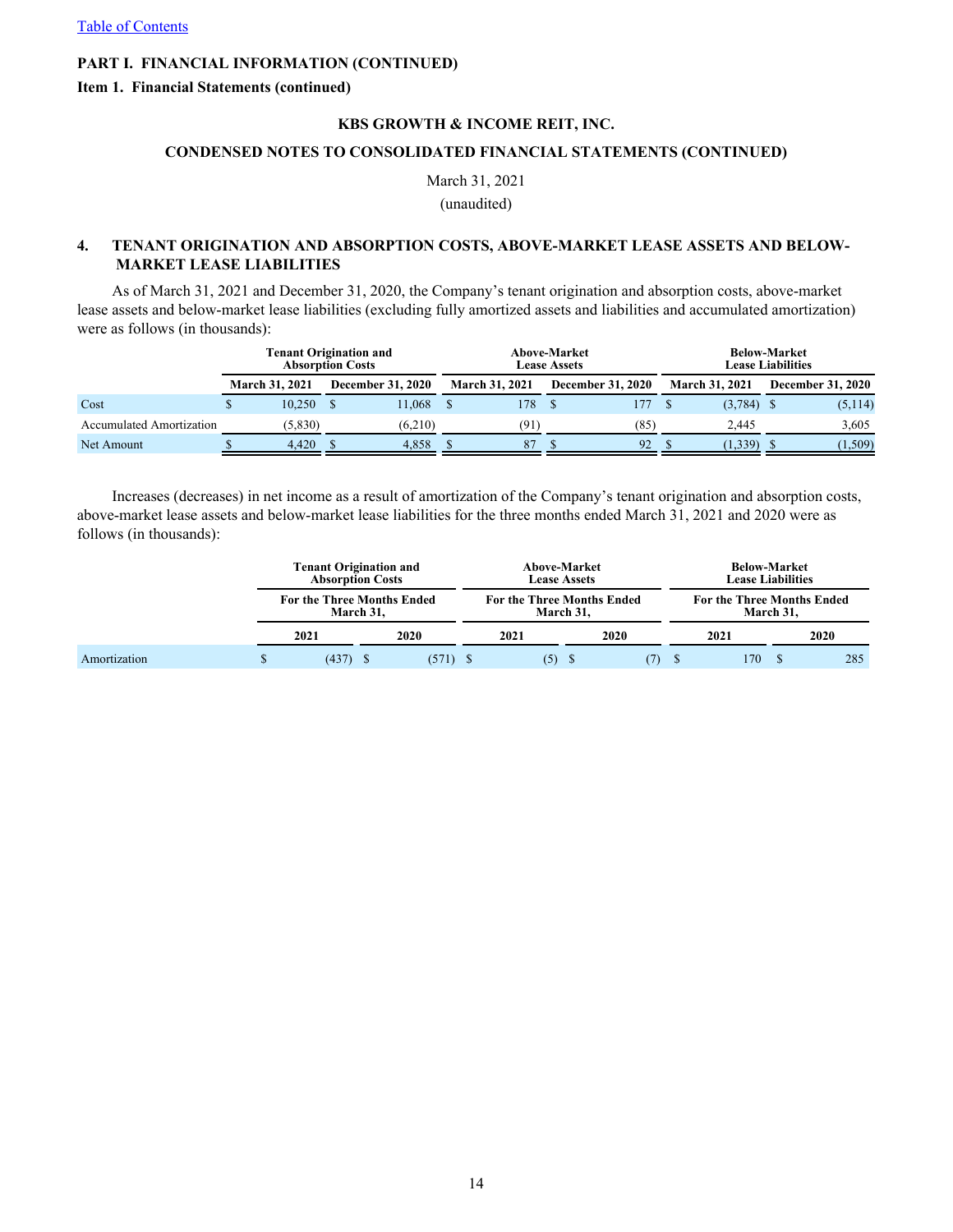[Table of Contents](#)

**PART I. FINANCIAL INFORMATION (CONTINUED)**

**Item 1. Financial Statements (continued)**

**KBS GROWTH & INCOME REIT, INC.**

**CONDENSED NOTES TO CONSOLIDATED FINANCIAL STATEMENTS (CONTINUED)**

March 31, 2021

(unaudited)

## 4. TENANT ORIGINATION AND ABSORPTION COSTS, ABOVE-MARKET LEASE ASSETS AND BELOW-MARKET LEASE LIABILITIES

As of March 31, 2021 and December 31, 2020, the Company's tenant origination and absorption costs, above-market lease assets and below-market lease liabilities (excluding fully amortized assets and liabilities and accumulated amortization) were as follows (in thousands):

| | Tenant Origination and Absorption Costs | | Above-Market Lease Assets | | Below-Market Lease Liabilities | |
|---|---|---|---|---|---|---|
| | March 31, 2021 | December 31, 2020 | March 31, 2021 | December 31, 2020 | March 31, 2021 | December 31, 2020 |
| Cost | $ 10,250 | $ 11,068 | $ 178 | $ 177 | $ (3,784) | $ (5,114) |
| Accumulated Amortization | (5,830) | (6,210) | (91) | (85) | 2,445 | 3,605 |
| Net Amount | $ 4,420 | $ 4,858 | $ 87 | $ 92 | $ (1,339) | $ (1,509) |

Increases (decreases) in net income as a result of amortization of the Company's tenant origination and absorption costs, above-market lease assets and below-market lease liabilities for the three months ended March 31, 2021 and 2020 were as follows (in thousands):

| | Tenant Origination and Absorption Costs | | Above-Market Lease Assets | | Below-Market Lease Liabilities | |
|---|---|---|---|---|---|---|
| | For the Three Months Ended March 31, | | For the Three Months Ended March 31, | | For the Three Months Ended March 31, | |
| | 2021 | 2020 | 2021 | 2020 | 2021 | 2020 |
| Amortization | $ (437) | $ (571) | $ (5) | $ (7) | $ 170 | $ 285 |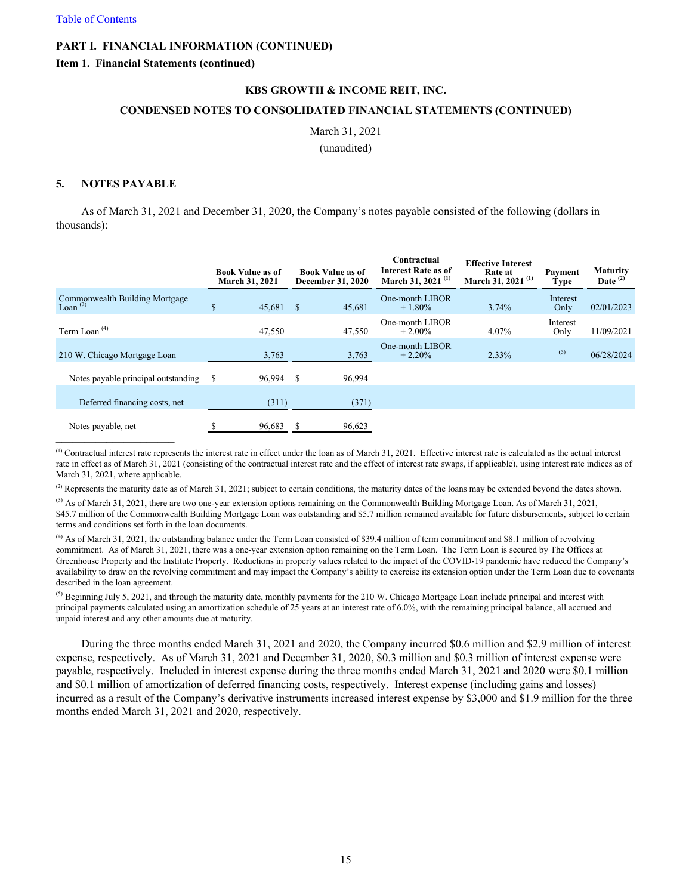PART I. FINANCIAL INFORMATION (CONTINUED)

Item 1. Financial Statements (continued)

KBS GROWTH & INCOME REIT, INC.

CONDENSED NOTES TO CONSOLIDATED FINANCIAL STATEMENTS (CONTINUED)

March 31, 2021
(unaudited)

## 5. NOTES PAYABLE

As of March 31, 2021 and December 31, 2020, the Company's notes payable consisted of the following (dollars in thousands):

| | Book Value as of March 31, 2021 | Book Value as of December 31, 2020 | Contractual Interest Rate as of March 31, 2021 [1] | Effective Interest Rate at March 31, 2021 [1] | Payment Type | Maturity Date [2] |
|---|---|---|---|---|---|---|
| Commonwealth Building Mortgage Loan [3] | $ 45,681 | $ 45,681 | One-month LIBOR + 1.80% | 3.74% | Interest Only | 02/01/2023 |
| Term Loan [4] | 47,550 | 47,550 | One-month LIBOR + 2.00% | 4.07% | Interest Only | 11/09/2021 |
| 210 W. Chicago Mortgage Loan | 3,763 | 3,763 | One-month LIBOR + 2.20% | 2.33% | [5] | 06/28/2024 |
| Notes payable principal outstanding | $ 96,994 | $ 96,994 | | | | |
| Deferred financing costs, net | (311) | (371) | | | | |
| Notes payable, net | $ 96,683 | $ 96,623 | | | | |

[1] Contractual interest rate represents the interest rate in effect under the loan as of March 31, 2021. Effective interest rate is calculated as the actual interest rate in effect as of March 31, 2021 (consisting of the contractual interest rate and the effect of interest rate swaps, if applicable), using interest rate indices as of March 31, 2021, where applicable.

[2] Represents the maturity date as of March 31, 2021; subject to certain conditions, the maturity dates of the loans may be extended beyond the dates shown.

[3] As of March 31, 2021, there are two one-year extension options remaining on the Commonwealth Building Mortgage Loan. As of March 31, 2021, $45.7 million of the Commonwealth Building Mortgage Loan was outstanding and $5.7 million remained available for future disbursements, subject to certain terms and conditions set forth in the loan documents.

[4] As of March 31, 2021, the outstanding balance under the Term Loan consisted of $39.4 million of term commitment and $8.1 million of revolving commitment. As of March 31, 2021, there was a one-year extension option remaining on the Term Loan. The Term Loan is secured by The Offices at Greenhouse Property and the Institute Property. Reductions in property values related to the impact of the COVID-19 pandemic have reduced the Company's availability to draw on the revolving commitment and may impact the Company's ability to exercise its extension option under the Term Loan due to covenants described in the loan agreement.

[5] Beginning July 5, 2021, and through the maturity date, monthly payments for the 210 W. Chicago Mortgage Loan include principal and interest with principal payments calculated using an amortization schedule of 25 years at an interest rate of 6.0%, with the remaining principal balance, all accrued and unpaid interest and any other amounts due at maturity.

During the three months ended March 31, 2021 and 2020, the Company incurred $0.6 million and $2.9 million of interest expense, respectively. As of March 31, 2021 and December 31, 2020, $0.3 million and $0.3 million of interest expense were payable, respectively. Included in interest expense during the three months ended March 31, 2021 and 2020 were $0.1 million and $0.1 million of amortization of deferred financing costs, respectively. Interest expense (including gains and losses) incurred as a result of the Company's derivative instruments increased interest expense by $3,000 and $1.9 million for the three months ended March 31, 2021 and 2020, respectively.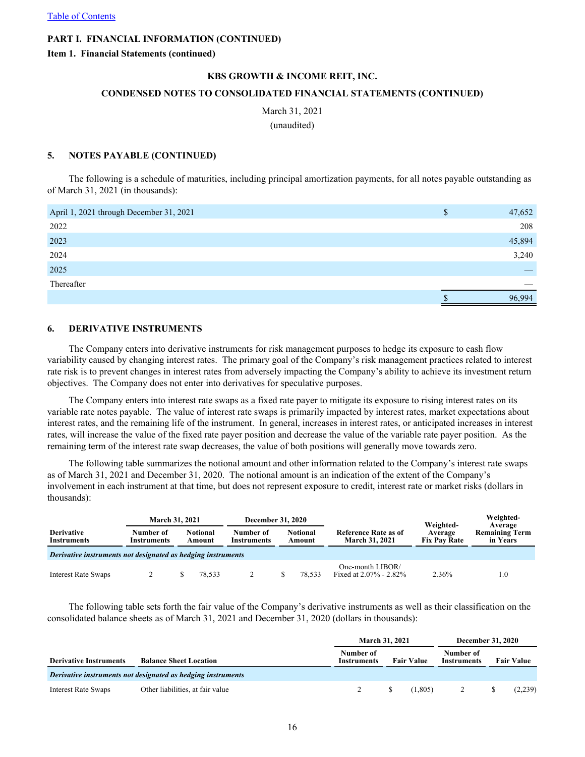PART I. FINANCIAL INFORMATION (CONTINUED)

Item 1. Financial Statements (continued)

KBS GROWTH & INCOME REIT, INC.

CONDENSED NOTES TO CONSOLIDATED FINANCIAL STATEMENTS (CONTINUED)

March 31, 2021
(unaudited)

## 5. NOTES PAYABLE (CONTINUED)

The following is a schedule of maturities, including principal amortization payments, for all notes payable outstanding as of March 31, 2021 (in thousands):

| | |
|---|---|
| April 1, 2021 through December 31, 2021 | $ 47,652 |
| 2022 | 208 |
| 2023 | 45,894 |
| 2024 | 3,240 |
| 2025 | — |
| Thereafter | — |
| | $ 96,994 |

## 6. DERIVATIVE INSTRUMENTS

The Company enters into derivative instruments for risk management purposes to hedge its exposure to cash flow variability caused by changing interest rates. The primary goal of the Company's risk management practices related to interest rate risk is to prevent changes in interest rates from adversely impacting the Company's ability to achieve its investment return objectives. The Company does not enter into derivatives for speculative purposes.

The Company enters into interest rate swaps as a fixed rate payer to mitigate its exposure to rising interest rates on its variable rate notes payable. The value of interest rate swaps is primarily impacted by interest rates, market expectations about interest rates, and the remaining life of the instrument. In general, increases in interest rates, or anticipated increases in interest rates, will increase the value of the fixed rate payer position and decrease the value of the variable rate payer position. As the remaining term of the interest rate swap decreases, the value of both positions will generally move towards zero.

The following table summarizes the notional amount and other information related to the Company's interest rate swaps as of March 31, 2021 and December 31, 2020. The notional amount is an indication of the extent of the Company's involvement in each instrument at that time, but does not represent exposure to credit, interest rate or market risks (dollars in thousands):

| | March 31, 2021 | | December 31, 2020 | | | | |
|---|---|---|---|---|---|---|---|
| Derivative Instruments | Number of Instruments | Notional Amount | Number of Instruments | Notional Amount | Reference Rate as of March 31, 2021 | Weighted-Average Fix Pay Rate | Weighted-Average Remaining Term in Years |
| *Derivative instruments not designated as hedging instruments* | | | | | | | |
| Interest Rate Swaps | 2 | $ 78,533 | 2 | $ 78,533 | One-month LIBOR/ Fixed at 2.07% - 2.82% | 2.36% | 1.0 |

The following table sets forth the fair value of the Company's derivative instruments as well as their classification on the consolidated balance sheets as of March 31, 2021 and December 31, 2020 (dollars in thousands):

| | | March 31, 2021 | | December 31, 2020 | |
|---|---|---|---|---|---|
| Derivative Instruments | Balance Sheet Location | Number of Instruments | Fair Value | Number of Instruments | Fair Value |
| *Derivative instruments not designated as hedging instruments* | | | | | |
| Interest Rate Swaps | Other liabilities, at fair value | 2 | $ (1,805) | 2 | $ (2,239) |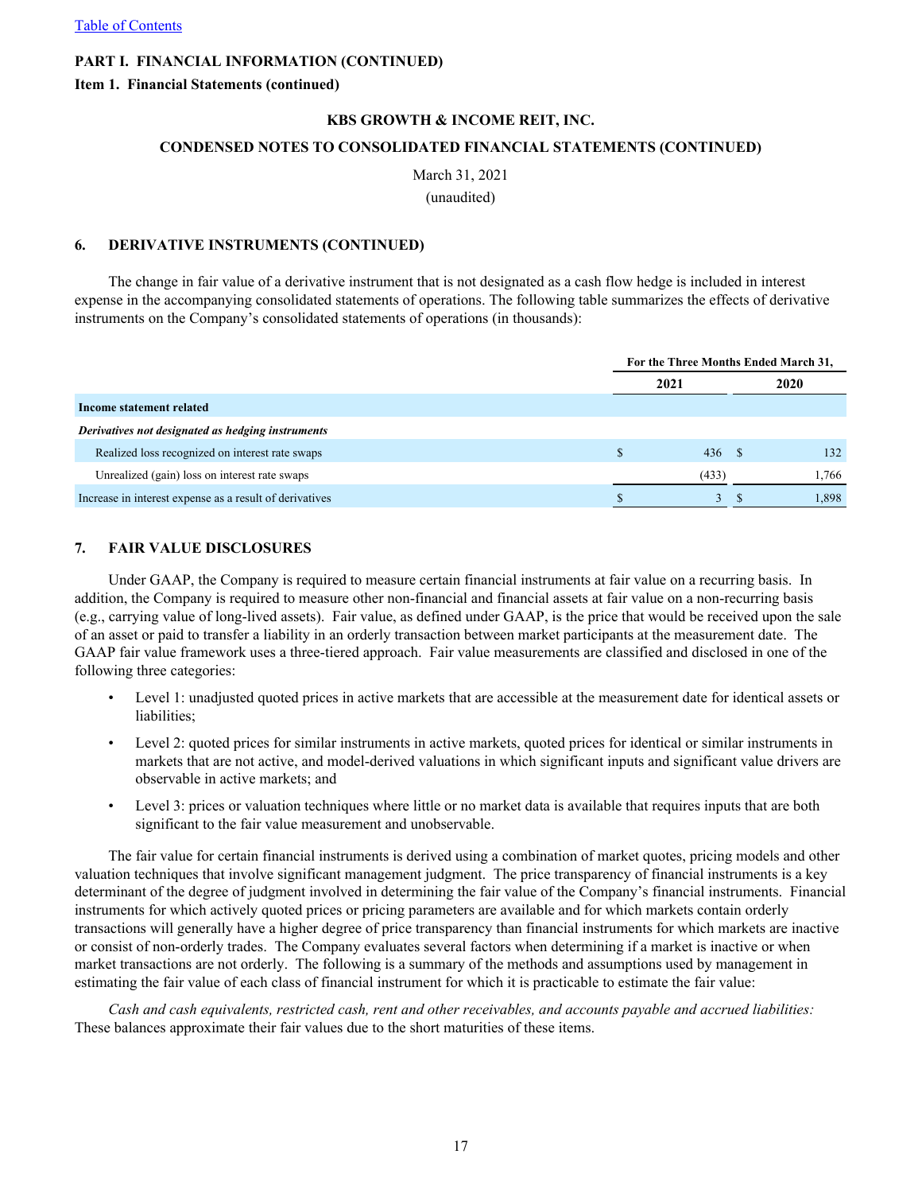**PART I. FINANCIAL INFORMATION (CONTINUED)**

**Item 1. Financial Statements (continued)**

**KBS GROWTH & INCOME REIT, INC.**

**CONDENSED NOTES TO CONSOLIDATED FINANCIAL STATEMENTS (CONTINUED)**

March 31, 2021
(unaudited)

## 6. DERIVATIVE INSTRUMENTS (CONTINUED)

The change in fair value of a derivative instrument that is not designated as a cash flow hedge is included in interest expense in the accompanying consolidated statements of operations. The following table summarizes the effects of derivative instruments on the Company's consolidated statements of operations (in thousands):

| | For the Three Months Ended March 31, | |
|---|---|---|
| | 2021 | 2020 |
| **Income statement related** | | |
| ***Derivatives not designated as hedging instruments*** | | |
| Realized loss recognized on interest rate swaps | $ 436 | $ 132 |
| Unrealized (gain) loss on interest rate swaps | (433) | 1,766 |
| Increase in interest expense as a result of derivatives | $ 3 | $ 1,898 |

## 7. FAIR VALUE DISCLOSURES

Under GAAP, the Company is required to measure certain financial instruments at fair value on a recurring basis. In addition, the Company is required to measure other non-financial and financial assets at fair value on a non-recurring basis (e.g., carrying value of long-lived assets). Fair value, as defined under GAAP, is the price that would be received upon the sale of an asset or paid to transfer a liability in an orderly transaction between market participants at the measurement date. The GAAP fair value framework uses a three-tiered approach. Fair value measurements are classified and disclosed in one of the following three categories:

- Level 1: unadjusted quoted prices in active markets that are accessible at the measurement date for identical assets or liabilities;
- Level 2: quoted prices for similar instruments in active markets, quoted prices for identical or similar instruments in markets that are not active, and model-derived valuations in which significant inputs and significant value drivers are observable in active markets; and
- Level 3: prices or valuation techniques where little or no market data is available that requires inputs that are both significant to the fair value measurement and unobservable.

The fair value for certain financial instruments is derived using a combination of market quotes, pricing models and other valuation techniques that involve significant management judgment. The price transparency of financial instruments is a key determinant of the degree of judgment involved in determining the fair value of the Company's financial instruments. Financial instruments for which actively quoted prices or pricing parameters are available and for which markets contain orderly transactions will generally have a higher degree of price transparency than financial instruments for which markets are inactive or consist of non-orderly trades. The Company evaluates several factors when determining if a market is inactive or when market transactions are not orderly. The following is a summary of the methods and assumptions used by management in estimating the fair value of each class of financial instrument for which it is practicable to estimate the fair value:

*Cash and cash equivalents, restricted cash, rent and other receivables, and accounts payable and accrued liabilities:* These balances approximate their fair values due to the short maturities of these items.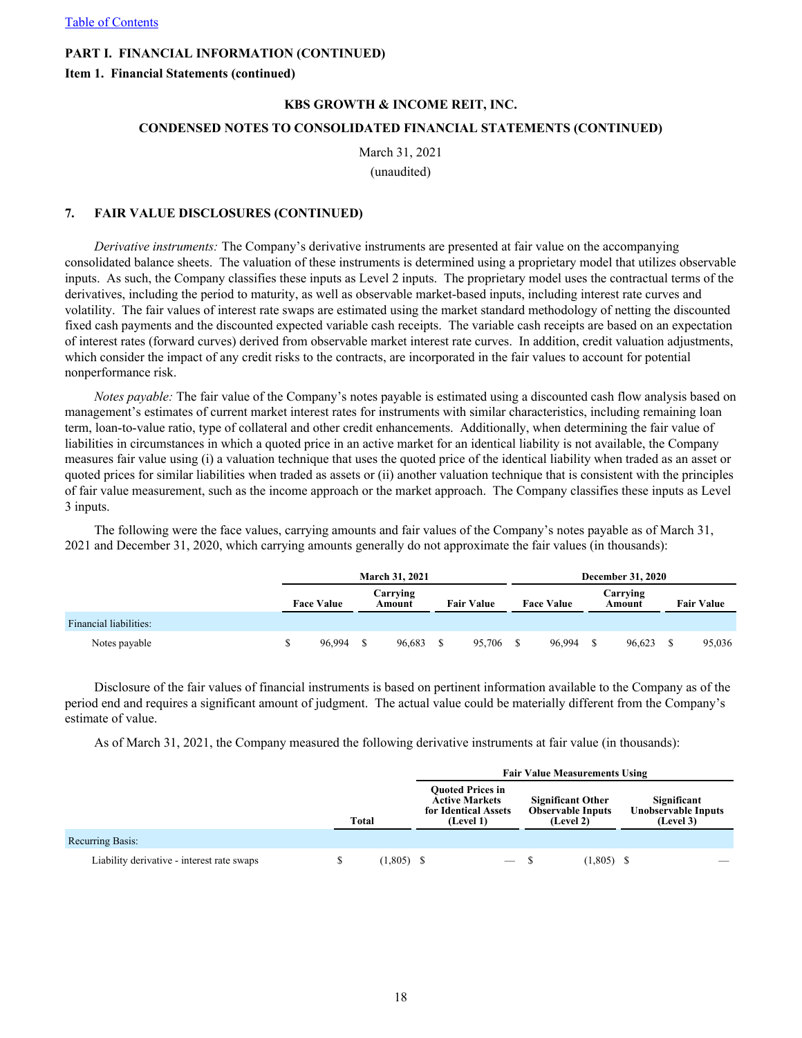PART I. FINANCIAL INFORMATION (CONTINUED)

**Item 1. Financial Statements (continued)**

**KBS GROWTH & INCOME REIT, INC.**

**CONDENSED NOTES TO CONSOLIDATED FINANCIAL STATEMENTS (CONTINUED)**

March 31, 2021

(unaudited)

## 7. FAIR VALUE DISCLOSURES (CONTINUED)

*Derivative instruments:* The Company's derivative instruments are presented at fair value on the accompanying consolidated balance sheets. The valuation of these instruments is determined using a proprietary model that utilizes observable inputs. As such, the Company classifies these inputs as Level 2 inputs. The proprietary model uses the contractual terms of the derivatives, including the period to maturity, as well as observable market-based inputs, including interest rate curves and volatility. The fair values of interest rate swaps are estimated using the market standard methodology of netting the discounted fixed cash payments and the discounted expected variable cash receipts. The variable cash receipts are based on an expectation of interest rates (forward curves) derived from observable market interest rate curves. In addition, credit valuation adjustments, which consider the impact of any credit risks to the contracts, are incorporated in the fair values to account for potential nonperformance risk.

*Notes payable:* The fair value of the Company's notes payable is estimated using a discounted cash flow analysis based on management's estimates of current market interest rates for instruments with similar characteristics, including remaining loan term, loan-to-value ratio, type of collateral and other credit enhancements. Additionally, when determining the fair value of liabilities in circumstances in which a quoted price in an active market for an identical liability is not available, the Company measures fair value using (i) a valuation technique that uses the quoted price of the identical liability when traded as an asset or quoted prices for similar liabilities when traded as assets or (ii) another valuation technique that is consistent with the principles of fair value measurement, such as the income approach or the market approach. The Company classifies these inputs as Level 3 inputs.

The following were the face values, carrying amounts and fair values of the Company's notes payable as of March 31, 2021 and December 31, 2020, which carrying amounts generally do not approximate the fair values (in thousands):

| | March 31, 2021 | | | December 31, 2020 | | |
|---|---|---|---|---|---|---|
| | Face Value | Carrying Amount | Fair Value | Face Value | Carrying Amount | Fair Value |
| Financial liabilities: | | | | | | |
| Notes payable | $ 96,994 | $ 96,683 | $ 95,706 | $ 96,994 | $ 96,623 | $ 95,036 |

Disclosure of the fair values of financial instruments is based on pertinent information available to the Company as of the period end and requires a significant amount of judgment. The actual value could be materially different from the Company's estimate of value.

As of March 31, 2021, the Company measured the following derivative instruments at fair value (in thousands):

| | | Fair Value Measurements Using | | |
|---|---|---|---|---|
| | Total | Quoted Prices in Active Markets for Identical Assets (Level 1) | Significant Other Observable Inputs (Level 2) | Significant Unobservable Inputs (Level 3) |
| Recurring Basis: | | | | |
| Liability derivative - interest rate swaps | $ (1,805) | $ — | $ (1,805) | $ — |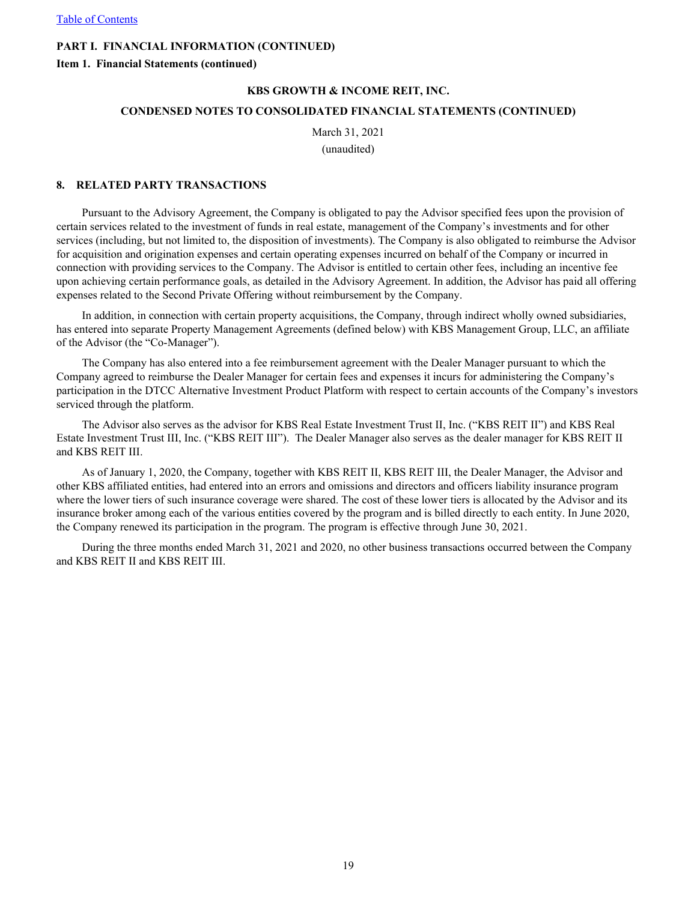**PART I. FINANCIAL INFORMATION (CONTINUED)**

**Item 1. Financial Statements (continued)**

**KBS GROWTH & INCOME REIT, INC.**

**CONDENSED NOTES TO CONSOLIDATED FINANCIAL STATEMENTS (CONTINUED)**

March 31, 2021

(unaudited)

## 8. RELATED PARTY TRANSACTIONS

Pursuant to the Advisory Agreement, the Company is obligated to pay the Advisor specified fees upon the provision of certain services related to the investment of funds in real estate, management of the Company's investments and for other services (including, but not limited to, the disposition of investments). The Company is also obligated to reimburse the Advisor for acquisition and origination expenses and certain operating expenses incurred on behalf of the Company or incurred in connection with providing services to the Company. The Advisor is entitled to certain other fees, including an incentive fee upon achieving certain performance goals, as detailed in the Advisory Agreement. In addition, the Advisor has paid all offering expenses related to the Second Private Offering without reimbursement by the Company.

In addition, in connection with certain property acquisitions, the Company, through indirect wholly owned subsidiaries, has entered into separate Property Management Agreements (defined below) with KBS Management Group, LLC, an affiliate of the Advisor (the "Co-Manager").

The Company has also entered into a fee reimbursement agreement with the Dealer Manager pursuant to which the Company agreed to reimburse the Dealer Manager for certain fees and expenses it incurs for administering the Company's participation in the DTCC Alternative Investment Product Platform with respect to certain accounts of the Company's investors serviced through the platform.

The Advisor also serves as the advisor for KBS Real Estate Investment Trust II, Inc. ("KBS REIT II") and KBS Real Estate Investment Trust III, Inc. ("KBS REIT III"). The Dealer Manager also serves as the dealer manager for KBS REIT II and KBS REIT III.

As of January 1, 2020, the Company, together with KBS REIT II, KBS REIT III, the Dealer Manager, the Advisor and other KBS affiliated entities, had entered into an errors and omissions and directors and officers liability insurance program where the lower tiers of such insurance coverage were shared. The cost of these lower tiers is allocated by the Advisor and its insurance broker among each of the various entities covered by the program and is billed directly to each entity. In June 2020, the Company renewed its participation in the program. The program is effective through June 30, 2021.

During the three months ended March 31, 2021 and 2020, no other business transactions occurred between the Company and KBS REIT II and KBS REIT III.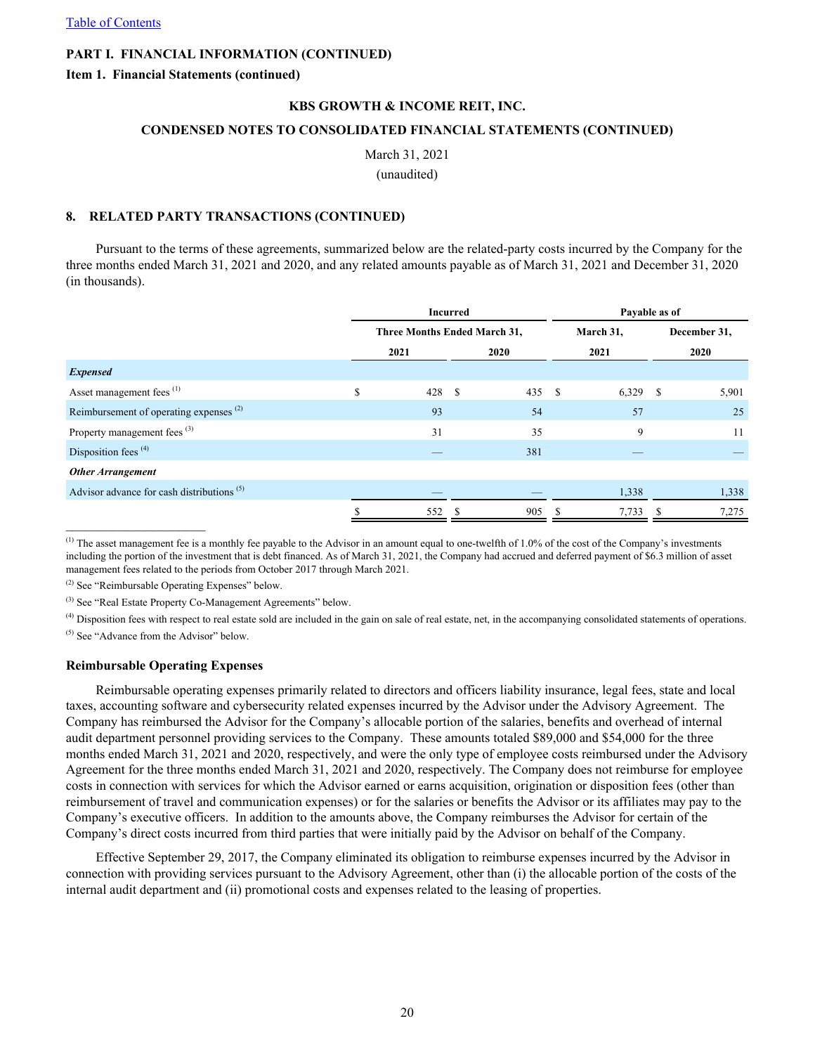PART I. FINANCIAL INFORMATION (CONTINUED)

Item 1. Financial Statements (continued)

KBS GROWTH & INCOME REIT, INC.

CONDENSED NOTES TO CONSOLIDATED FINANCIAL STATEMENTS (CONTINUED)

March 31, 2021

(unaudited)

## 8. RELATED PARTY TRANSACTIONS (CONTINUED)

Pursuant to the terms of these agreements, summarized below are the related-party costs incurred by the Company for the three months ended March 31, 2021 and 2020, and any related amounts payable as of March 31, 2021 and December 31, 2020 (in thousands).

| | Incurred | | Payable as of | |
|---|---|---|---|---|
| | Three Months Ended March 31, | | March 31, | December 31, |
| | 2021 | 2020 | 2021 | 2020 |
| ***Expensed*** | | | | |
| Asset management fees [(1)] | $ 428 | $ 435 | $ 6,329 | $ 5,901 |
| Reimbursement of operating expenses [(2)] | 93 | 54 | 57 | 25 |
| Property management fees [(3)] | 31 | 35 | 9 | 11 |
| Disposition fees [(4)] | — | 381 | — | — |
| ***Other Arrangement*** | | | | |
| Advisor advance for cash distributions [(5)] | — | — | 1,338 | 1,338 |
| | $ 552 | $ 905 | $ 7,733 | $ 7,275 |

[(1)] The asset management fee is a monthly fee payable to the Advisor in an amount equal to one-twelfth of 1.0% of the cost of the Company's investments including the portion of the investment that is debt financed. As of March 31, 2021, the Company had accrued and deferred payment of $6.3 million of asset management fees related to the periods from October 2017 through March 2021.

[(2)] See "Reimbursable Operating Expenses" below.

[(3)] See "Real Estate Property Co-Management Agreements" below.

[(4)] Disposition fees with respect to real estate sold are included in the gain on sale of real estate, net, in the accompanying consolidated statements of operations.

[(5)] See "Advance from the Advisor" below.

### Reimbursable Operating Expenses

Reimbursable operating expenses primarily related to directors and officers liability insurance, legal fees, state and local taxes, accounting software and cybersecurity related expenses incurred by the Advisor under the Advisory Agreement. The Company has reimbursed the Advisor for the Company's allocable portion of the salaries, benefits and overhead of internal audit department personnel providing services to the Company. These amounts totaled $89,000 and $54,000 for the three months ended March 31, 2021 and 2020, respectively, and were the only type of employee costs reimbursed under the Advisory Agreement for the three months ended March 31, 2021 and 2020, respectively. The Company does not reimburse for employee costs in connection with services for which the Advisor earned or earns acquisition, origination or disposition fees (other than reimbursement of travel and communication expenses) or for the salaries or benefits the Advisor or its affiliates may pay to the Company's executive officers. In addition to the amounts above, the Company reimburses the Advisor for certain of the Company's direct costs incurred from third parties that were initially paid by the Advisor on behalf of the Company.

Effective September 29, 2017, the Company eliminated its obligation to reimburse expenses incurred by the Advisor in connection with providing services pursuant to the Advisory Agreement, other than (i) the allocable portion of the costs of the internal audit department and (ii) promotional costs and expenses related to the leasing of properties.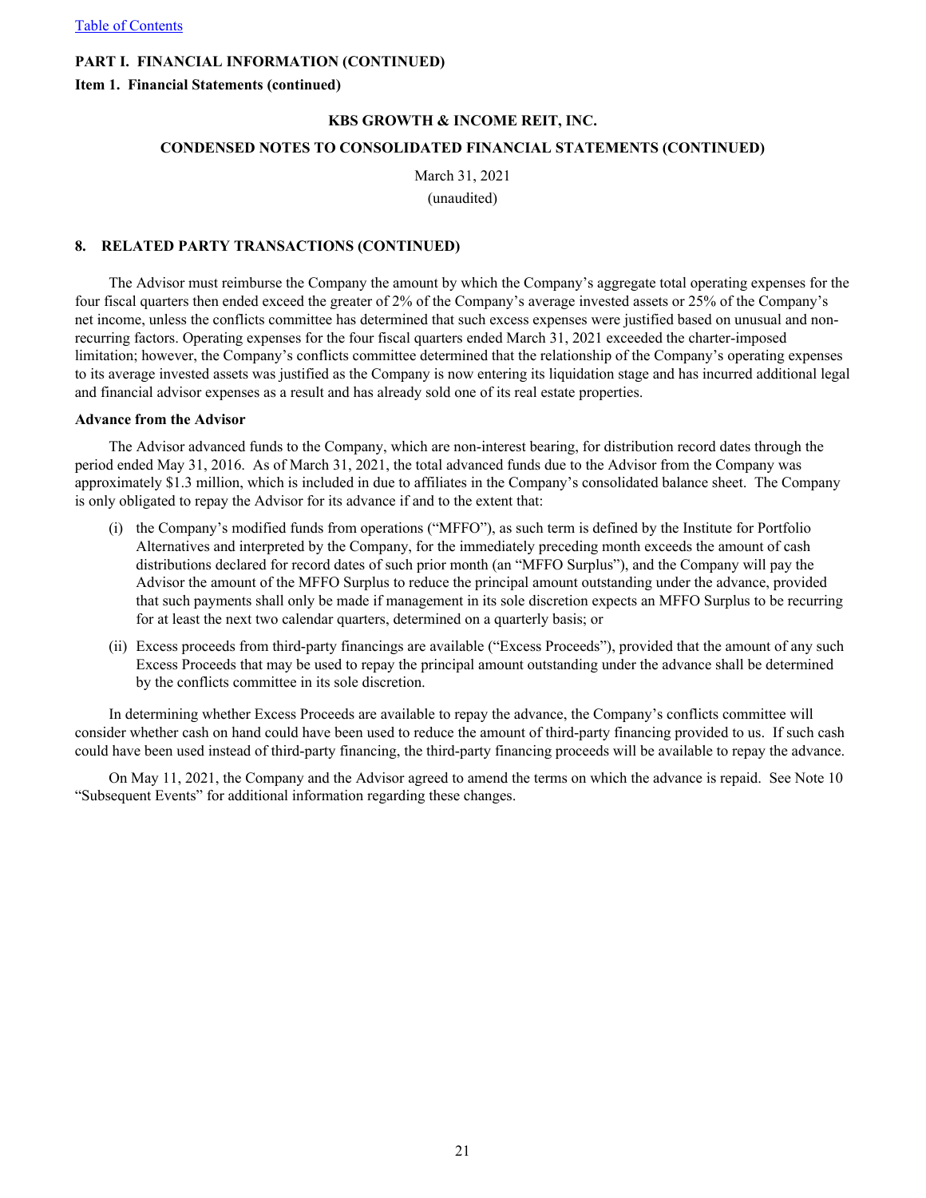PART I. FINANCIAL INFORMATION (CONTINUED)

Item 1. Financial Statements (continued)

KBS GROWTH & INCOME REIT, INC.

CONDENSED NOTES TO CONSOLIDATED FINANCIAL STATEMENTS (CONTINUED)

March 31, 2021
(unaudited)

## 8. RELATED PARTY TRANSACTIONS (CONTINUED)

The Advisor must reimburse the Company the amount by which the Company's aggregate total operating expenses for the four fiscal quarters then ended exceed the greater of 2% of the Company's average invested assets or 25% of the Company's net income, unless the conflicts committee has determined that such excess expenses were justified based on unusual and non-recurring factors. Operating expenses for the four fiscal quarters ended March 31, 2021 exceeded the charter-imposed limitation; however, the Company's conflicts committee determined that the relationship of the Company's operating expenses to its average invested assets was justified as the Company is now entering its liquidation stage and has incurred additional legal and financial advisor expenses as a result and has already sold one of its real estate properties.

**Advance from the Advisor**

The Advisor advanced funds to the Company, which are non-interest bearing, for distribution record dates through the period ended May 31, 2016. As of March 31, 2021, the total advanced funds due to the Advisor from the Company was approximately $1.3 million, which is included in due to affiliates in the Company's consolidated balance sheet. The Company is only obligated to repay the Advisor for its advance if and to the extent that:

(i) the Company's modified funds from operations ("MFFO"), as such term is defined by the Institute for Portfolio Alternatives and interpreted by the Company, for the immediately preceding month exceeds the amount of cash distributions declared for record dates of such prior month (an "MFFO Surplus"), and the Company will pay the Advisor the amount of the MFFO Surplus to reduce the principal amount outstanding under the advance, provided that such payments shall only be made if management in its sole discretion expects an MFFO Surplus to be recurring for at least the next two calendar quarters, determined on a quarterly basis; or

(ii) Excess proceeds from third-party financings are available ("Excess Proceeds"), provided that the amount of any such Excess Proceeds that may be used to repay the principal amount outstanding under the advance shall be determined by the conflicts committee in its sole discretion.

In determining whether Excess Proceeds are available to repay the advance, the Company's conflicts committee will consider whether cash on hand could have been used to reduce the amount of third-party financing provided to us. If such cash could have been used instead of third-party financing, the third-party financing proceeds will be available to repay the advance.

On May 11, 2021, the Company and the Advisor agreed to amend the terms on which the advance is repaid. See Note 10 "Subsequent Events" for additional information regarding these changes.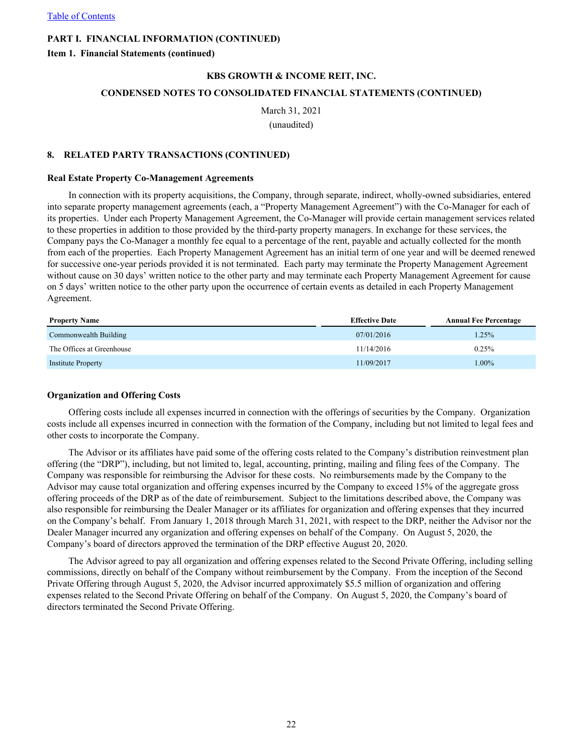PART I. FINANCIAL INFORMATION (CONTINUED)

Item 1. Financial Statements (continued)

KBS GROWTH & INCOME REIT, INC.

CONDENSED NOTES TO CONSOLIDATED FINANCIAL STATEMENTS (CONTINUED)

March 31, 2021

(unaudited)

## 8. RELATED PARTY TRANSACTIONS (CONTINUED)

### Real Estate Property Co-Management Agreements

In connection with its property acquisitions, the Company, through separate, indirect, wholly-owned subsidiaries, entered into separate property management agreements (each, a "Property Management Agreement") with the Co-Manager for each of its properties. Under each Property Management Agreement, the Co-Manager will provide certain management services related to these properties in addition to those provided by the third-party property managers. In exchange for these services, the Company pays the Co-Manager a monthly fee equal to a percentage of the rent, payable and actually collected for the month from each of the properties. Each Property Management Agreement has an initial term of one year and will be deemed renewed for successive one-year periods provided it is not terminated. Each party may terminate the Property Management Agreement without cause on 30 days' written notice to the other party and may terminate each Property Management Agreement for cause on 5 days' written notice to the other party upon the occurrence of certain events as detailed in each Property Management Agreement.

| Property Name | Effective Date | Annual Fee Percentage |
|---|---|---|
| Commonwealth Building | 07/01/2016 | 1.25% |
| The Offices at Greenhouse | 11/14/2016 | 0.25% |
| Institute Property | 11/09/2017 | 1.00% |

### Organization and Offering Costs

Offering costs include all expenses incurred in connection with the offerings of securities by the Company. Organization costs include all expenses incurred in connection with the formation of the Company, including but not limited to legal fees and other costs to incorporate the Company.

The Advisor or its affiliates have paid some of the offering costs related to the Company's distribution reinvestment plan offering (the "DRP"), including, but not limited to, legal, accounting, printing, mailing and filing fees of the Company. The Company was responsible for reimbursing the Advisor for these costs. No reimbursements made by the Company to the Advisor may cause total organization and offering expenses incurred by the Company to exceed 15% of the aggregate gross offering proceeds of the DRP as of the date of reimbursement. Subject to the limitations described above, the Company was also responsible for reimbursing the Dealer Manager or its affiliates for organization and offering expenses that they incurred on the Company's behalf. From January 1, 2018 through March 31, 2021, with respect to the DRP, neither the Advisor nor the Dealer Manager incurred any organization and offering expenses on behalf of the Company. On August 5, 2020, the Company's board of directors approved the termination of the DRP effective August 20, 2020.

The Advisor agreed to pay all organization and offering expenses related to the Second Private Offering, including selling commissions, directly on behalf of the Company without reimbursement by the Company. From the inception of the Second Private Offering through August 5, 2020, the Advisor incurred approximately $5.5 million of organization and offering expenses related to the Second Private Offering on behalf of the Company. On August 5, 2020, the Company's board of directors terminated the Second Private Offering.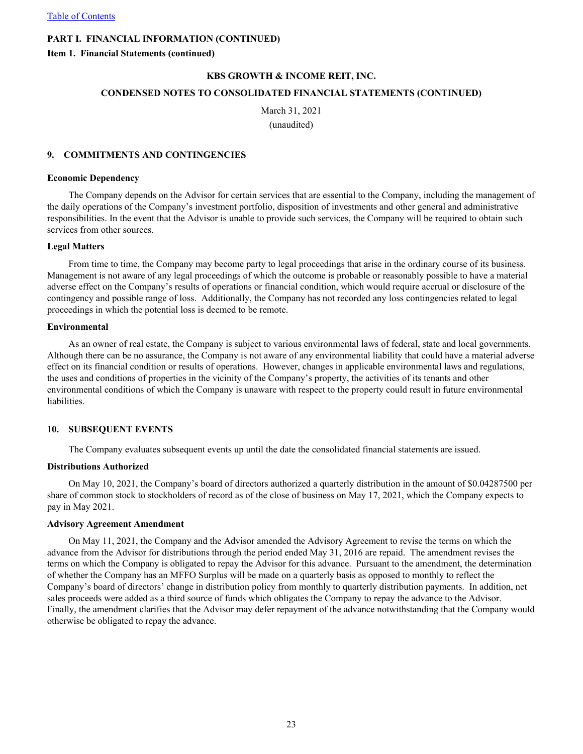**PART I. FINANCIAL INFORMATION (CONTINUED)**

**Item 1. Financial Statements (continued)**

**KBS GROWTH & INCOME REIT, INC.**

**CONDENSED NOTES TO CONSOLIDATED FINANCIAL STATEMENTS (CONTINUED)**

March 31, 2021

(unaudited)

## 9. COMMITMENTS AND CONTINGENCIES

### Economic Dependency

The Company depends on the Advisor for certain services that are essential to the Company, including the management of the daily operations of the Company's investment portfolio, disposition of investments and other general and administrative responsibilities. In the event that the Advisor is unable to provide such services, the Company will be required to obtain such services from other sources.

### Legal Matters

From time to time, the Company may become party to legal proceedings that arise in the ordinary course of its business. Management is not aware of any legal proceedings of which the outcome is probable or reasonably possible to have a material adverse effect on the Company's results of operations or financial condition, which would require accrual or disclosure of the contingency and possible range of loss. Additionally, the Company has not recorded any loss contingencies related to legal proceedings in which the potential loss is deemed to be remote.

### Environmental

As an owner of real estate, the Company is subject to various environmental laws of federal, state and local governments. Although there can be no assurance, the Company is not aware of any environmental liability that could have a material adverse effect on its financial condition or results of operations. However, changes in applicable environmental laws and regulations, the uses and conditions of properties in the vicinity of the Company's property, the activities of its tenants and other environmental conditions of which the Company is unaware with respect to the property could result in future environmental liabilities.

## 10. SUBSEQUENT EVENTS

The Company evaluates subsequent events up until the date the consolidated financial statements are issued.

### Distributions Authorized

On May 10, 2021, the Company's board of directors authorized a quarterly distribution in the amount of $0.04287500 per share of common stock to stockholders of record as of the close of business on May 17, 2021, which the Company expects to pay in May 2021.

### Advisory Agreement Amendment

On May 11, 2021, the Company and the Advisor amended the Advisory Agreement to revise the terms on which the advance from the Advisor for distributions through the period ended May 31, 2016 are repaid. The amendment revises the terms on which the Company is obligated to repay the Advisor for this advance. Pursuant to the amendment, the determination of whether the Company has an MFFO Surplus will be made on a quarterly basis as opposed to monthly to reflect the Company's board of directors' change in distribution policy from monthly to quarterly distribution payments. In addition, net sales proceeds were added as a third source of funds which obligates the Company to repay the advance to the Advisor. Finally, the amendment clarifies that the Advisor may defer repayment of the advance notwithstanding that the Company would otherwise be obligated to repay the advance.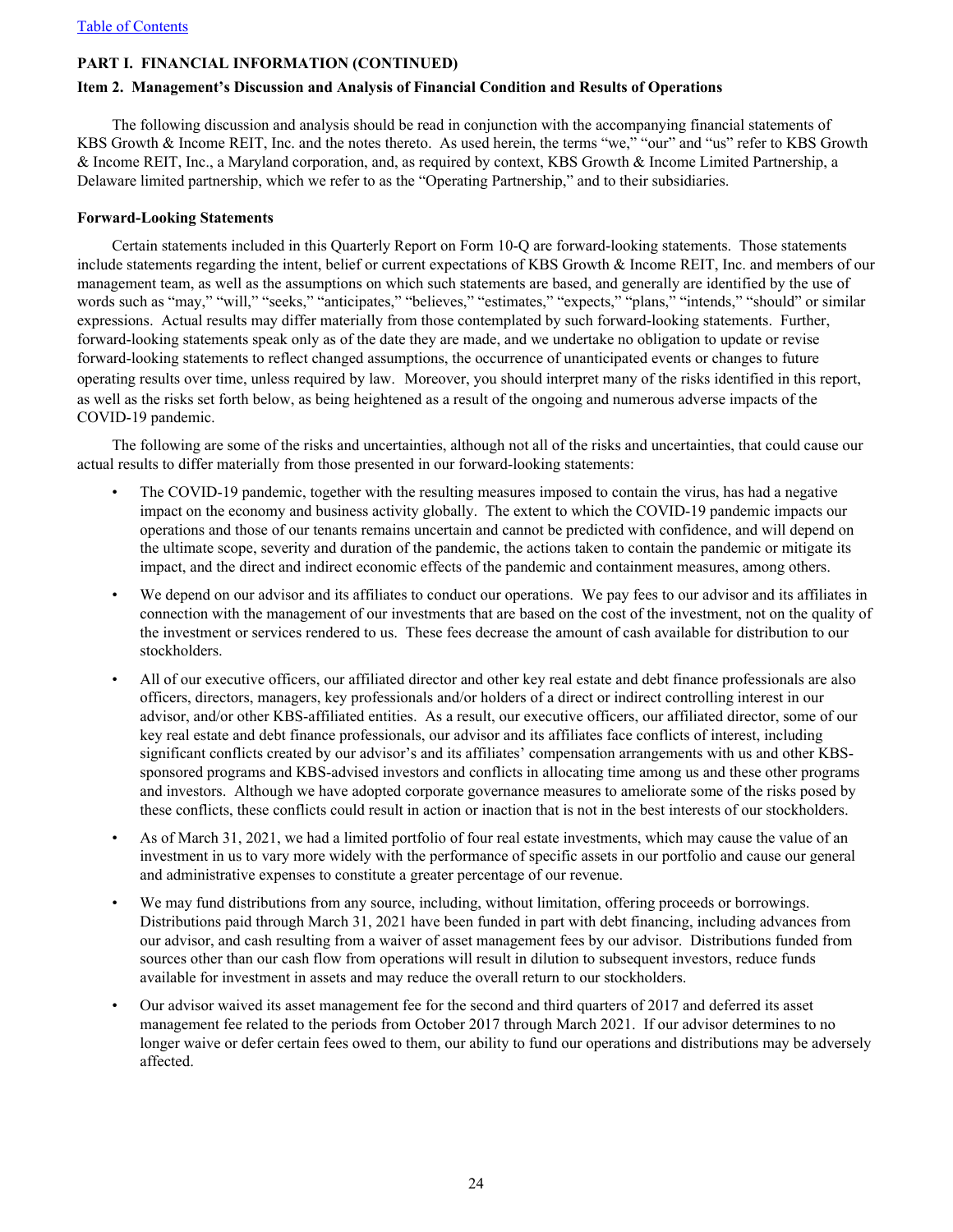## PART I. FINANCIAL INFORMATION (CONTINUED)

### Item 2. Management's Discussion and Analysis of Financial Condition and Results of Operations

The following discussion and analysis should be read in conjunction with the accompanying financial statements of KBS Growth & Income REIT, Inc. and the notes thereto. As used herein, the terms "we," "our" and "us" refer to KBS Growth & Income REIT, Inc., a Maryland corporation, and, as required by context, KBS Growth & Income Limited Partnership, a Delaware limited partnership, which we refer to as the "Operating Partnership," and to their subsidiaries.

**Forward-Looking Statements**

Certain statements included in this Quarterly Report on Form 10-Q are forward-looking statements. Those statements include statements regarding the intent, belief or current expectations of KBS Growth & Income REIT, Inc. and members of our management team, as well as the assumptions on which such statements are based, and generally are identified by the use of words such as "may," "will," "seeks," "anticipates," "believes," "estimates," "expects," "plans," "intends," "should" or similar expressions. Actual results may differ materially from those contemplated by such forward-looking statements. Further, forward-looking statements speak only as of the date they are made, and we undertake no obligation to update or revise forward-looking statements to reflect changed assumptions, the occurrence of unanticipated events or changes to future operating results over time, unless required by law. Moreover, you should interpret many of the risks identified in this report, as well as the risks set forth below, as being heightened as a result of the ongoing and numerous adverse impacts of the COVID-19 pandemic.

The following are some of the risks and uncertainties, although not all of the risks and uncertainties, that could cause our actual results to differ materially from those presented in our forward-looking statements:

- The COVID-19 pandemic, together with the resulting measures imposed to contain the virus, has had a negative impact on the economy and business activity globally. The extent to which the COVID-19 pandemic impacts our operations and those of our tenants remains uncertain and cannot be predicted with confidence, and will depend on the ultimate scope, severity and duration of the pandemic, the actions taken to contain the pandemic or mitigate its impact, and the direct and indirect economic effects of the pandemic and containment measures, among others.
- We depend on our advisor and its affiliates to conduct our operations. We pay fees to our advisor and its affiliates in connection with the management of our investments that are based on the cost of the investment, not on the quality of the investment or services rendered to us. These fees decrease the amount of cash available for distribution to our stockholders.
- All of our executive officers, our affiliated director and other key real estate and debt finance professionals are also officers, directors, managers, key professionals and/or holders of a direct or indirect controlling interest in our advisor, and/or other KBS-affiliated entities. As a result, our executive officers, our affiliated director, some of our key real estate and debt finance professionals, our advisor and its affiliates face conflicts of interest, including significant conflicts created by our advisor's and its affiliates' compensation arrangements with us and other KBS-sponsored programs and KBS-advised investors and conflicts in allocating time among us and these other programs and investors. Although we have adopted corporate governance measures to ameliorate some of the risks posed by these conflicts, these conflicts could result in action or inaction that is not in the best interests of our stockholders.
- As of March 31, 2021, we had a limited portfolio of four real estate investments, which may cause the value of an investment in us to vary more widely with the performance of specific assets in our portfolio and cause our general and administrative expenses to constitute a greater percentage of our revenue.
- We may fund distributions from any source, including, without limitation, offering proceeds or borrowings. Distributions paid through March 31, 2021 have been funded in part with debt financing, including advances from our advisor, and cash resulting from a waiver of asset management fees by our advisor. Distributions funded from sources other than our cash flow from operations will result in dilution to subsequent investors, reduce funds available for investment in assets and may reduce the overall return to our stockholders.
- Our advisor waived its asset management fee for the second and third quarters of 2017 and deferred its asset management fee related to the periods from October 2017 through March 2021. If our advisor determines to no longer waive or defer certain fees owed to them, our ability to fund our operations and distributions may be adversely affected.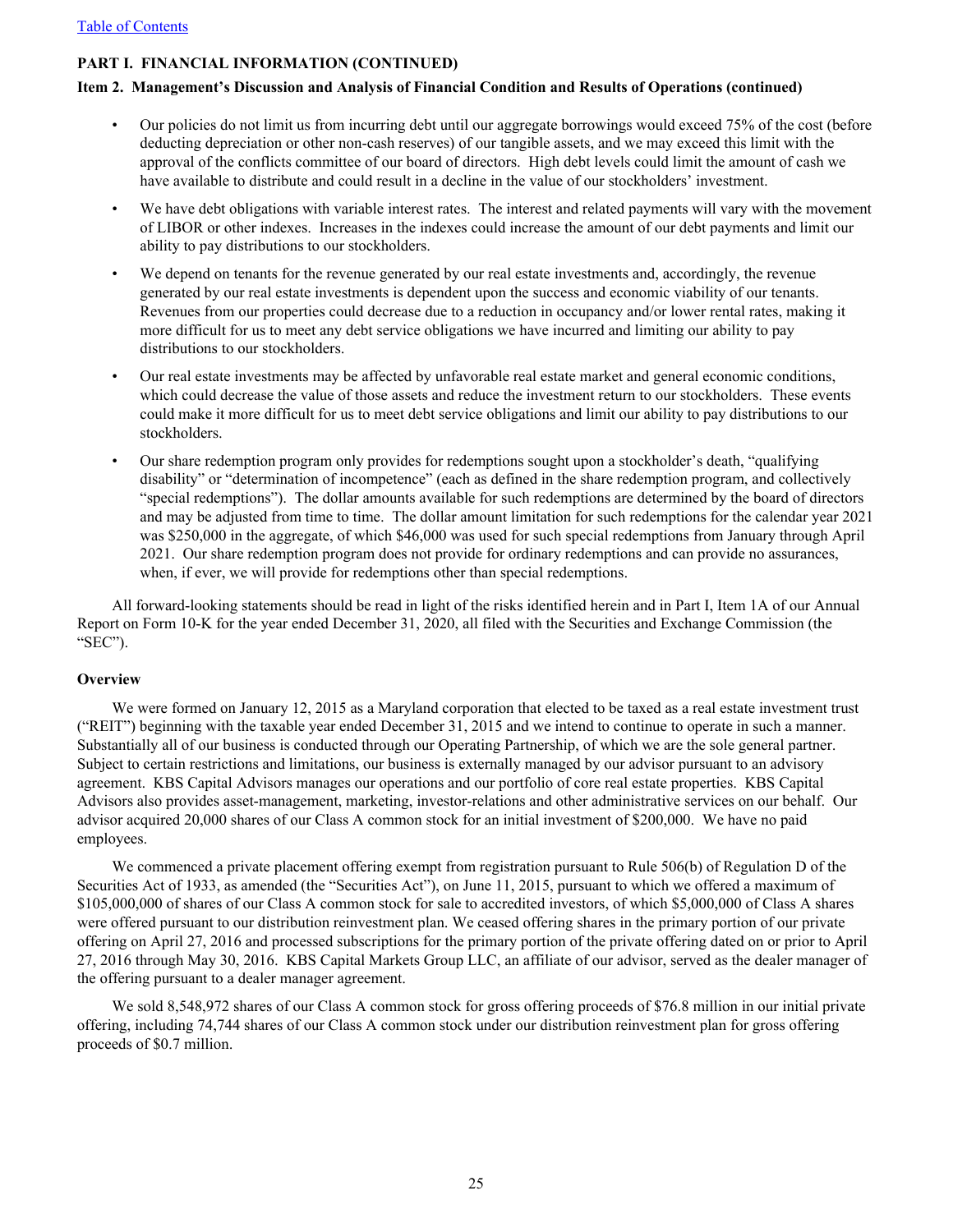**PART I. FINANCIAL INFORMATION (CONTINUED)**

**Item 2. Management's Discussion and Analysis of Financial Condition and Results of Operations (continued)**

- Our policies do not limit us from incurring debt until our aggregate borrowings would exceed 75% of the cost (before deducting depreciation or other non-cash reserves) of our tangible assets, and we may exceed this limit with the approval of the conflicts committee of our board of directors. High debt levels could limit the amount of cash we have available to distribute and could result in a decline in the value of our stockholders' investment.
- We have debt obligations with variable interest rates. The interest and related payments will vary with the movement of LIBOR or other indexes. Increases in the indexes could increase the amount of our debt payments and limit our ability to pay distributions to our stockholders.
- We depend on tenants for the revenue generated by our real estate investments and, accordingly, the revenue generated by our real estate investments is dependent upon the success and economic viability of our tenants. Revenues from our properties could decrease due to a reduction in occupancy and/or lower rental rates, making it more difficult for us to meet any debt service obligations we have incurred and limiting our ability to pay distributions to our stockholders.
- Our real estate investments may be affected by unfavorable real estate market and general economic conditions, which could decrease the value of those assets and reduce the investment return to our stockholders. These events could make it more difficult for us to meet debt service obligations and limit our ability to pay distributions to our stockholders.
- Our share redemption program only provides for redemptions sought upon a stockholder's death, "qualifying disability" or "determination of incompetence" (each as defined in the share redemption program, and collectively "special redemptions"). The dollar amounts available for such redemptions are determined by the board of directors and may be adjusted from time to time. The dollar amount limitation for such redemptions for the calendar year 2021 was $250,000 in the aggregate, of which $46,000 was used for such special redemptions from January through April 2021. Our share redemption program does not provide for ordinary redemptions and can provide no assurances, when, if ever, we will provide for redemptions other than special redemptions.

All forward-looking statements should be read in light of the risks identified herein and in Part I, Item 1A of our Annual Report on Form 10-K for the year ended December 31, 2020, all filed with the Securities and Exchange Commission (the "SEC").

**Overview**

We were formed on January 12, 2015 as a Maryland corporation that elected to be taxed as a real estate investment trust ("REIT") beginning with the taxable year ended December 31, 2015 and we intend to continue to operate in such a manner. Substantially all of our business is conducted through our Operating Partnership, of which we are the sole general partner. Subject to certain restrictions and limitations, our business is externally managed by our advisor pursuant to an advisory agreement. KBS Capital Advisors manages our operations and our portfolio of core real estate properties. KBS Capital Advisors also provides asset-management, marketing, investor-relations and other administrative services on our behalf. Our advisor acquired 20,000 shares of our Class A common stock for an initial investment of $200,000. We have no paid employees.

We commenced a private placement offering exempt from registration pursuant to Rule 506(b) of Regulation D of the Securities Act of 1933, as amended (the "Securities Act"), on June 11, 2015, pursuant to which we offered a maximum of $105,000,000 of shares of our Class A common stock for sale to accredited investors, of which $5,000,000 of Class A shares were offered pursuant to our distribution reinvestment plan. We ceased offering shares in the primary portion of our private offering on April 27, 2016 and processed subscriptions for the primary portion of the private offering dated on or prior to April 27, 2016 through May 30, 2016. KBS Capital Markets Group LLC, an affiliate of our advisor, served as the dealer manager of the offering pursuant to a dealer manager agreement.

We sold 8,548,972 shares of our Class A common stock for gross offering proceeds of $76.8 million in our initial private offering, including 74,744 shares of our Class A common stock under our distribution reinvestment plan for gross offering proceeds of $0.7 million.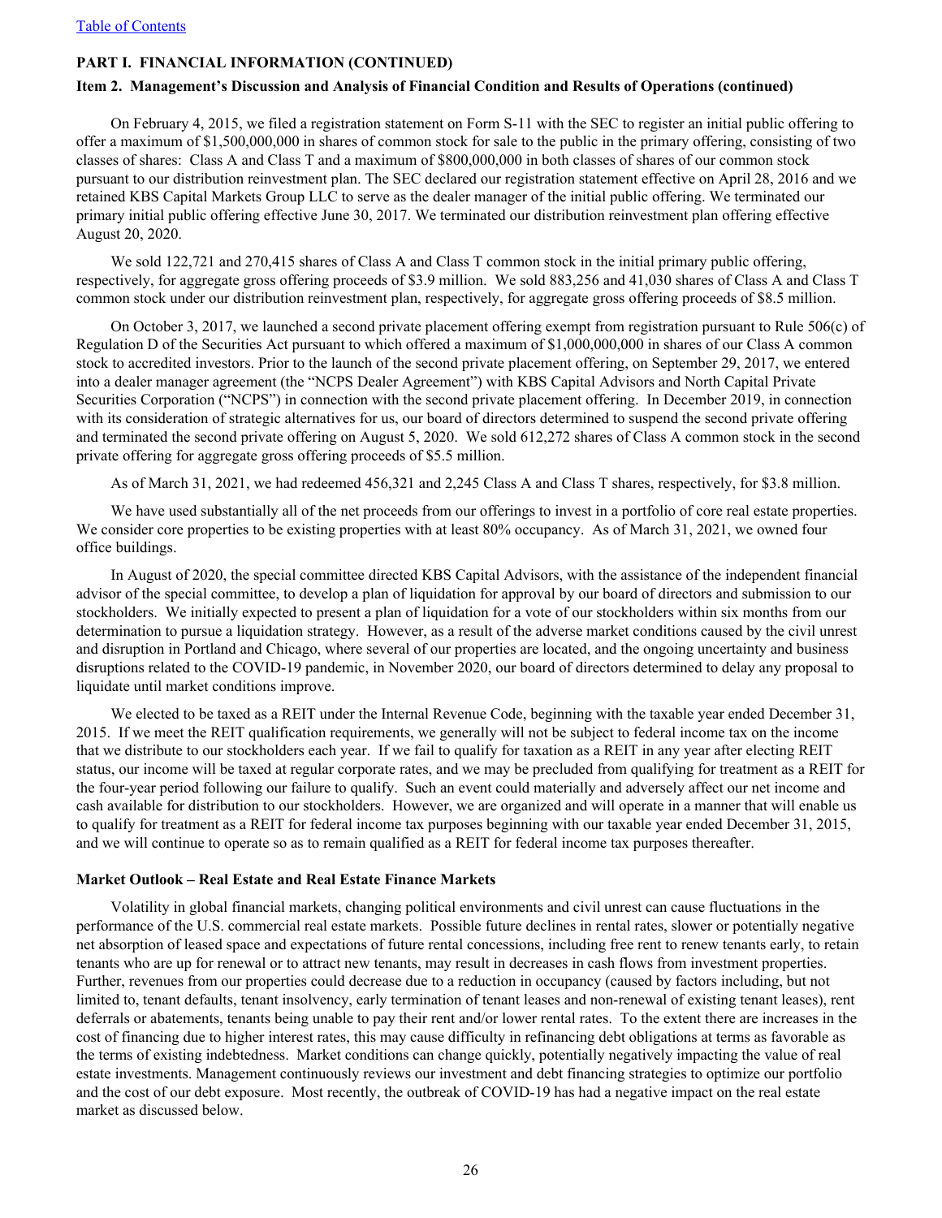**PART I. FINANCIAL INFORMATION (CONTINUED)**

**Item 2. Management's Discussion and Analysis of Financial Condition and Results of Operations (continued)**

On February 4, 2015, we filed a registration statement on Form S-11 with the SEC to register an initial public offering to offer a maximum of $1,500,000,000 in shares of common stock for sale to the public in the primary offering, consisting of two classes of shares: Class A and Class T and a maximum of $800,000,000 in both classes of shares of our common stock pursuant to our distribution reinvestment plan. The SEC declared our registration statement effective on April 28, 2016 and we retained KBS Capital Markets Group LLC to serve as the dealer manager of the initial public offering. We terminated our primary initial public offering effective June 30, 2017. We terminated our distribution reinvestment plan offering effective August 20, 2020.

We sold 122,721 and 270,415 shares of Class A and Class T common stock in the initial primary public offering, respectively, for aggregate gross offering proceeds of $3.9 million. We sold 883,256 and 41,030 shares of Class A and Class T common stock under our distribution reinvestment plan, respectively, for aggregate gross offering proceeds of $8.5 million.

On October 3, 2017, we launched a second private placement offering exempt from registration pursuant to Rule 506(c) of Regulation D of the Securities Act pursuant to which offered a maximum of $1,000,000,000 in shares of our Class A common stock to accredited investors. Prior to the launch of the second private placement offering, on September 29, 2017, we entered into a dealer manager agreement (the "NCPS Dealer Agreement") with KBS Capital Advisors and North Capital Private Securities Corporation ("NCPS") in connection with the second private placement offering. In December 2019, in connection with its consideration of strategic alternatives for us, our board of directors determined to suspend the second private offering and terminated the second private offering on August 5, 2020. We sold 612,272 shares of Class A common stock in the second private offering for aggregate gross offering proceeds of $5.5 million.

As of March 31, 2021, we had redeemed 456,321 and 2,245 Class A and Class T shares, respectively, for $3.8 million.

We have used substantially all of the net proceeds from our offerings to invest in a portfolio of core real estate properties. We consider core properties to be existing properties with at least 80% occupancy. As of March 31, 2021, we owned four office buildings.

In August of 2020, the special committee directed KBS Capital Advisors, with the assistance of the independent financial advisor of the special committee, to develop a plan of liquidation for approval by our board of directors and submission to our stockholders. We initially expected to present a plan of liquidation for a vote of our stockholders within six months from our determination to pursue a liquidation strategy. However, as a result of the adverse market conditions caused by the civil unrest and disruption in Portland and Chicago, where several of our properties are located, and the ongoing uncertainty and business disruptions related to the COVID-19 pandemic, in November 2020, our board of directors determined to delay any proposal to liquidate until market conditions improve.

We elected to be taxed as a REIT under the Internal Revenue Code, beginning with the taxable year ended December 31, 2015. If we meet the REIT qualification requirements, we generally will not be subject to federal income tax on the income that we distribute to our stockholders each year. If we fail to qualify for taxation as a REIT in any year after electing REIT status, our income will be taxed at regular corporate rates, and we may be precluded from qualifying for treatment as a REIT for the four-year period following our failure to qualify. Such an event could materially and adversely affect our net income and cash available for distribution to our stockholders. However, we are organized and will operate in a manner that will enable us to qualify for treatment as a REIT for federal income tax purposes beginning with our taxable year ended December 31, 2015, and we will continue to operate so as to remain qualified as a REIT for federal income tax purposes thereafter.

**Market Outlook – Real Estate and Real Estate Finance Markets**

Volatility in global financial markets, changing political environments and civil unrest can cause fluctuations in the performance of the U.S. commercial real estate markets. Possible future declines in rental rates, slower or potentially negative net absorption of leased space and expectations of future rental concessions, including free rent to renew tenants early, to retain tenants who are up for renewal or to attract new tenants, may result in decreases in cash flows from investment properties. Further, revenues from our properties could decrease due to a reduction in occupancy (caused by factors including, but not limited to, tenant defaults, tenant insolvency, early termination of tenant leases and non-renewal of existing tenant leases), rent deferrals or abatements, tenants being unable to pay their rent and/or lower rental rates. To the extent there are increases in the cost of financing due to higher interest rates, this may cause difficulty in refinancing debt obligations at terms as favorable as the terms of existing indebtedness. Market conditions can change quickly, potentially negatively impacting the value of real estate investments. Management continuously reviews our investment and debt financing strategies to optimize our portfolio and the cost of our debt exposure. Most recently, the outbreak of COVID-19 has had a negative impact on the real estate market as discussed below.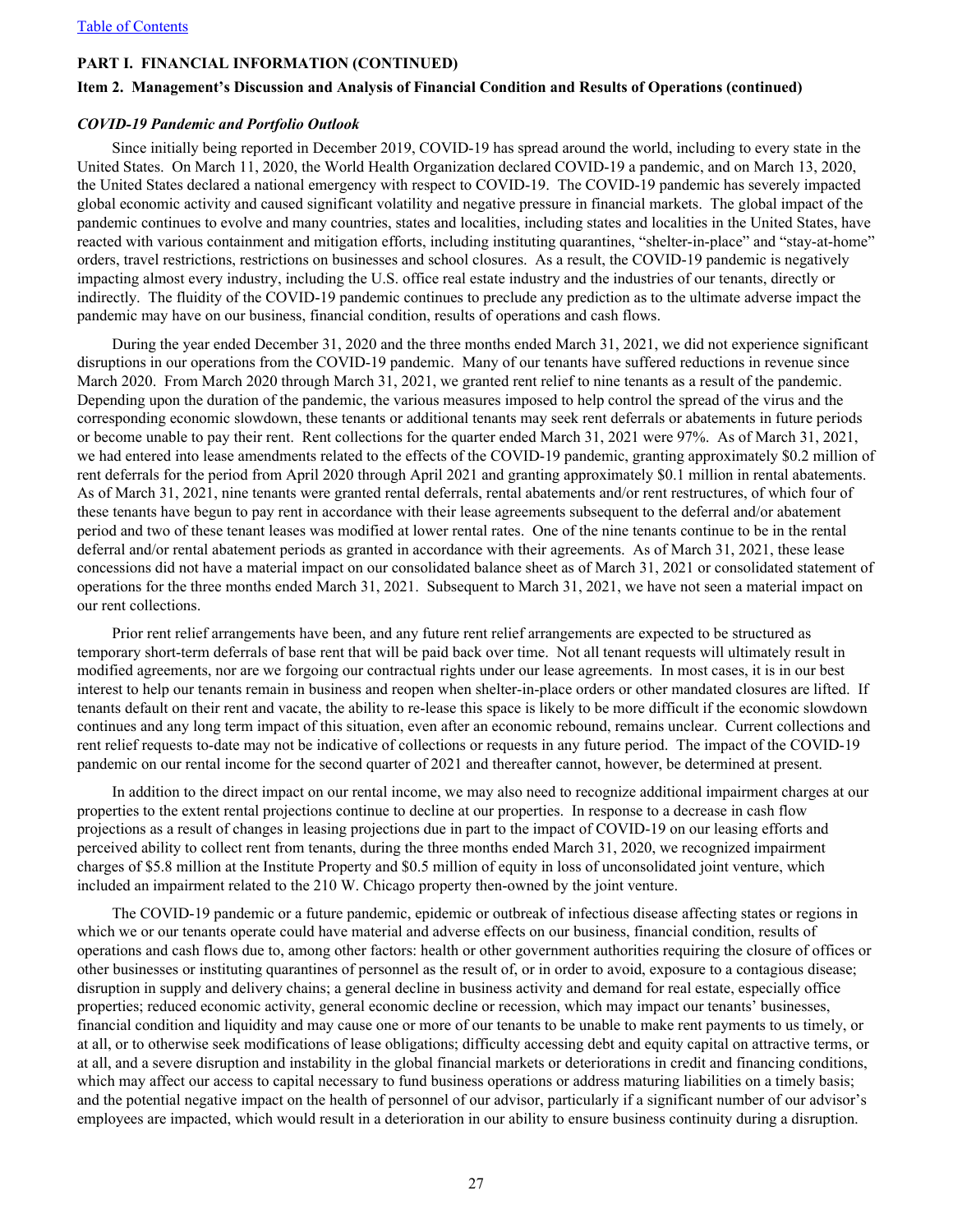**PART I. FINANCIAL INFORMATION (CONTINUED)**

**Item 2. Management's Discussion and Analysis of Financial Condition and Results of Operations (continued)**

***COVID-19 Pandemic and Portfolio Outlook***

Since initially being reported in December 2019, COVID-19 has spread around the world, including to every state in the United States. On March 11, 2020, the World Health Organization declared COVID-19 a pandemic, and on March 13, 2020, the United States declared a national emergency with respect to COVID-19. The COVID-19 pandemic has severely impacted global economic activity and caused significant volatility and negative pressure in financial markets. The global impact of the pandemic continues to evolve and many countries, states and localities, including states and localities in the United States, have reacted with various containment and mitigation efforts, including instituting quarantines, "shelter-in-place" and "stay-at-home" orders, travel restrictions, restrictions on businesses and school closures. As a result, the COVID-19 pandemic is negatively impacting almost every industry, including the U.S. office real estate industry and the industries of our tenants, directly or indirectly. The fluidity of the COVID-19 pandemic continues to preclude any prediction as to the ultimate adverse impact the pandemic may have on our business, financial condition, results of operations and cash flows.

During the year ended December 31, 2020 and the three months ended March 31, 2021, we did not experience significant disruptions in our operations from the COVID-19 pandemic. Many of our tenants have suffered reductions in revenue since March 2020. From March 2020 through March 31, 2021, we granted rent relief to nine tenants as a result of the pandemic. Depending upon the duration of the pandemic, the various measures imposed to help control the spread of the virus and the corresponding economic slowdown, these tenants or additional tenants may seek rent deferrals or abatements in future periods or become unable to pay their rent. Rent collections for the quarter ended March 31, 2021 were 97%. As of March 31, 2021, we had entered into lease amendments related to the effects of the COVID-19 pandemic, granting approximately \$0.2 million of rent deferrals for the period from April 2020 through April 2021 and granting approximately \$0.1 million in rental abatements. As of March 31, 2021, nine tenants were granted rental deferrals, rental abatements and/or rent restructures, of which four of these tenants have begun to pay rent in accordance with their lease agreements subsequent to the deferral and/or abatement period and two of these tenant leases was modified at lower rental rates. One of the nine tenants continue to be in the rental deferral and/or rental abatement periods as granted in accordance with their agreements. As of March 31, 2021, these lease concessions did not have a material impact on our consolidated balance sheet as of March 31, 2021 or consolidated statement of operations for the three months ended March 31, 2021. Subsequent to March 31, 2021, we have not seen a material impact on our rent collections.

Prior rent relief arrangements have been, and any future rent relief arrangements are expected to be structured as temporary short-term deferrals of base rent that will be paid back over time. Not all tenant requests will ultimately result in modified agreements, nor are we forgoing our contractual rights under our lease agreements. In most cases, it is in our best interest to help our tenants remain in business and reopen when shelter-in-place orders or other mandated closures are lifted. If tenants default on their rent and vacate, the ability to re-lease this space is likely to be more difficult if the economic slowdown continues and any long term impact of this situation, even after an economic rebound, remains unclear. Current collections and rent relief requests to-date may not be indicative of collections or requests in any future period. The impact of the COVID-19 pandemic on our rental income for the second quarter of 2021 and thereafter cannot, however, be determined at present.

In addition to the direct impact on our rental income, we may also need to recognize additional impairment charges at our properties to the extent rental projections continue to decline at our properties. In response to a decrease in cash flow projections as a result of changes in leasing projections due in part to the impact of COVID-19 on our leasing efforts and perceived ability to collect rent from tenants, during the three months ended March 31, 2020, we recognized impairment charges of \$5.8 million at the Institute Property and \$0.5 million of equity in loss of unconsolidated joint venture, which included an impairment related to the 210 W. Chicago property then-owned by the joint venture.

The COVID-19 pandemic or a future pandemic, epidemic or outbreak of infectious disease affecting states or regions in which we or our tenants operate could have material and adverse effects on our business, financial condition, results of operations and cash flows due to, among other factors: health or other government authorities requiring the closure of offices or other businesses or instituting quarantines of personnel as the result of, or in order to avoid, exposure to a contagious disease; disruption in supply and delivery chains; a general decline in business activity and demand for real estate, especially office properties; reduced economic activity, general economic decline or recession, which may impact our tenants' businesses, financial condition and liquidity and may cause one or more of our tenants to be unable to make rent payments to us timely, or at all, or to otherwise seek modifications of lease obligations; difficulty accessing debt and equity capital on attractive terms, or at all, and a severe disruption and instability in the global financial markets or deteriorations in credit and financing conditions, which may affect our access to capital necessary to fund business operations or address maturing liabilities on a timely basis; and the potential negative impact on the health of personnel of our advisor, particularly if a significant number of our advisor's employees are impacted, which would result in a deterioration in our ability to ensure business continuity during a disruption.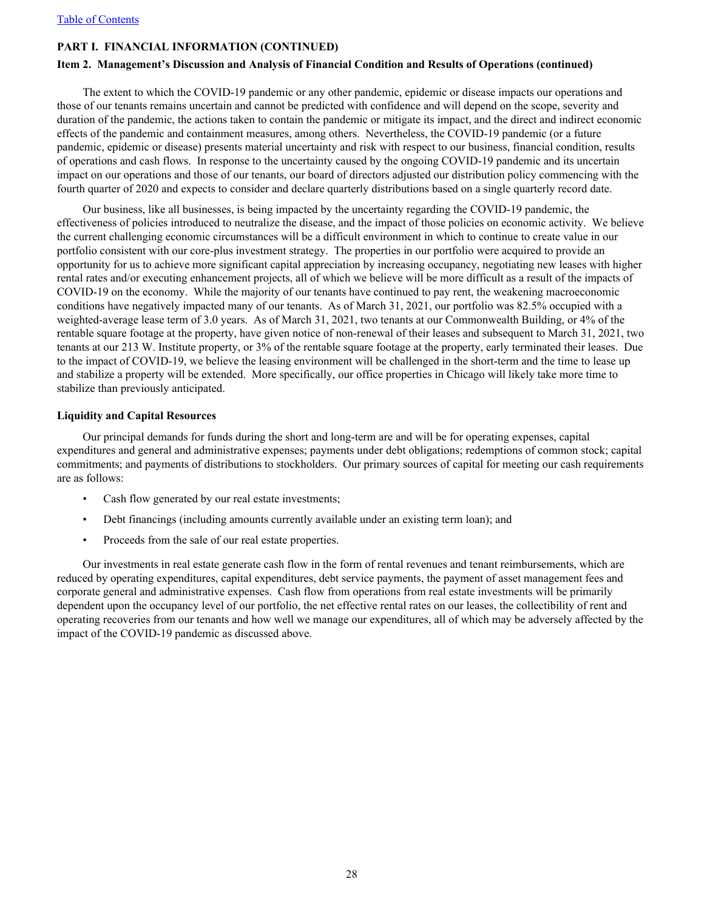**PART I. FINANCIAL INFORMATION (CONTINUED)**

**Item 2. Management's Discussion and Analysis of Financial Condition and Results of Operations (continued)**

The extent to which the COVID-19 pandemic or any other pandemic, epidemic or disease impacts our operations and those of our tenants remains uncertain and cannot be predicted with confidence and will depend on the scope, severity and duration of the pandemic, the actions taken to contain the pandemic or mitigate its impact, and the direct and indirect economic effects of the pandemic and containment measures, among others. Nevertheless, the COVID-19 pandemic (or a future pandemic, epidemic or disease) presents material uncertainty and risk with respect to our business, financial condition, results of operations and cash flows. In response to the uncertainty caused by the ongoing COVID-19 pandemic and its uncertain impact on our operations and those of our tenants, our board of directors adjusted our distribution policy commencing with the fourth quarter of 2020 and expects to consider and declare quarterly distributions based on a single quarterly record date.

Our business, like all businesses, is being impacted by the uncertainty regarding the COVID-19 pandemic, the effectiveness of policies introduced to neutralize the disease, and the impact of those policies on economic activity. We believe the current challenging economic circumstances will be a difficult environment in which to continue to create value in our portfolio consistent with our core-plus investment strategy. The properties in our portfolio were acquired to provide an opportunity for us to achieve more significant capital appreciation by increasing occupancy, negotiating new leases with higher rental rates and/or executing enhancement projects, all of which we believe will be more difficult as a result of the impacts of COVID-19 on the economy. While the majority of our tenants have continued to pay rent, the weakening macroeconomic conditions have negatively impacted many of our tenants. As of March 31, 2021, our portfolio was 82.5% occupied with a weighted-average lease term of 3.0 years. As of March 31, 2021, two tenants at our Commonwealth Building, or 4% of the rentable square footage at the property, have given notice of non-renewal of their leases and subsequent to March 31, 2021, two tenants at our 213 W. Institute property, or 3% of the rentable square footage at the property, early terminated their leases. Due to the impact of COVID-19, we believe the leasing environment will be challenged in the short-term and the time to lease up and stabilize a property will be extended. More specifically, our office properties in Chicago will likely take more time to stabilize than previously anticipated.

### Liquidity and Capital Resources

Our principal demands for funds during the short and long-term are and will be for operating expenses, capital expenditures and general and administrative expenses; payments under debt obligations; redemptions of common stock; capital commitments; and payments of distributions to stockholders. Our primary sources of capital for meeting our cash requirements are as follows:

- Cash flow generated by our real estate investments;
- Debt financings (including amounts currently available under an existing term loan); and
- Proceeds from the sale of our real estate properties.

Our investments in real estate generate cash flow in the form of rental revenues and tenant reimbursements, which are reduced by operating expenditures, capital expenditures, debt service payments, the payment of asset management fees and corporate general and administrative expenses. Cash flow from operations from real estate investments will be primarily dependent upon the occupancy level of our portfolio, the net effective rental rates on our leases, the collectibility of rent and operating recoveries from our tenants and how well we manage our expenditures, all of which may be adversely affected by the impact of the COVID-19 pandemic as discussed above.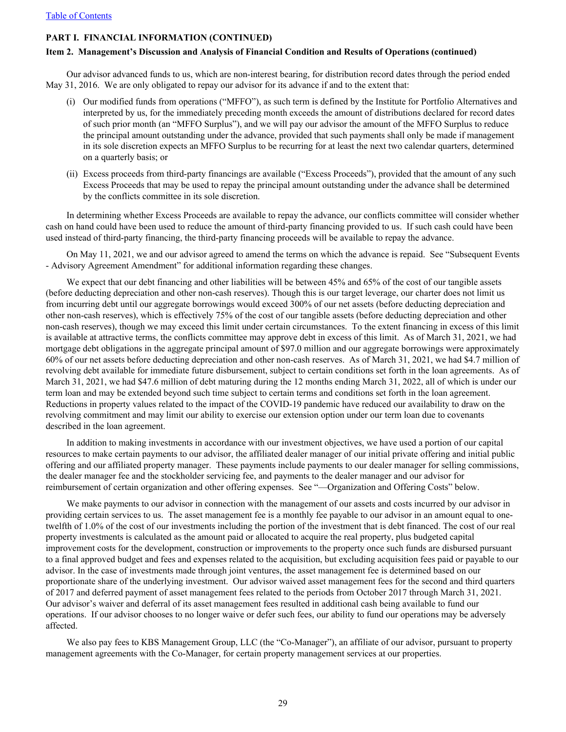**PART I. FINANCIAL INFORMATION (CONTINUED)**

**Item 2. Management's Discussion and Analysis of Financial Condition and Results of Operations (continued)**

Our advisor advanced funds to us, which are non-interest bearing, for distribution record dates through the period ended May 31, 2016. We are only obligated to repay our advisor for its advance if and to the extent that:

(i) Our modified funds from operations ("MFFO"), as such term is defined by the Institute for Portfolio Alternatives and interpreted by us, for the immediately preceding month exceeds the amount of distributions declared for record dates of such prior month (an "MFFO Surplus"), and we will pay our advisor the amount of the MFFO Surplus to reduce the principal amount outstanding under the advance, provided that such payments shall only be made if management in its sole discretion expects an MFFO Surplus to be recurring for at least the next two calendar quarters, determined on a quarterly basis; or

(ii) Excess proceeds from third-party financings are available ("Excess Proceeds"), provided that the amount of any such Excess Proceeds that may be used to repay the principal amount outstanding under the advance shall be determined by the conflicts committee in its sole discretion.

In determining whether Excess Proceeds are available to repay the advance, our conflicts committee will consider whether cash on hand could have been used to reduce the amount of third-party financing provided to us. If such cash could have been used instead of third-party financing, the third-party financing proceeds will be available to repay the advance.

On May 11, 2021, we and our advisor agreed to amend the terms on which the advance is repaid. See "Subsequent Events - Advisory Agreement Amendment" for additional information regarding these changes.

We expect that our debt financing and other liabilities will be between 45% and 65% of the cost of our tangible assets (before deducting depreciation and other non-cash reserves). Though this is our target leverage, our charter does not limit us from incurring debt until our aggregate borrowings would exceed 300% of our net assets (before deducting depreciation and other non-cash reserves), which is effectively 75% of the cost of our tangible assets (before deducting depreciation and other non-cash reserves), though we may exceed this limit under certain circumstances. To the extent financing in excess of this limit is available at attractive terms, the conflicts committee may approve debt in excess of this limit. As of March 31, 2021, we had mortgage debt obligations in the aggregate principal amount of $97.0 million and our aggregate borrowings were approximately 60% of our net assets before deducting depreciation and other non-cash reserves. As of March 31, 2021, we had $4.7 million of revolving debt available for immediate future disbursement, subject to certain conditions set forth in the loan agreements. As of March 31, 2021, we had $47.6 million of debt maturing during the 12 months ending March 31, 2022, all of which is under our term loan and may be extended beyond such time subject to certain terms and conditions set forth in the loan agreement. Reductions in property values related to the impact of the COVID-19 pandemic have reduced our availability to draw on the revolving commitment and may limit our ability to exercise our extension option under our term loan due to covenants described in the loan agreement.

In addition to making investments in accordance with our investment objectives, we have used a portion of our capital resources to make certain payments to our advisor, the affiliated dealer manager of our initial private offering and initial public offering and our affiliated property manager. These payments include payments to our dealer manager for selling commissions, the dealer manager fee and the stockholder servicing fee, and payments to the dealer manager and our advisor for reimbursement of certain organization and other offering expenses. See "—Organization and Offering Costs" below.

We make payments to our advisor in connection with the management of our assets and costs incurred by our advisor in providing certain services to us. The asset management fee is a monthly fee payable to our advisor in an amount equal to one-twelfth of 1.0% of the cost of our investments including the portion of the investment that is debt financed. The cost of our real property investments is calculated as the amount paid or allocated to acquire the real property, plus budgeted capital improvement costs for the development, construction or improvements to the property once such funds are disbursed pursuant to a final approved budget and fees and expenses related to the acquisition, but excluding acquisition fees paid or payable to our advisor. In the case of investments made through joint ventures, the asset management fee is determined based on our proportionate share of the underlying investment. Our advisor waived asset management fees for the second and third quarters of 2017 and deferred payment of asset management fees related to the periods from October 2017 through March 31, 2021. Our advisor's waiver and deferral of its asset management fees resulted in additional cash being available to fund our operations. If our advisor chooses to no longer waive or defer such fees, our ability to fund our operations may be adversely affected.

We also pay fees to KBS Management Group, LLC (the "Co-Manager"), an affiliate of our advisor, pursuant to property management agreements with the Co-Manager, for certain property management services at our properties.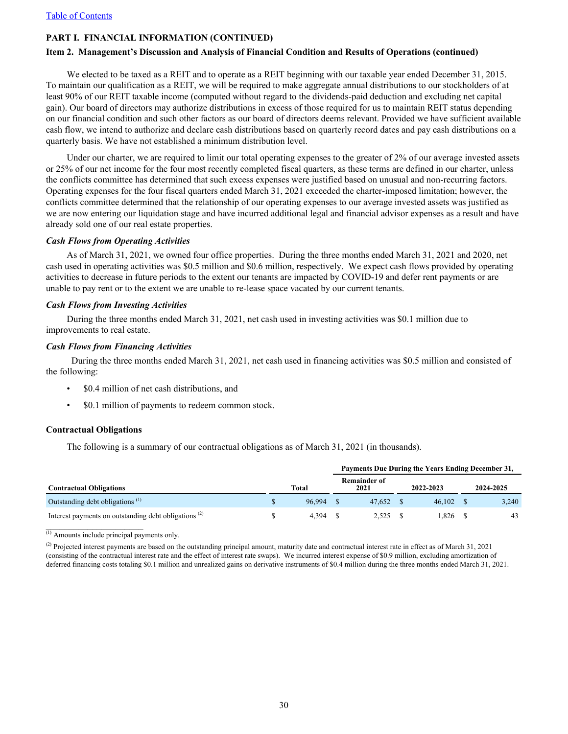[Table of Contents](#)

**PART I. FINANCIAL INFORMATION (CONTINUED)**

**Item 2. Management's Discussion and Analysis of Financial Condition and Results of Operations (continued)**

We elected to be taxed as a REIT and to operate as a REIT beginning with our taxable year ended December 31, 2015. To maintain our qualification as a REIT, we will be required to make aggregate annual distributions to our stockholders of at least 90% of our REIT taxable income (computed without regard to the dividends-paid deduction and excluding net capital gain). Our board of directors may authorize distributions in excess of those required for us to maintain REIT status depending on our financial condition and such other factors as our board of directors deems relevant. Provided we have sufficient available cash flow, we intend to authorize and declare cash distributions based on quarterly record dates and pay cash distributions on a quarterly basis. We have not established a minimum distribution level.

Under our charter, we are required to limit our total operating expenses to the greater of 2% of our average invested assets or 25% of our net income for the four most recently completed fiscal quarters, as these terms are defined in our charter, unless the conflicts committee has determined that such excess expenses were justified based on unusual and non-recurring factors. Operating expenses for the four fiscal quarters ended March 31, 2021 exceeded the charter-imposed limitation; however, the conflicts committee determined that the relationship of our operating expenses to our average invested assets was justified as we are now entering our liquidation stage and have incurred additional legal and financial advisor expenses as a result and have already sold one of our real estate properties.

***Cash Flows from Operating Activities***

As of March 31, 2021, we owned four office properties. During the three months ended March 31, 2021 and 2020, net cash used in operating activities was $0.5 million and $0.6 million, respectively. We expect cash flows provided by operating activities to decrease in future periods to the extent our tenants are impacted by COVID-19 and defer rent payments or are unable to pay rent or to the extent we are unable to re-lease space vacated by our current tenants.

***Cash Flows from Investing Activities***

During the three months ended March 31, 2021, net cash used in investing activities was $0.1 million due to improvements to real estate.

***Cash Flows from Financing Activities***

During the three months ended March 31, 2021, net cash used in financing activities was $0.5 million and consisted of the following:

- $0.4 million of net cash distributions, and
- $0.1 million of payments to redeem common stock.

**Contractual Obligations**

The following is a summary of our contractual obligations as of March 31, 2021 (in thousands).

| | | Payments Due During the Years Ending December 31, | | |
|---|---|---|---|---|
| **Contractual Obligations** | **Total** | **Remainder of 2021** | **2022-2023** | **2024-2025** |
| Outstanding debt obligations [1] | $ 96,994 | $ 47,652 | $ 46,102 | $ 3,240 |
| Interest payments on outstanding debt obligations [2] | $ 4,394 | $ 2,525 | $ 1,826 | $ 43 |

[1] Amounts include principal payments only.

[2] Projected interest payments are based on the outstanding principal amount, maturity date and contractual interest rate in effect as of March 31, 2021 (consisting of the contractual interest rate and the effect of interest rate swaps). We incurred interest expense of $0.9 million, excluding amortization of deferred financing costs totaling $0.1 million and unrealized gains on derivative instruments of $0.4 million during the three months ended March 31, 2021.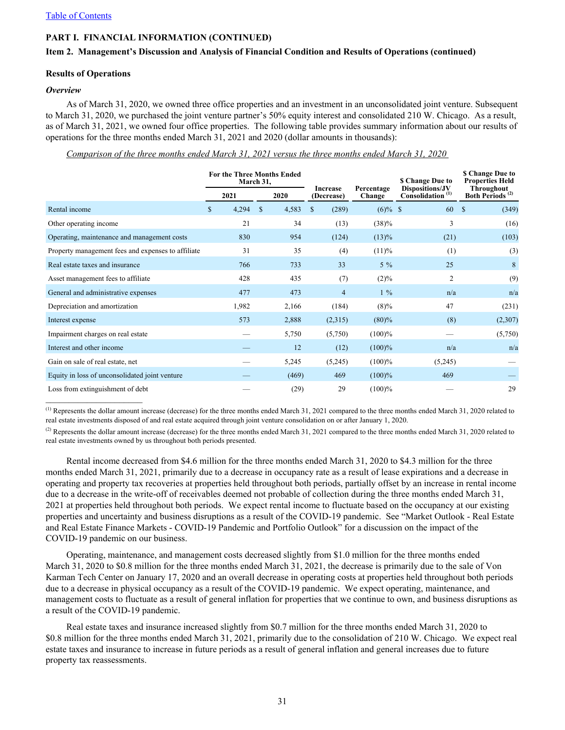[Table of Contents](#)

**PART I. FINANCIAL INFORMATION (CONTINUED)**

**Item 2. Management's Discussion and Analysis of Financial Condition and Results of Operations (continued)**

**Results of Operations**

***Overview***

As of March 31, 2020, we owned three office properties and an investment in an unconsolidated joint venture. Subsequent to March 31, 2020, we purchased the joint venture partner's 50% equity interest and consolidated 210 W. Chicago. As a result, as of March 31, 2021, we owned four office properties. The following table provides summary information about our results of operations for the three months ended March 31, 2021 and 2020 (dollar amounts in thousands):

*Comparison of the three months ended March 31, 2021 versus the three months ended March 31, 2020*

| | For the Three Months Ended March 31, | | Increase (Decrease) | Percentage Change | $ Change Due to Dispositions/JV Consolidation [1] | $ Change Due to Properties Held Throughout Both Periods [2] |
|---|---|---|---|---|---|---|
| | 2021 | 2020 | | | | |
| Rental income | $ 4,294 | $ 4,583 | $ (289) | (6)% | $ 60 | $ (349) |
| Other operating income | 21 | 34 | (13) | (38)% | 3 | (16) |
| Operating, maintenance and management costs | 830 | 954 | (124) | (13)% | (21) | (103) |
| Property management fees and expenses to affiliate | 31 | 35 | (4) | (11)% | (1) | (3) |
| Real estate taxes and insurance | 766 | 733 | 33 | 5 % | 25 | 8 |
| Asset management fees to affiliate | 428 | 435 | (7) | (2)% | 2 | (9) |
| General and administrative expenses | 477 | 473 | 4 | 1 % | n/a | n/a |
| Depreciation and amortization | 1,982 | 2,166 | (184) | (8)% | 47 | (231) |
| Interest expense | 573 | 2,888 | (2,315) | (80)% | (8) | (2,307) |
| Impairment charges on real estate | — | 5,750 | (5,750) | (100)% | — | (5,750) |
| Interest and other income | — | 12 | (12) | (100)% | n/a | n/a |
| Gain on sale of real estate, net | — | 5,245 | (5,245) | (100)% | (5,245) | — |
| Equity in loss of unconsolidated joint venture | — | (469) | 469 | (100)% | 469 | — |
| Loss from extinguishment of debt | — | (29) | 29 | (100)% | — | 29 |

[1] Represents the dollar amount increase (decrease) for the three months ended March 31, 2021 compared to the three months ended March 31, 2020 related to real estate investments disposed of and real estate acquired through joint venture consolidation on or after January 1, 2020.

[2] Represents the dollar amount increase (decrease) for the three months ended March 31, 2021 compared to the three months ended March 31, 2020 related to real estate investments owned by us throughout both periods presented.

Rental income decreased from $4.6 million for the three months ended March 31, 2020 to $4.3 million for the three months ended March 31, 2021, primarily due to a decrease in occupancy rate as a result of lease expirations and a decrease in operating and property tax recoveries at properties held throughout both periods, partially offset by an increase in rental income due to a decrease in the write-off of receivables deemed not probable of collection during the three months ended March 31, 2021 at properties held throughout both periods. We expect rental income to fluctuate based on the occupancy at our existing properties and uncertainty and business disruptions as a result of the COVID-19 pandemic. See "Market Outlook - Real Estate and Real Estate Finance Markets - COVID-19 Pandemic and Portfolio Outlook" for a discussion on the impact of the COVID-19 pandemic on our business.

Operating, maintenance, and management costs decreased slightly from $1.0 million for the three months ended March 31, 2020 to $0.8 million for the three months ended March 31, 2021, the decrease is primarily due to the sale of Von Karman Tech Center on January 17, 2020 and an overall decrease in operating costs at properties held throughout both periods due to a decrease in physical occupancy as a result of the COVID-19 pandemic. We expect operating, maintenance, and management costs to fluctuate as a result of general inflation for properties that we continue to own, and business disruptions as a result of the COVID-19 pandemic.

Real estate taxes and insurance increased slightly from $0.7 million for the three months ended March 31, 2020 to $0.8 million for the three months ended March 31, 2021, primarily due to the consolidation of 210 W. Chicago. We expect real estate taxes and insurance to increase in future periods as a result of general inflation and general increases due to future property tax reassessments.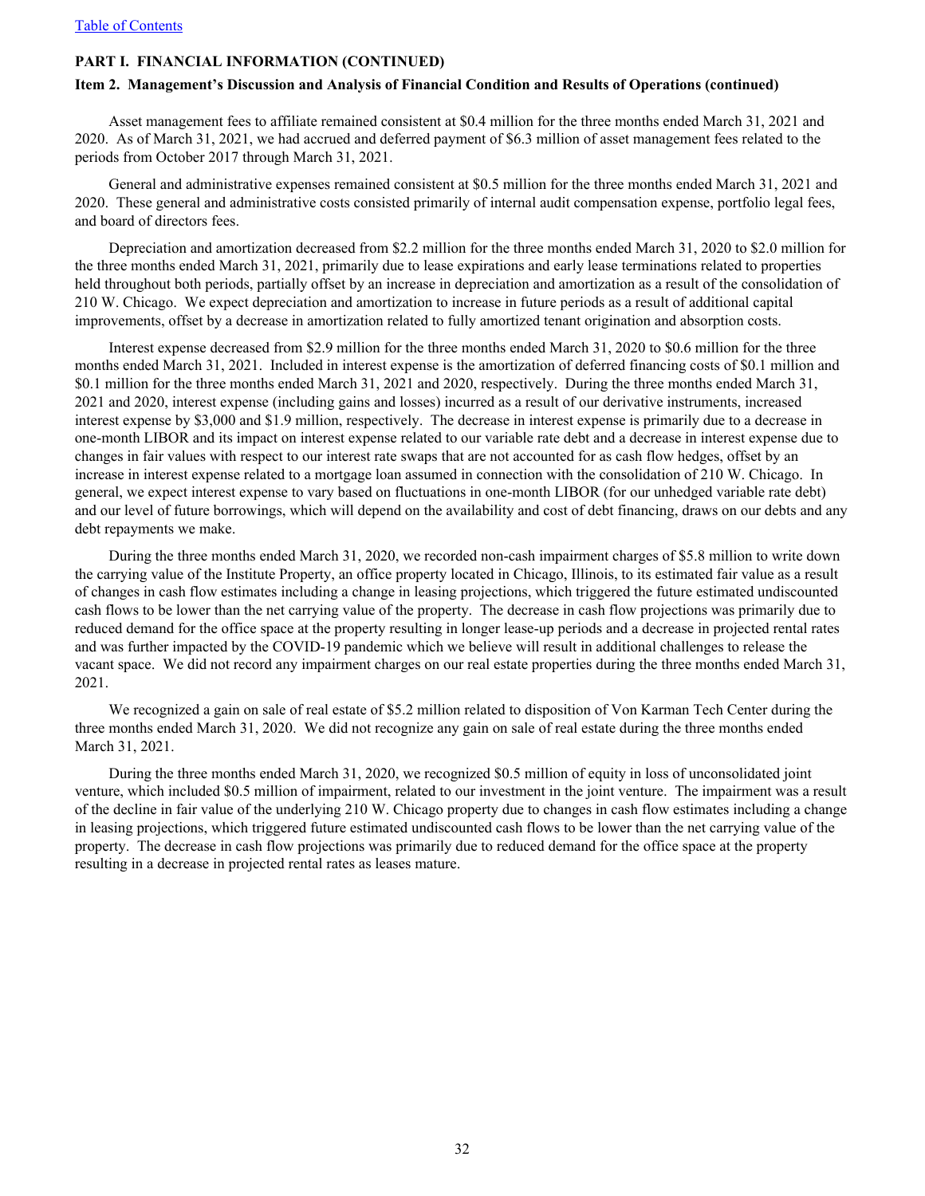**PART I. FINANCIAL INFORMATION (CONTINUED)**

**Item 2. Management's Discussion and Analysis of Financial Condition and Results of Operations (continued)**

Asset management fees to affiliate remained consistent at $0.4 million for the three months ended March 31, 2021 and 2020. As of March 31, 2021, we had accrued and deferred payment of $6.3 million of asset management fees related to the periods from October 2017 through March 31, 2021.

General and administrative expenses remained consistent at $0.5 million for the three months ended March 31, 2021 and 2020. These general and administrative costs consisted primarily of internal audit compensation expense, portfolio legal fees, and board of directors fees.

Depreciation and amortization decreased from $2.2 million for the three months ended March 31, 2020 to $2.0 million for the three months ended March 31, 2021, primarily due to lease expirations and early lease terminations related to properties held throughout both periods, partially offset by an increase in depreciation and amortization as a result of the consolidation of 210 W. Chicago. We expect depreciation and amortization to increase in future periods as a result of additional capital improvements, offset by a decrease in amortization related to fully amortized tenant origination and absorption costs.

Interest expense decreased from $2.9 million for the three months ended March 31, 2020 to $0.6 million for the three months ended March 31, 2021. Included in interest expense is the amortization of deferred financing costs of $0.1 million and $0.1 million for the three months ended March 31, 2021 and 2020, respectively. During the three months ended March 31, 2021 and 2020, interest expense (including gains and losses) incurred as a result of our derivative instruments, increased interest expense by $3,000 and $1.9 million, respectively. The decrease in interest expense is primarily due to a decrease in one-month LIBOR and its impact on interest expense related to our variable rate debt and a decrease in interest expense due to changes in fair values with respect to our interest rate swaps that are not accounted for as cash flow hedges, offset by an increase in interest expense related to a mortgage loan assumed in connection with the consolidation of 210 W. Chicago. In general, we expect interest expense to vary based on fluctuations in one-month LIBOR (for our unhedged variable rate debt) and our level of future borrowings, which will depend on the availability and cost of debt financing, draws on our debts and any debt repayments we make.

During the three months ended March 31, 2020, we recorded non-cash impairment charges of $5.8 million to write down the carrying value of the Institute Property, an office property located in Chicago, Illinois, to its estimated fair value as a result of changes in cash flow estimates including a change in leasing projections, which triggered the future estimated undiscounted cash flows to be lower than the net carrying value of the property. The decrease in cash flow projections was primarily due to reduced demand for the office space at the property resulting in longer lease-up periods and a decrease in projected rental rates and was further impacted by the COVID-19 pandemic which we believe will result in additional challenges to release the vacant space. We did not record any impairment charges on our real estate properties during the three months ended March 31, 2021.

We recognized a gain on sale of real estate of $5.2 million related to disposition of Von Karman Tech Center during the three months ended March 31, 2020. We did not recognize any gain on sale of real estate during the three months ended March 31, 2021.

During the three months ended March 31, 2020, we recognized $0.5 million of equity in loss of unconsolidated joint venture, which included $0.5 million of impairment, related to our investment in the joint venture. The impairment was a result of the decline in fair value of the underlying 210 W. Chicago property due to changes in cash flow estimates including a change in leasing projections, which triggered future estimated undiscounted cash flows to be lower than the net carrying value of the property. The decrease in cash flow projections was primarily due to reduced demand for the office space at the property resulting in a decrease in projected rental rates as leases mature.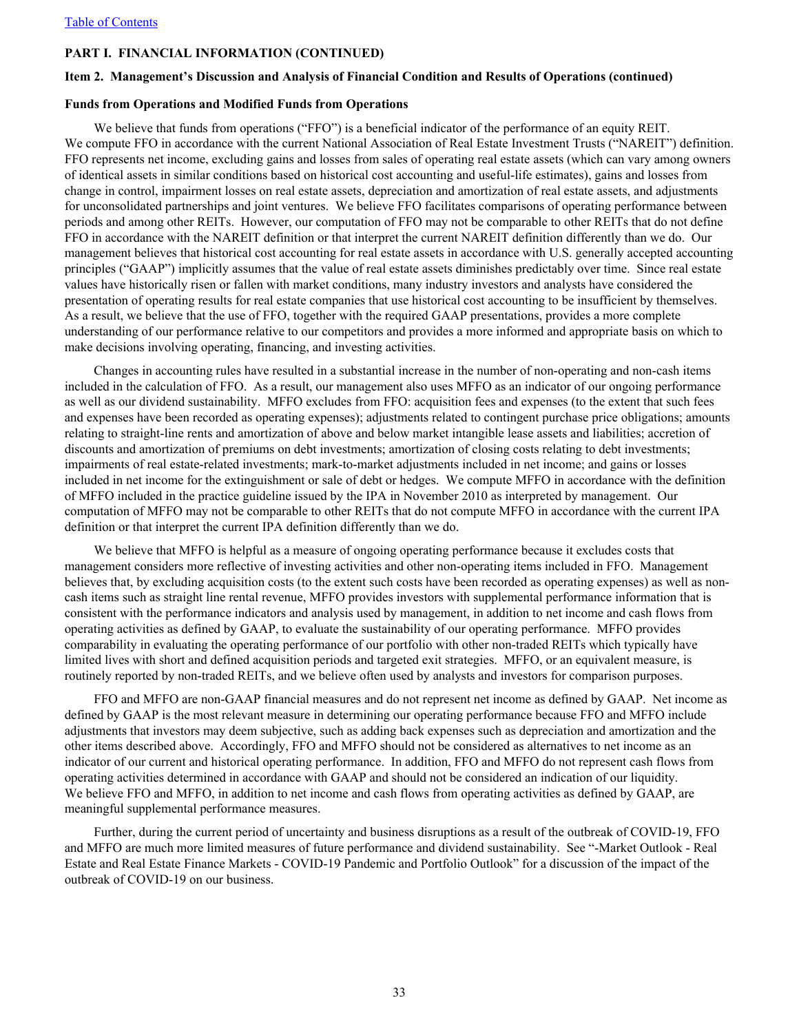**PART I. FINANCIAL INFORMATION (CONTINUED)**

**Item 2. Management's Discussion and Analysis of Financial Condition and Results of Operations (continued)**

**Funds from Operations and Modified Funds from Operations**

We believe that funds from operations ("FFO") is a beneficial indicator of the performance of an equity REIT. We compute FFO in accordance with the current National Association of Real Estate Investment Trusts ("NAREIT") definition. FFO represents net income, excluding gains and losses from sales of operating real estate assets (which can vary among owners of identical assets in similar conditions based on historical cost accounting and useful-life estimates), gains and losses from change in control, impairment losses on real estate assets, depreciation and amortization of real estate assets, and adjustments for unconsolidated partnerships and joint ventures. We believe FFO facilitates comparisons of operating performance between periods and among other REITs. However, our computation of FFO may not be comparable to other REITs that do not define FFO in accordance with the NAREIT definition or that interpret the current NAREIT definition differently than we do. Our management believes that historical cost accounting for real estate assets in accordance with U.S. generally accepted accounting principles ("GAAP") implicitly assumes that the value of real estate assets diminishes predictably over time. Since real estate values have historically risen or fallen with market conditions, many industry investors and analysts have considered the presentation of operating results for real estate companies that use historical cost accounting to be insufficient by themselves. As a result, we believe that the use of FFO, together with the required GAAP presentations, provides a more complete understanding of our performance relative to our competitors and provides a more informed and appropriate basis on which to make decisions involving operating, financing, and investing activities.

Changes in accounting rules have resulted in a substantial increase in the number of non-operating and non-cash items included in the calculation of FFO. As a result, our management also uses MFFO as an indicator of our ongoing performance as well as our dividend sustainability. MFFO excludes from FFO: acquisition fees and expenses (to the extent that such fees and expenses have been recorded as operating expenses); adjustments related to contingent purchase price obligations; amounts relating to straight-line rents and amortization of above and below market intangible lease assets and liabilities; accretion of discounts and amortization of premiums on debt investments; amortization of closing costs relating to debt investments; impairments of real estate-related investments; mark-to-market adjustments included in net income; and gains or losses included in net income for the extinguishment or sale of debt or hedges. We compute MFFO in accordance with the definition of MFFO included in the practice guideline issued by the IPA in November 2010 as interpreted by management. Our computation of MFFO may not be comparable to other REITs that do not compute MFFO in accordance with the current IPA definition or that interpret the current IPA definition differently than we do.

We believe that MFFO is helpful as a measure of ongoing operating performance because it excludes costs that management considers more reflective of investing activities and other non-operating items included in FFO. Management believes that, by excluding acquisition costs (to the extent such costs have been recorded as operating expenses) as well as non-cash items such as straight line rental revenue, MFFO provides investors with supplemental performance information that is consistent with the performance indicators and analysis used by management, in addition to net income and cash flows from operating activities as defined by GAAP, to evaluate the sustainability of our operating performance. MFFO provides comparability in evaluating the operating performance of our portfolio with other non-traded REITs which typically have limited lives with short and defined acquisition periods and targeted exit strategies. MFFO, or an equivalent measure, is routinely reported by non-traded REITs, and we believe often used by analysts and investors for comparison purposes.

FFO and MFFO are non-GAAP financial measures and do not represent net income as defined by GAAP. Net income as defined by GAAP is the most relevant measure in determining our operating performance because FFO and MFFO include adjustments that investors may deem subjective, such as adding back expenses such as depreciation and amortization and the other items described above. Accordingly, FFO and MFFO should not be considered as alternatives to net income as an indicator of our current and historical operating performance. In addition, FFO and MFFO do not represent cash flows from operating activities determined in accordance with GAAP and should not be considered an indication of our liquidity. We believe FFO and MFFO, in addition to net income and cash flows from operating activities as defined by GAAP, are meaningful supplemental performance measures.

Further, during the current period of uncertainty and business disruptions as a result of the outbreak of COVID-19, FFO and MFFO are much more limited measures of future performance and dividend sustainability. See "-Market Outlook - Real Estate and Real Estate Finance Markets - COVID-19 Pandemic and Portfolio Outlook" for a discussion of the impact of the outbreak of COVID-19 on our business.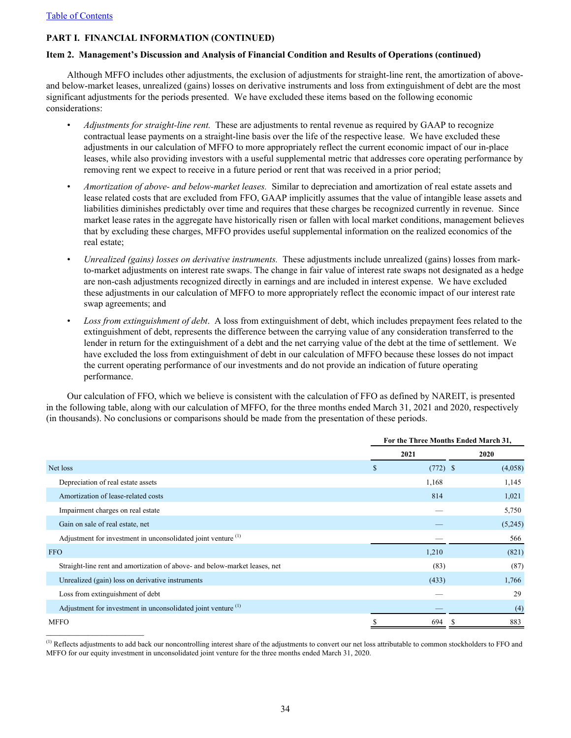[Table of Contents](#)

**PART I. FINANCIAL INFORMATION (CONTINUED)**

**Item 2. Management's Discussion and Analysis of Financial Condition and Results of Operations (continued)**

Although MFFO includes other adjustments, the exclusion of adjustments for straight-line rent, the amortization of above- and below-market leases, unrealized (gains) losses on derivative instruments and loss from extinguishment of debt are the most significant adjustments for the periods presented. We have excluded these items based on the following economic considerations:

- *Adjustments for straight-line rent.* These are adjustments to rental revenue as required by GAAP to recognize contractual lease payments on a straight-line basis over the life of the respective lease. We have excluded these adjustments in our calculation of MFFO to more appropriately reflect the current economic impact of our in-place leases, while also providing investors with a useful supplemental metric that addresses core operating performance by removing rent we expect to receive in a future period or rent that was received in a prior period;
- *Amortization of above- and below-market leases.* Similar to depreciation and amortization of real estate assets and lease related costs that are excluded from FFO, GAAP implicitly assumes that the value of intangible lease assets and liabilities diminishes predictably over time and requires that these charges be recognized currently in revenue. Since market lease rates in the aggregate have historically risen or fallen with local market conditions, management believes that by excluding these charges, MFFO provides useful supplemental information on the realized economics of the real estate;
- *Unrealized (gains) losses on derivative instruments.* These adjustments include unrealized (gains) losses from mark-to-market adjustments on interest rate swaps. The change in fair value of interest rate swaps not designated as a hedge are non-cash adjustments recognized directly in earnings and are included in interest expense. We have excluded these adjustments in our calculation of MFFO to more appropriately reflect the economic impact of our interest rate swap agreements; and
- *Loss from extinguishment of debt*. A loss from extinguishment of debt, which includes prepayment fees related to the extinguishment of debt, represents the difference between the carrying value of any consideration transferred to the lender in return for the extinguishment of a debt and the net carrying value of the debt at the time of settlement. We have excluded the loss from extinguishment of debt in our calculation of MFFO because these losses do not impact the current operating performance of our investments and do not provide an indication of future operating performance.

Our calculation of FFO, which we believe is consistent with the calculation of FFO as defined by NAREIT, is presented in the following table, along with our calculation of MFFO, for the three months ended March 31, 2021 and 2020, respectively (in thousands). No conclusions or comparisons should be made from the presentation of these periods.

| | For the Three Months Ended March 31, | |
|---|---|---|
| | 2021 | 2020 |
| Net loss | $ (772) | $ (4,058) |
| Depreciation of real estate assets | 1,168 | 1,145 |
| Amortization of lease-related costs | 814 | 1,021 |
| Impairment charges on real estate | — | 5,750 |
| Gain on sale of real estate, net | — | (5,245) |
| Adjustment for investment in unconsolidated joint venture [(1)] | — | 566 |
| FFO | 1,210 | (821) |
| Straight-line rent and amortization of above- and below-market leases, net | (83) | (87) |
| Unrealized (gain) loss on derivative instruments | (433) | 1,766 |
| Loss from extinguishment of debt | — | 29 |
| Adjustment for investment in unconsolidated joint venture [(1)] | — | (4) |
| MFFO | $ 694 | $ 883 |

[(1)] Reflects adjustments to add back our noncontrolling interest share of the adjustments to convert our net loss attributable to common stockholders to FFO and MFFO for our equity investment in unconsolidated joint venture for the three months ended March 31, 2020.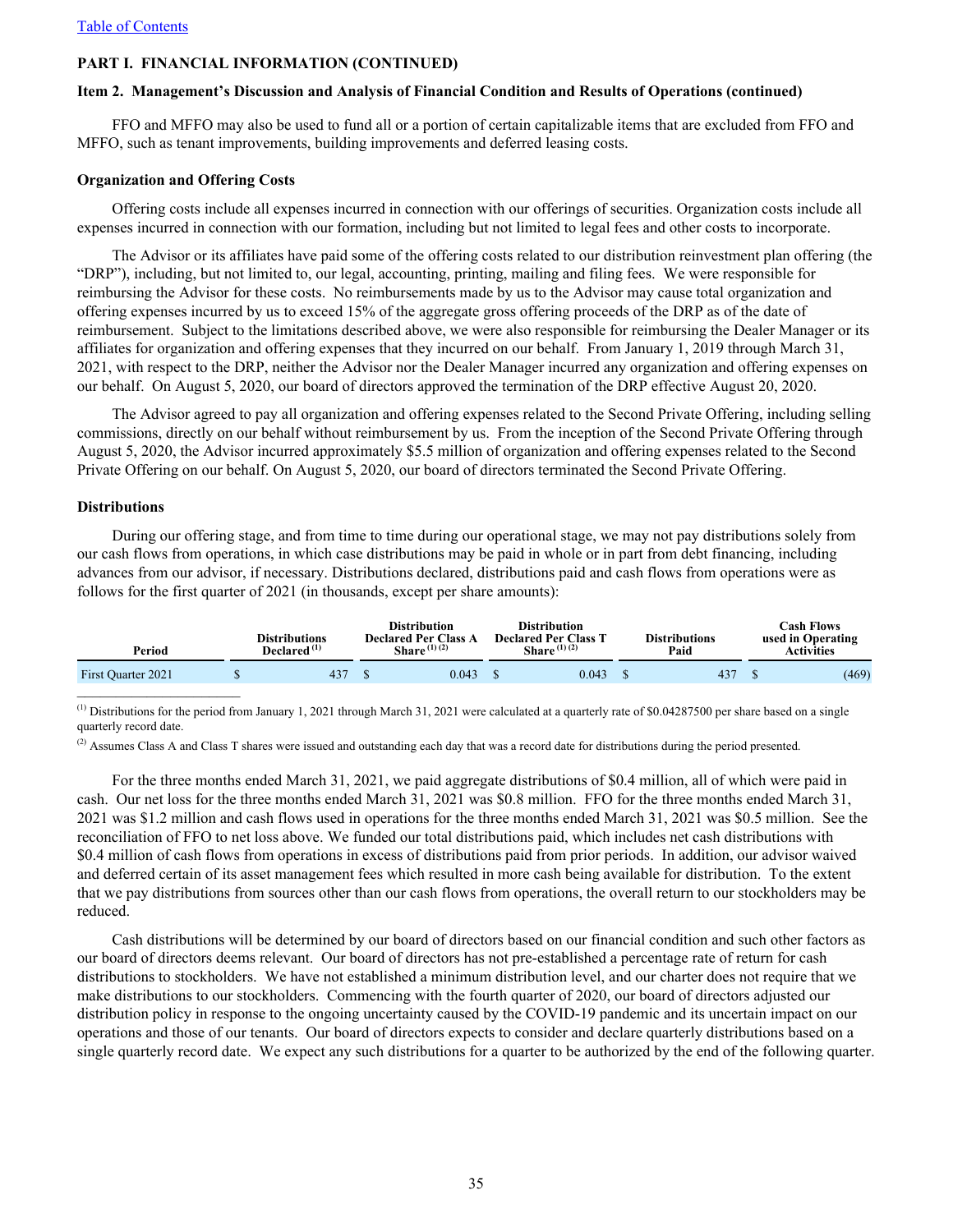Table of Contents

## PART I. FINANCIAL INFORMATION (CONTINUED)

### Item 2. Management's Discussion and Analysis of Financial Condition and Results of Operations (continued)

FFO and MFFO may also be used to fund all or a portion of certain capitalizable items that are excluded from FFO and MFFO, such as tenant improvements, building improvements and deferred leasing costs.

**Organization and Offering Costs**

Offering costs include all expenses incurred in connection with our offerings of securities. Organization costs include all expenses incurred in connection with our formation, including but not limited to legal fees and other costs to incorporate.

The Advisor or its affiliates have paid some of the offering costs related to our distribution reinvestment plan offering (the "DRP"), including, but not limited to, our legal, accounting, printing, mailing and filing fees. We were responsible for reimbursing the Advisor for these costs. No reimbursements made by us to the Advisor may cause total organization and offering expenses incurred by us to exceed 15% of the aggregate gross offering proceeds of the DRP as of the date of reimbursement. Subject to the limitations described above, we were also responsible for reimbursing the Dealer Manager or its affiliates for organization and offering expenses that they incurred on our behalf. From January 1, 2019 through March 31, 2021, with respect to the DRP, neither the Advisor nor the Dealer Manager incurred any organization and offering expenses on our behalf. On August 5, 2020, our board of directors approved the termination of the DRP effective August 20, 2020.

The Advisor agreed to pay all organization and offering expenses related to the Second Private Offering, including selling commissions, directly on our behalf without reimbursement by us. From the inception of the Second Private Offering through August 5, 2020, the Advisor incurred approximately $5.5 million of organization and offering expenses related to the Second Private Offering on our behalf. On August 5, 2020, our board of directors terminated the Second Private Offering.

**Distributions**

During our offering stage, and from time to time during our operational stage, we may not pay distributions solely from our cash flows from operations, in which case distributions may be paid in whole or in part from debt financing, including advances from our advisor, if necessary. Distributions declared, distributions paid and cash flows from operations were as follows for the first quarter of 2021 (in thousands, except per share amounts):

| Period | Distributions Declared [(1)] | Distribution Declared Per Class A Share [(1) (2)] | Distribution Declared Per Class T Share [(1) (2)] | Distributions Paid | Cash Flows used in Operating Activities |
|---|---|---|---|---|---|
| First Quarter 2021 | $ 437 | $ 0.043 | $ 0.043 | $ 437 | $ (469) |

[(1)] Distributions for the period from January 1, 2021 through March 31, 2021 were calculated at a quarterly rate of $0.04287500 per share based on a single quarterly record date.

[(2)] Assumes Class A and Class T shares were issued and outstanding each day that was a record date for distributions during the period presented.

For the three months ended March 31, 2021, we paid aggregate distributions of $0.4 million, all of which were paid in cash. Our net loss for the three months ended March 31, 2021 was $0.8 million. FFO for the three months ended March 31, 2021 was $1.2 million and cash flows used in operations for the three months ended March 31, 2021 was $0.5 million. See the reconciliation of FFO to net loss above. We funded our total distributions paid, which includes net cash distributions with $0.4 million of cash flows from operations in excess of distributions paid from prior periods. In addition, our advisor waived and deferred certain of its asset management fees which resulted in more cash being available for distribution. To the extent that we pay distributions from sources other than our cash flows from operations, the overall return to our stockholders may be reduced.

Cash distributions will be determined by our board of directors based on our financial condition and such other factors as our board of directors deems relevant. Our board of directors has not pre-established a percentage rate of return for cash distributions to stockholders. We have not established a minimum distribution level, and our charter does not require that we make distributions to our stockholders. Commencing with the fourth quarter of 2020, our board of directors adjusted our distribution policy in response to the ongoing uncertainty caused by the COVID-19 pandemic and its uncertain impact on our operations and those of our tenants. Our board of directors expects to consider and declare quarterly distributions based on a single quarterly record date. We expect any such distributions for a quarter to be authorized by the end of the following quarter.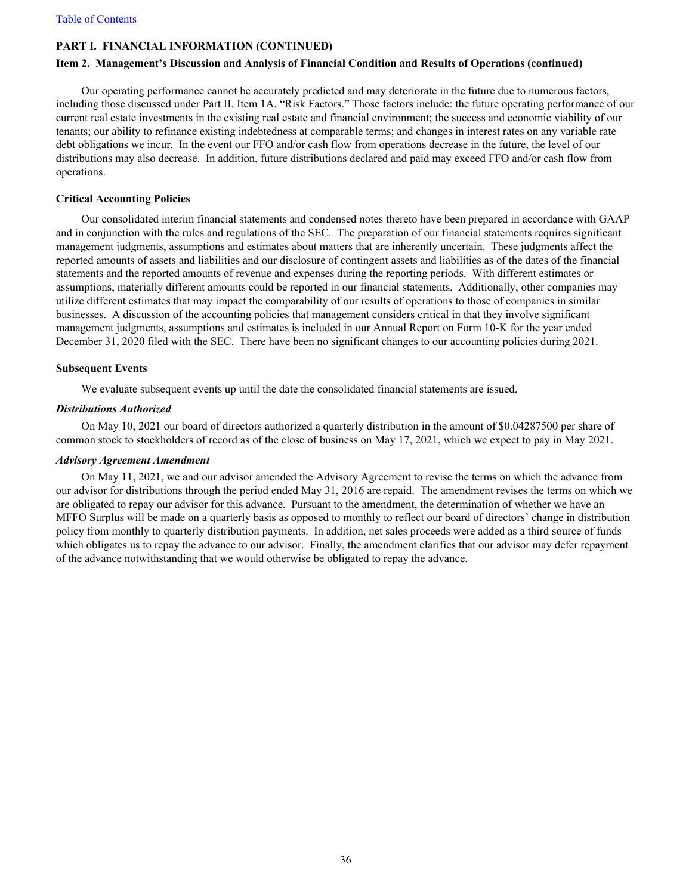**PART I. FINANCIAL INFORMATION (CONTINUED)**

**Item 2. Management's Discussion and Analysis of Financial Condition and Results of Operations (continued)**

Our operating performance cannot be accurately predicted and may deteriorate in the future due to numerous factors, including those discussed under Part II, Item 1A, "Risk Factors." Those factors include: the future operating performance of our current real estate investments in the existing real estate and financial environment; the success and economic viability of our tenants; our ability to refinance existing indebtedness at comparable terms; and changes in interest rates on any variable rate debt obligations we incur. In the event our FFO and/or cash flow from operations decrease in the future, the level of our distributions may also decrease. In addition, future distributions declared and paid may exceed FFO and/or cash flow from operations.

**Critical Accounting Policies**

Our consolidated interim financial statements and condensed notes thereto have been prepared in accordance with GAAP and in conjunction with the rules and regulations of the SEC. The preparation of our financial statements requires significant management judgments, assumptions and estimates about matters that are inherently uncertain. These judgments affect the reported amounts of assets and liabilities and our disclosure of contingent assets and liabilities as of the dates of the financial statements and the reported amounts of revenue and expenses during the reporting periods. With different estimates or assumptions, materially different amounts could be reported in our financial statements. Additionally, other companies may utilize different estimates that may impact the comparability of our results of operations to those of companies in similar businesses. A discussion of the accounting policies that management considers critical in that they involve significant management judgments, assumptions and estimates is included in our Annual Report on Form 10-K for the year ended December 31, 2020 filed with the SEC. There have been no significant changes to our accounting policies during 2021.

**Subsequent Events**

We evaluate subsequent events up until the date the consolidated financial statements are issued.

***Distributions Authorized***

On May 10, 2021 our board of directors authorized a quarterly distribution in the amount of $0.04287500 per share of common stock to stockholders of record as of the close of business on May 17, 2021, which we expect to pay in May 2021.

***Advisory Agreement Amendment***

On May 11, 2021, we and our advisor amended the Advisory Agreement to revise the terms on which the advance from our advisor for distributions through the period ended May 31, 2016 are repaid. The amendment revises the terms on which we are obligated to repay our advisor for this advance. Pursuant to the amendment, the determination of whether we have an MFFO Surplus will be made on a quarterly basis as opposed to monthly to reflect our board of directors' change in distribution policy from monthly to quarterly distribution payments. In addition, net sales proceeds were added as a third source of funds which obligates us to repay the advance to our advisor. Finally, the amendment clarifies that our advisor may defer repayment of the advance notwithstanding that we would otherwise be obligated to repay the advance.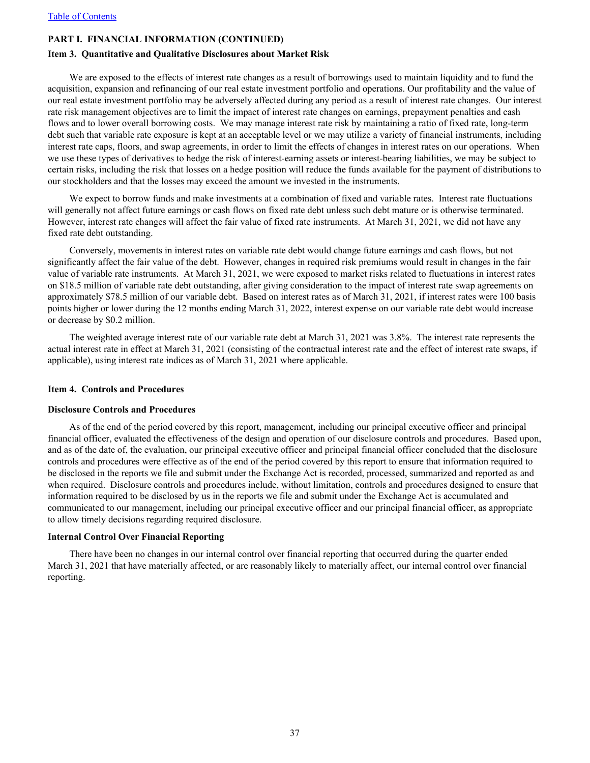**PART I. FINANCIAL INFORMATION (CONTINUED)**

## Item 3. Quantitative and Qualitative Disclosures about Market Risk

We are exposed to the effects of interest rate changes as a result of borrowings used to maintain liquidity and to fund the acquisition, expansion and refinancing of our real estate investment portfolio and operations. Our profitability and the value of our real estate investment portfolio may be adversely affected during any period as a result of interest rate changes. Our interest rate risk management objectives are to limit the impact of interest rate changes on earnings, prepayment penalties and cash flows and to lower overall borrowing costs. We may manage interest rate risk by maintaining a ratio of fixed rate, long-term debt such that variable rate exposure is kept at an acceptable level or we may utilize a variety of financial instruments, including interest rate caps, floors, and swap agreements, in order to limit the effects of changes in interest rates on our operations. When we use these types of derivatives to hedge the risk of interest-earning assets or interest-bearing liabilities, we may be subject to certain risks, including the risk that losses on a hedge position will reduce the funds available for the payment of distributions to our stockholders and that the losses may exceed the amount we invested in the instruments.

We expect to borrow funds and make investments at a combination of fixed and variable rates. Interest rate fluctuations will generally not affect future earnings or cash flows on fixed rate debt unless such debt mature or is otherwise terminated. However, interest rate changes will affect the fair value of fixed rate instruments. At March 31, 2021, we did not have any fixed rate debt outstanding.

Conversely, movements in interest rates on variable rate debt would change future earnings and cash flows, but not significantly affect the fair value of the debt. However, changes in required risk premiums would result in changes in the fair value of variable rate instruments. At March 31, 2021, we were exposed to market risks related to fluctuations in interest rates on $18.5 million of variable rate debt outstanding, after giving consideration to the impact of interest rate swap agreements on approximately $78.5 million of our variable debt. Based on interest rates as of March 31, 2021, if interest rates were 100 basis points higher or lower during the 12 months ending March 31, 2022, interest expense on our variable rate debt would increase or decrease by $0.2 million.

The weighted average interest rate of our variable rate debt at March 31, 2021 was 3.8%. The interest rate represents the actual interest rate in effect at March 31, 2021 (consisting of the contractual interest rate and the effect of interest rate swaps, if applicable), using interest rate indices as of March 31, 2021 where applicable.

## Item 4. Controls and Procedures

### Disclosure Controls and Procedures

As of the end of the period covered by this report, management, including our principal executive officer and principal financial officer, evaluated the effectiveness of the design and operation of our disclosure controls and procedures. Based upon, and as of the date of, the evaluation, our principal executive officer and principal financial officer concluded that the disclosure controls and procedures were effective as of the end of the period covered by this report to ensure that information required to be disclosed in the reports we file and submit under the Exchange Act is recorded, processed, summarized and reported as and when required. Disclosure controls and procedures include, without limitation, controls and procedures designed to ensure that information required to be disclosed by us in the reports we file and submit under the Exchange Act is accumulated and communicated to our management, including our principal executive officer and our principal financial officer, as appropriate to allow timely decisions regarding required disclosure.

### Internal Control Over Financial Reporting

There have been no changes in our internal control over financial reporting that occurred during the quarter ended March 31, 2021 that have materially affected, or are reasonably likely to materially affect, our internal control over financial reporting.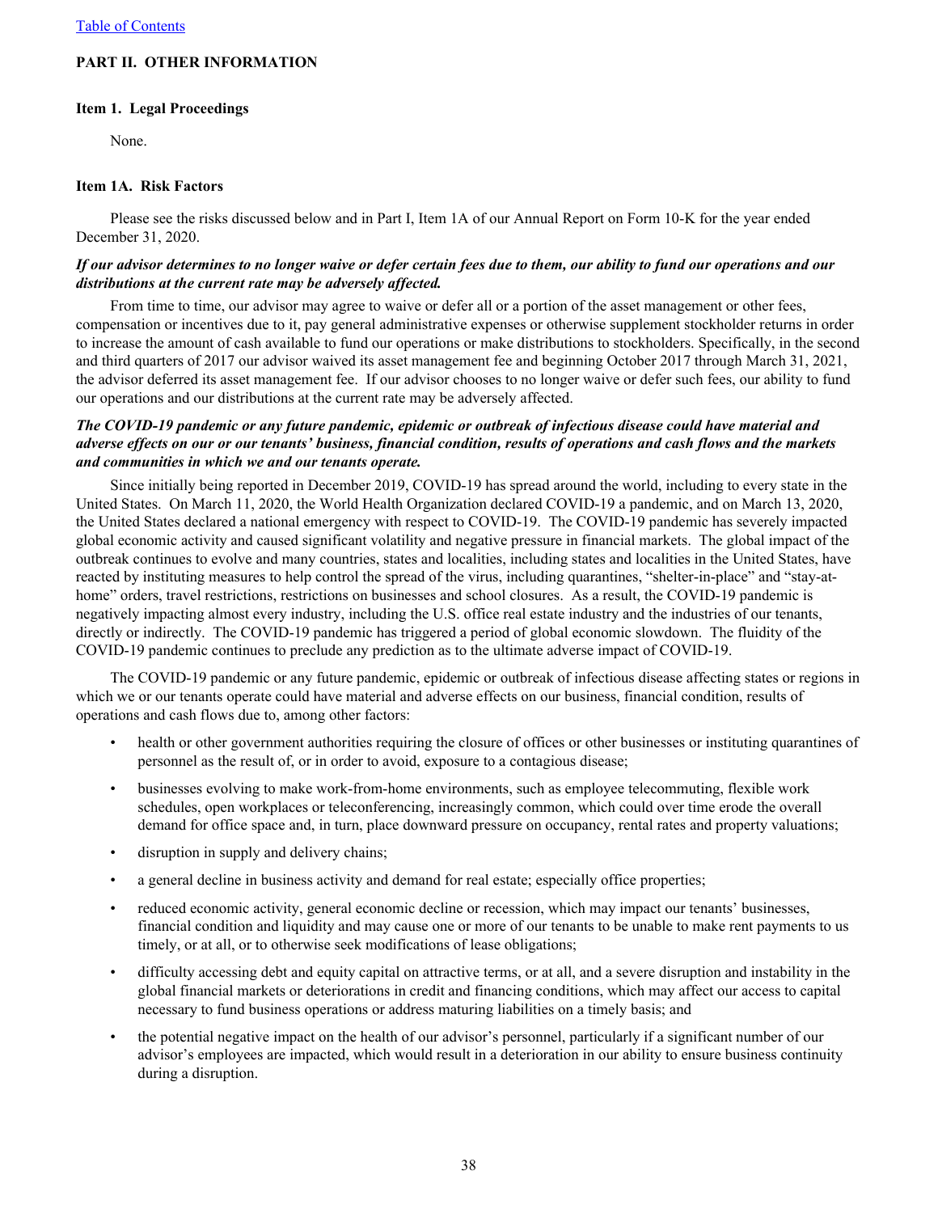## PART II. OTHER INFORMATION

### Item 1. Legal Proceedings

None.

### Item 1A. Risk Factors

Please see the risks discussed below and in Part I, Item 1A of our Annual Report on Form 10-K for the year ended December 31, 2020.

***If our advisor determines to no longer waive or defer certain fees due to them, our ability to fund our operations and our distributions at the current rate may be adversely affected.***

From time to time, our advisor may agree to waive or defer all or a portion of the asset management or other fees, compensation or incentives due to it, pay general administrative expenses or otherwise supplement stockholder returns in order to increase the amount of cash available to fund our operations or make distributions to stockholders. Specifically, in the second and third quarters of 2017 our advisor waived its asset management fee and beginning October 2017 through March 31, 2021, the advisor deferred its asset management fee. If our advisor chooses to no longer waive or defer such fees, our ability to fund our operations and our distributions at the current rate may be adversely affected.

***The COVID-19 pandemic or any future pandemic, epidemic or outbreak of infectious disease could have material and adverse effects on our or our tenants' business, financial condition, results of operations and cash flows and the markets and communities in which we and our tenants operate.***

Since initially being reported in December 2019, COVID-19 has spread around the world, including to every state in the United States. On March 11, 2020, the World Health Organization declared COVID-19 a pandemic, and on March 13, 2020, the United States declared a national emergency with respect to COVID-19. The COVID-19 pandemic has severely impacted global economic activity and caused significant volatility and negative pressure in financial markets. The global impact of the outbreak continues to evolve and many countries, states and localities, including states and localities in the United States, have reacted by instituting measures to help control the spread of the virus, including quarantines, "shelter-in-place" and "stay-at-home" orders, travel restrictions, restrictions on businesses and school closures. As a result, the COVID-19 pandemic is negatively impacting almost every industry, including the U.S. office real estate industry and the industries of our tenants, directly or indirectly. The COVID-19 pandemic has triggered a period of global economic slowdown. The fluidity of the COVID-19 pandemic continues to preclude any prediction as to the ultimate adverse impact of COVID-19.

The COVID-19 pandemic or any future pandemic, epidemic or outbreak of infectious disease affecting states or regions in which we or our tenants operate could have material and adverse effects on our business, financial condition, results of operations and cash flows due to, among other factors:

- health or other government authorities requiring the closure of offices or other businesses or instituting quarantines of personnel as the result of, or in order to avoid, exposure to a contagious disease;
- businesses evolving to make work-from-home environments, such as employee telecommuting, flexible work schedules, open workplaces or teleconferencing, increasingly common, which could over time erode the overall demand for office space and, in turn, place downward pressure on occupancy, rental rates and property valuations;
- disruption in supply and delivery chains;
- a general decline in business activity and demand for real estate; especially office properties;
- reduced economic activity, general economic decline or recession, which may impact our tenants' businesses, financial condition and liquidity and may cause one or more of our tenants to be unable to make rent payments to us timely, or at all, or to otherwise seek modifications of lease obligations;
- difficulty accessing debt and equity capital on attractive terms, or at all, and a severe disruption and instability in the global financial markets or deteriorations in credit and financing conditions, which may affect our access to capital necessary to fund business operations or address maturing liabilities on a timely basis; and
- the potential negative impact on the health of our advisor's personnel, particularly if a significant number of our advisor's employees are impacted, which would result in a deterioration in our ability to ensure business continuity during a disruption.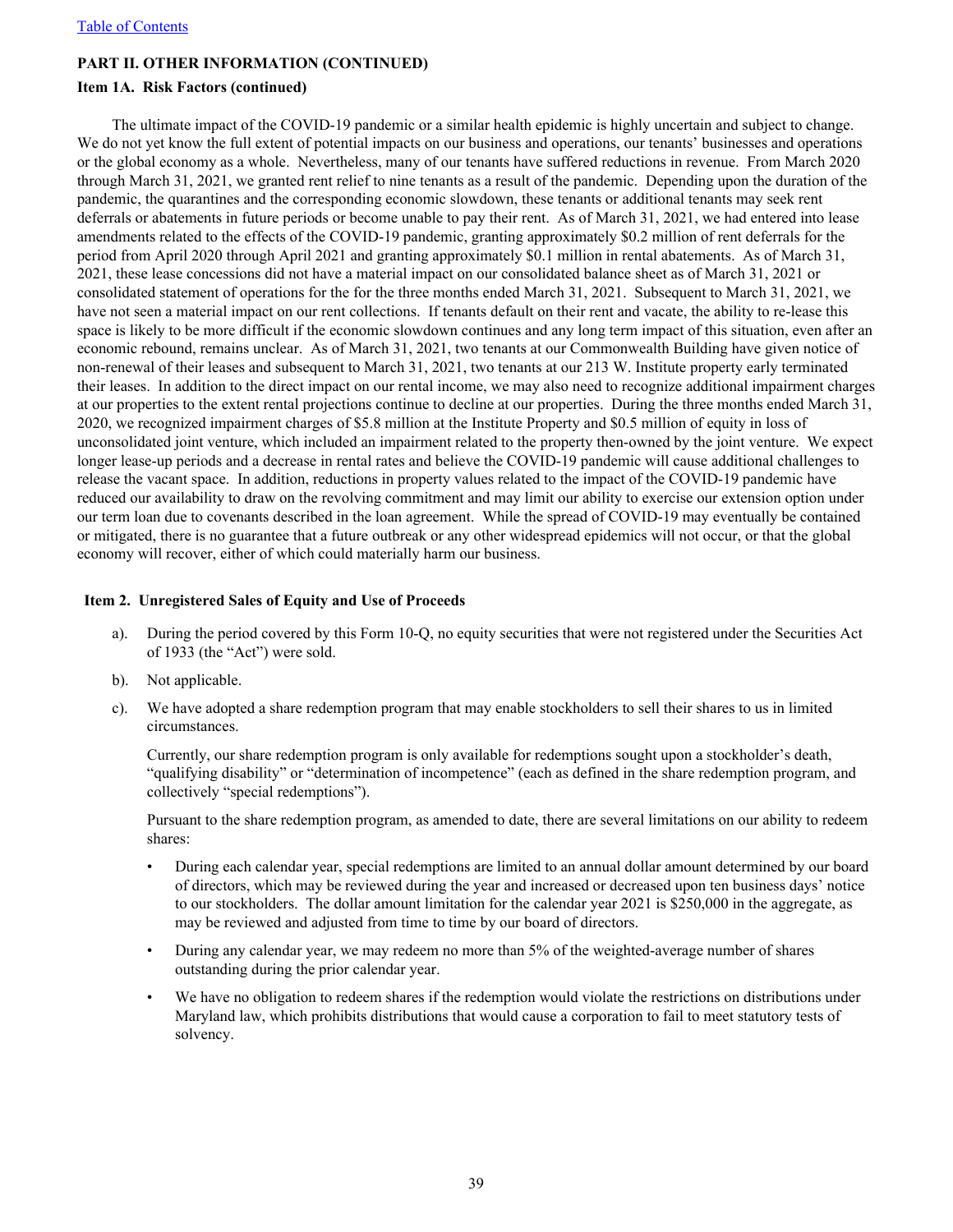**PART II. OTHER INFORMATION (CONTINUED)**

**Item 1A. Risk Factors (continued)**

The ultimate impact of the COVID-19 pandemic or a similar health epidemic is highly uncertain and subject to change. We do not yet know the full extent of potential impacts on our business and operations, our tenants' businesses and operations or the global economy as a whole. Nevertheless, many of our tenants have suffered reductions in revenue. From March 2020 through March 31, 2021, we granted rent relief to nine tenants as a result of the pandemic. Depending upon the duration of the pandemic, the quarantines and the corresponding economic slowdown, these tenants or additional tenants may seek rent deferrals or abatements in future periods or become unable to pay their rent. As of March 31, 2021, we had entered into lease amendments related to the effects of the COVID-19 pandemic, granting approximately $0.2 million of rent deferrals for the period from April 2020 through April 2021 and granting approximately $0.1 million in rental abatements. As of March 31, 2021, these lease concessions did not have a material impact on our consolidated balance sheet as of March 31, 2021 or consolidated statement of operations for the for the three months ended March 31, 2021. Subsequent to March 31, 2021, we have not seen a material impact on our rent collections. If tenants default on their rent and vacate, the ability to re-lease this space is likely to be more difficult if the economic slowdown continues and any long term impact of this situation, even after an economic rebound, remains unclear. As of March 31, 2021, two tenants at our Commonwealth Building have given notice of non-renewal of their leases and subsequent to March 31, 2021, two tenants at our 213 W. Institute property early terminated their leases. In addition to the direct impact on our rental income, we may also need to recognize additional impairment charges at our properties to the extent rental projections continue to decline at our properties. During the three months ended March 31, 2020, we recognized impairment charges of $5.8 million at the Institute Property and $0.5 million of equity in loss of unconsolidated joint venture, which included an impairment related to the property then-owned by the joint venture. We expect longer lease-up periods and a decrease in rental rates and believe the COVID-19 pandemic will cause additional challenges to release the vacant space. In addition, reductions in property values related to the impact of the COVID-19 pandemic have reduced our availability to draw on the revolving commitment and may limit our ability to exercise our extension option under our term loan due to covenants described in the loan agreement. While the spread of COVID-19 may eventually be contained or mitigated, there is no guarantee that a future outbreak or any other widespread epidemics will not occur, or that the global economy will recover, either of which could materially harm our business.

**Item 2. Unregistered Sales of Equity and Use of Proceeds**

a). During the period covered by this Form 10-Q, no equity securities that were not registered under the Securities Act of 1933 (the "Act") were sold.

b). Not applicable.

c). We have adopted a share redemption program that may enable stockholders to sell their shares to us in limited circumstances.

Currently, our share redemption program is only available for redemptions sought upon a stockholder's death, "qualifying disability" or "determination of incompetence" (each as defined in the share redemption program, and collectively "special redemptions").

Pursuant to the share redemption program, as amended to date, there are several limitations on our ability to redeem shares:

- During each calendar year, special redemptions are limited to an annual dollar amount determined by our board of directors, which may be reviewed during the year and increased or decreased upon ten business days' notice to our stockholders. The dollar amount limitation for the calendar year 2021 is $250,000 in the aggregate, as may be reviewed and adjusted from time to time by our board of directors.
- During any calendar year, we may redeem no more than 5% of the weighted-average number of shares outstanding during the prior calendar year.
- We have no obligation to redeem shares if the redemption would violate the restrictions on distributions under Maryland law, which prohibits distributions that would cause a corporation to fail to meet statutory tests of solvency.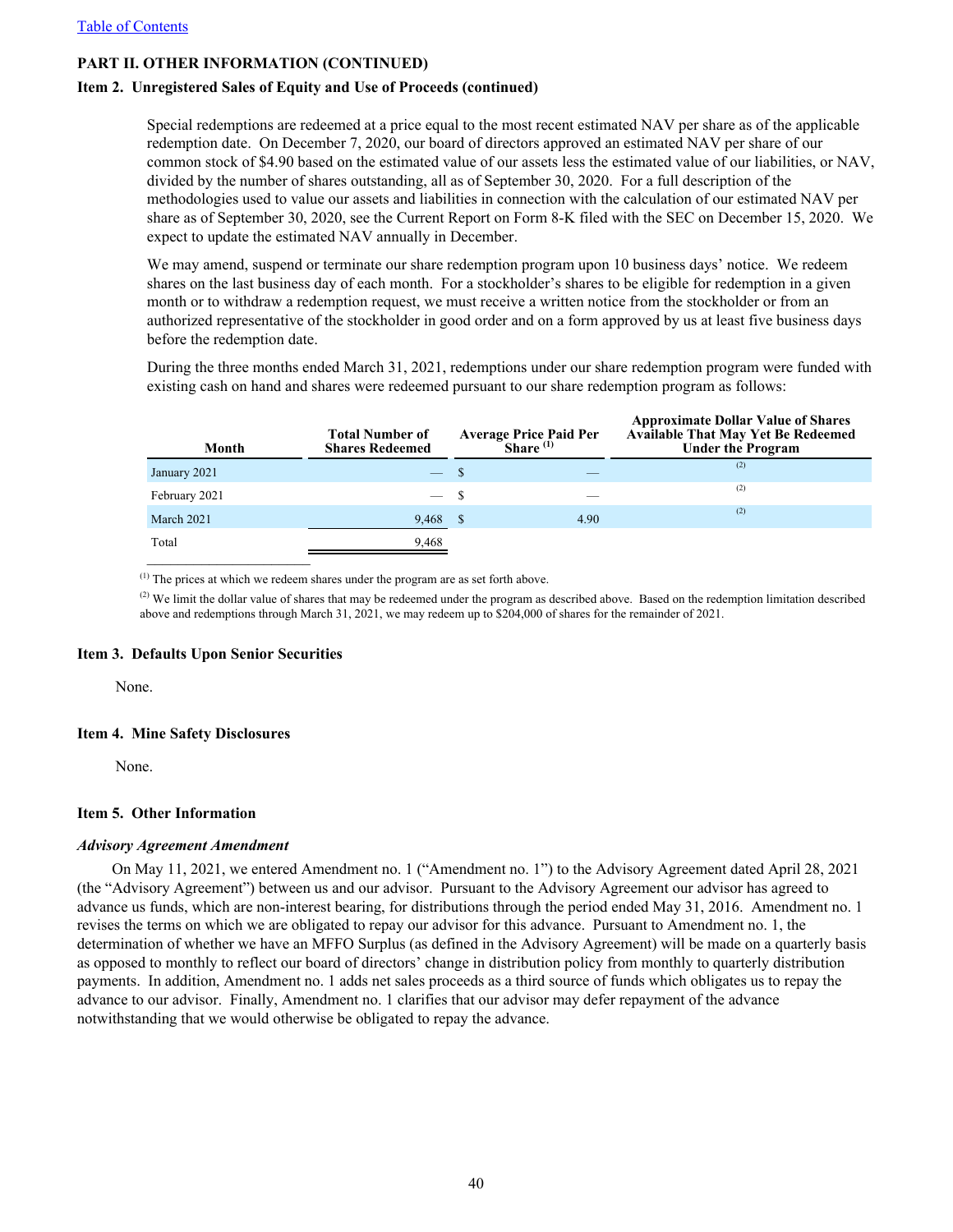## PART II. OTHER INFORMATION (CONTINUED)

### Item 2. Unregistered Sales of Equity and Use of Proceeds (continued)

Special redemptions are redeemed at a price equal to the most recent estimated NAV per share as of the applicable redemption date. On December 7, 2020, our board of directors approved an estimated NAV per share of our common stock of $4.90 based on the estimated value of our assets less the estimated value of our liabilities, or NAV, divided by the number of shares outstanding, all as of September 30, 2020. For a full description of the methodologies used to value our assets and liabilities in connection with the calculation of our estimated NAV per share as of September 30, 2020, see the Current Report on Form 8-K filed with the SEC on December 15, 2020. We expect to update the estimated NAV annually in December.

We may amend, suspend or terminate our share redemption program upon 10 business days' notice. We redeem shares on the last business day of each month. For a stockholder's shares to be eligible for redemption in a given month or to withdraw a redemption request, we must receive a written notice from the stockholder or from an authorized representative of the stockholder in good order and on a form approved by us at least five business days before the redemption date.

During the three months ended March 31, 2021, redemptions under our share redemption program were funded with existing cash on hand and shares were redeemed pursuant to our share redemption program as follows:

| Month | Total Number of Shares Redeemed | Average Price Paid Per Share [(1)] | Approximate Dollar Value of Shares Available That May Yet Be Redeemed Under the Program |
|---|---|---|---|
| January 2021 | — | $ — | [(2)] |
| February 2021 | — | $ — | [(2)] |
| March 2021 | 9,468 | $ 4.90 | [(2)] |
| Total | 9,468 | | |

[(1)] The prices at which we redeem shares under the program are as set forth above.

[(2)] We limit the dollar value of shares that may be redeemed under the program as described above. Based on the redemption limitation described above and redemptions through March 31, 2021, we may redeem up to $204,000 of shares for the remainder of 2021.

### Item 3. Defaults Upon Senior Securities

None.

### Item 4. Mine Safety Disclosures

None.

### Item 5. Other Information

*Advisory Agreement Amendment*

On May 11, 2021, we entered Amendment no. 1 ("Amendment no. 1") to the Advisory Agreement dated April 28, 2021 (the "Advisory Agreement") between us and our advisor. Pursuant to the Advisory Agreement our advisor has agreed to advance us funds, which are non-interest bearing, for distributions through the period ended May 31, 2016. Amendment no. 1 revises the terms on which we are obligated to repay our advisor for this advance. Pursuant to Amendment no. 1, the determination of whether we have an MFFO Surplus (as defined in the Advisory Agreement) will be made on a quarterly basis as opposed to monthly to reflect our board of directors' change in distribution policy from monthly to quarterly distribution payments. In addition, Amendment no. 1 adds net sales proceeds as a third source of funds which obligates us to repay the advance to our advisor. Finally, Amendment no. 1 clarifies that our advisor may defer repayment of the advance notwithstanding that we would otherwise be obligated to repay the advance.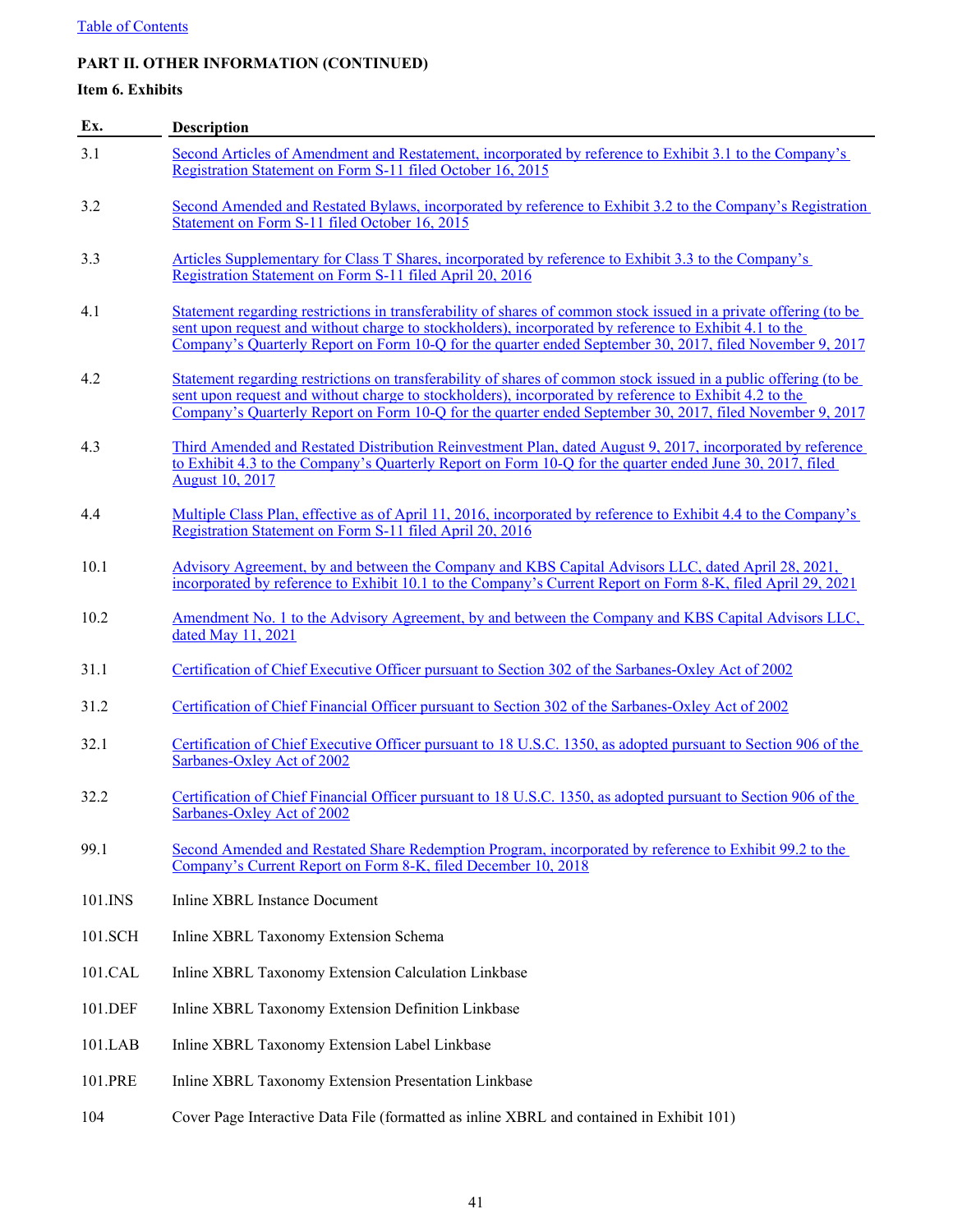Table of Contents

**PART II. OTHER INFORMATION (CONTINUED)**

**Item 6. Exhibits**

| Ex. | Description |
|---|---|
| 3.1 | Second Articles of Amendment and Restatement, incorporated by reference to Exhibit 3.1 to the Company's Registration Statement on Form S-11 filed October 16, 2015 |
| 3.2 | Second Amended and Restated Bylaws, incorporated by reference to Exhibit 3.2 to the Company's Registration Statement on Form S-11 filed October 16, 2015 |
| 3.3 | Articles Supplementary for Class T Shares, incorporated by reference to Exhibit 3.3 to the Company's Registration Statement on Form S-11 filed April 20, 2016 |
| 4.1 | Statement regarding restrictions in transferability of shares of common stock issued in a private offering (to be sent upon request and without charge to stockholders), incorporated by reference to Exhibit 4.1 to the Company's Quarterly Report on Form 10-Q for the quarter ended September 30, 2017, filed November 9, 2017 |
| 4.2 | Statement regarding restrictions on transferability of shares of common stock issued in a public offering (to be sent upon request and without charge to stockholders), incorporated by reference to Exhibit 4.2 to the Company's Quarterly Report on Form 10-Q for the quarter ended September 30, 2017, filed November 9, 2017 |
| 4.3 | Third Amended and Restated Distribution Reinvestment Plan, dated August 9, 2017, incorporated by reference to Exhibit 4.3 to the Company's Quarterly Report on Form 10-Q for the quarter ended June 30, 2017, filed August 10, 2017 |
| 4.4 | Multiple Class Plan, effective as of April 11, 2016, incorporated by reference to Exhibit 4.4 to the Company's Registration Statement on Form S-11 filed April 20, 2016 |
| 10.1 | Advisory Agreement, by and between the Company and KBS Capital Advisors LLC, dated April 28, 2021, incorporated by reference to Exhibit 10.1 to the Company's Current Report on Form 8-K, filed April 29, 2021 |
| 10.2 | Amendment No. 1 to the Advisory Agreement, by and between the Company and KBS Capital Advisors LLC, dated May 11, 2021 |
| 31.1 | Certification of Chief Executive Officer pursuant to Section 302 of the Sarbanes-Oxley Act of 2002 |
| 31.2 | Certification of Chief Financial Officer pursuant to Section 302 of the Sarbanes-Oxley Act of 2002 |
| 32.1 | Certification of Chief Executive Officer pursuant to 18 U.S.C. 1350, as adopted pursuant to Section 906 of the Sarbanes-Oxley Act of 2002 |
| 32.2 | Certification of Chief Financial Officer pursuant to 18 U.S.C. 1350, as adopted pursuant to Section 906 of the Sarbanes-Oxley Act of 2002 |
| 99.1 | Second Amended and Restated Share Redemption Program, incorporated by reference to Exhibit 99.2 to the Company's Current Report on Form 8-K, filed December 10, 2018 |
| 101.INS | Inline XBRL Instance Document |
| 101.SCH | Inline XBRL Taxonomy Extension Schema |
| 101.CAL | Inline XBRL Taxonomy Extension Calculation Linkbase |
| 101.DEF | Inline XBRL Taxonomy Extension Definition Linkbase |
| 101.LAB | Inline XBRL Taxonomy Extension Label Linkbase |
| 101.PRE | Inline XBRL Taxonomy Extension Presentation Linkbase |
| 104 | Cover Page Interactive Data File (formatted as inline XBRL and contained in Exhibit 101) |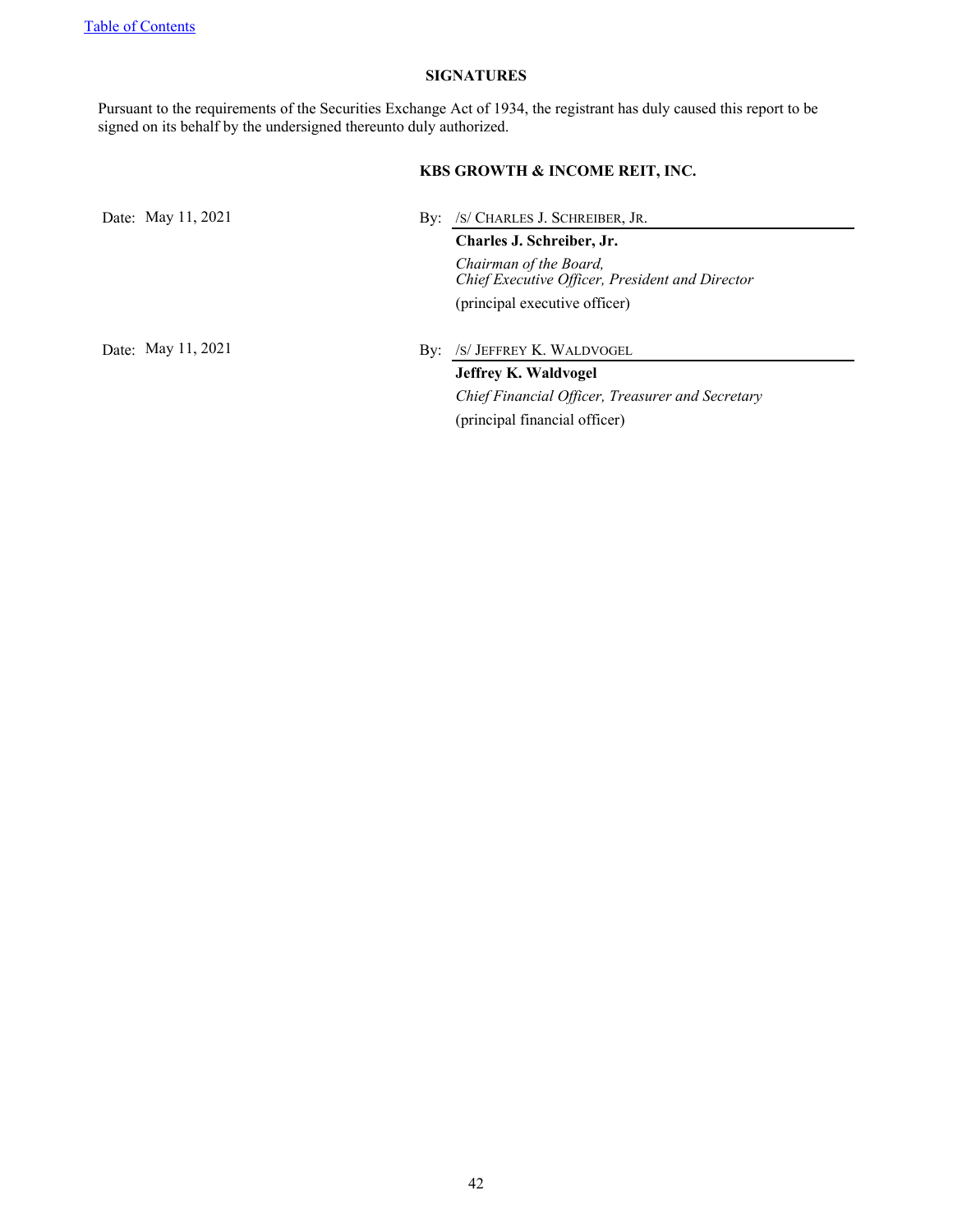## SIGNATURES

Pursuant to the requirements of the Securities Exchange Act of 1934, the registrant has duly caused this report to be signed on its behalf by the undersigned thereunto duly authorized.

**KBS GROWTH & INCOME REIT, INC.**

Date: May 11, 2021

By: /S/ CHARLES J. SCHREIBER, JR.

**Charles J. Schreiber, Jr.**

*Chairman of the Board,*
*Chief Executive Officer, President and Director*

(principal executive officer)

Date: May 11, 2021

By: /S/ JEFFREY K. WALDVOGEL

**Jeffrey K. Waldvogel**

*Chief Financial Officer, Treasurer and Secretary*

(principal financial officer)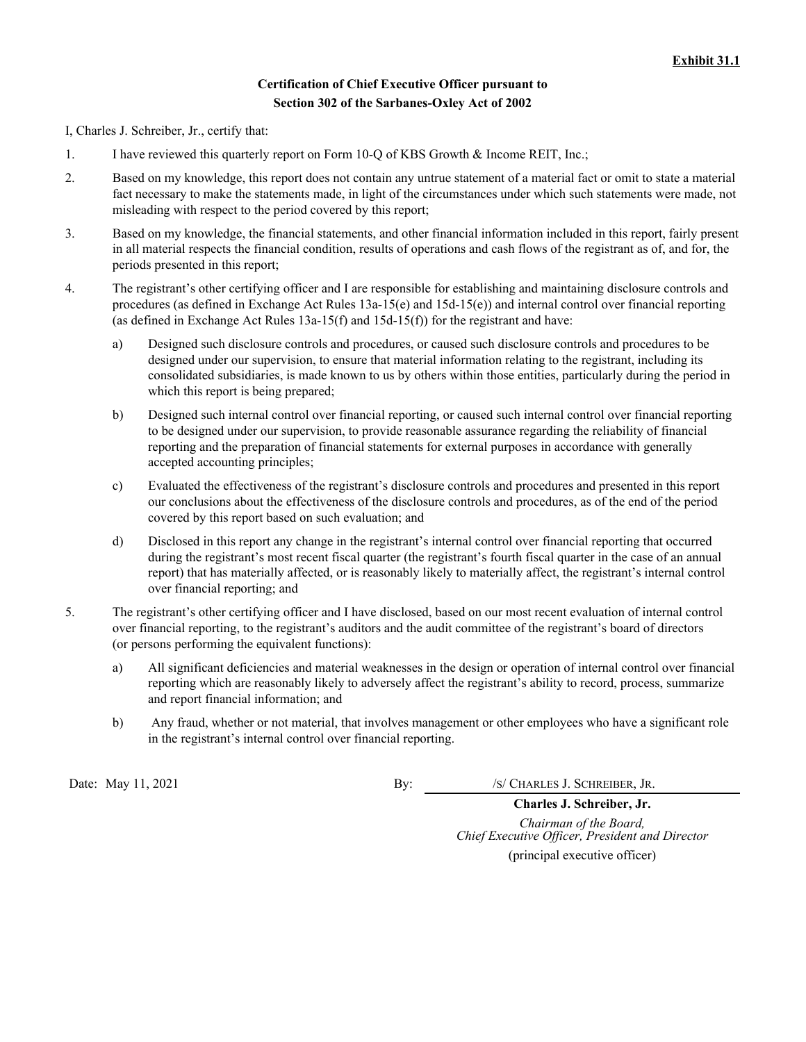**Exhibit 31.1**

**Certification of Chief Executive Officer pursuant to**
**Section 302 of the Sarbanes-Oxley Act of 2002**

I, Charles J. Schreiber, Jr., certify that:

1. I have reviewed this quarterly report on Form 10-Q of KBS Growth & Income REIT, Inc.;

2. Based on my knowledge, this report does not contain any untrue statement of a material fact or omit to state a material fact necessary to make the statements made, in light of the circumstances under which such statements were made, not misleading with respect to the period covered by this report;

3. Based on my knowledge, the financial statements, and other financial information included in this report, fairly present in all material respects the financial condition, results of operations and cash flows of the registrant as of, and for, the periods presented in this report;

4. The registrant's other certifying officer and I are responsible for establishing and maintaining disclosure controls and procedures (as defined in Exchange Act Rules 13a-15(e) and 15d-15(e)) and internal control over financial reporting (as defined in Exchange Act Rules 13a-15(f) and 15d-15(f)) for the registrant and have:

   a) Designed such disclosure controls and procedures, or caused such disclosure controls and procedures to be designed under our supervision, to ensure that material information relating to the registrant, including its consolidated subsidiaries, is made known to us by others within those entities, particularly during the period in which this report is being prepared;

   b) Designed such internal control over financial reporting, or caused such internal control over financial reporting to be designed under our supervision, to provide reasonable assurance regarding the reliability of financial reporting and the preparation of financial statements for external purposes in accordance with generally accepted accounting principles;

   c) Evaluated the effectiveness of the registrant's disclosure controls and procedures and presented in this report our conclusions about the effectiveness of the disclosure controls and procedures, as of the end of the period covered by this report based on such evaluation; and

   d) Disclosed in this report any change in the registrant's internal control over financial reporting that occurred during the registrant's most recent fiscal quarter (the registrant's fourth fiscal quarter in the case of an annual report) that has materially affected, or is reasonably likely to materially affect, the registrant's internal control over financial reporting; and

5. The registrant's other certifying officer and I have disclosed, based on our most recent evaluation of internal control over financial reporting, to the registrant's auditors and the audit committee of the registrant's board of directors (or persons performing the equivalent functions):

   a) All significant deficiencies and material weaknesses in the design or operation of internal control over financial reporting which are reasonably likely to adversely affect the registrant's ability to record, process, summarize and report financial information; and

   b) Any fraud, whether or not material, that involves management or other employees who have a significant role in the registrant's internal control over financial reporting.

Date: May 11, 2021

By: /S/ CHARLES J. SCHREIBER, JR.

**Charles J. Schreiber, Jr.**

*Chairman of the Board,*
*Chief Executive Officer, President and Director*

(principal executive officer)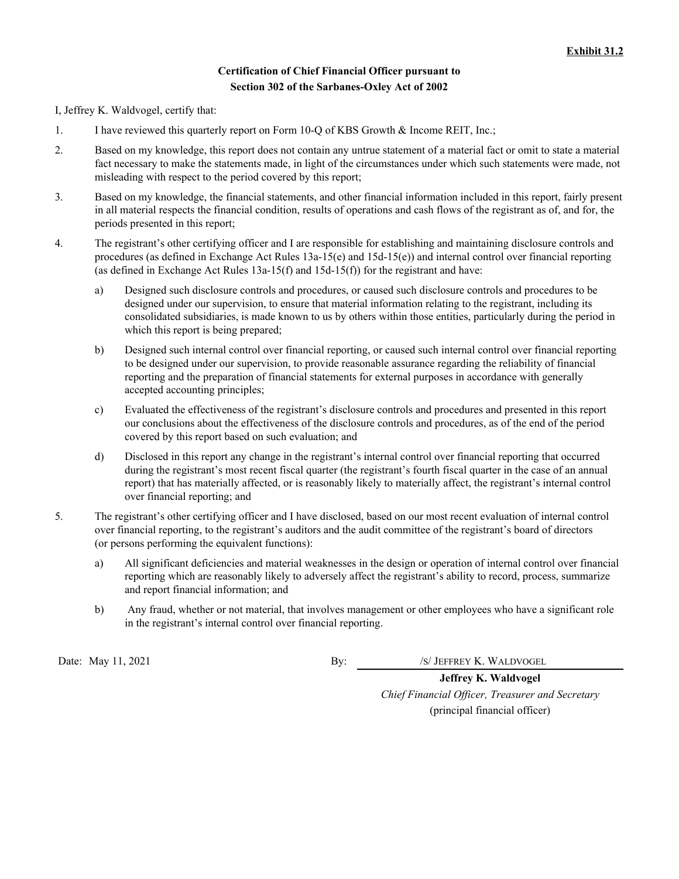**Exhibit 31.2**

**Certification of Chief Financial Officer pursuant to Section 302 of the Sarbanes-Oxley Act of 2002**

I, Jeffrey K. Waldvogel, certify that:

1. I have reviewed this quarterly report on Form 10-Q of KBS Growth & Income REIT, Inc.;
2. Based on my knowledge, this report does not contain any untrue statement of a material fact or omit to state a material fact necessary to make the statements made, in light of the circumstances under which such statements were made, not misleading with respect to the period covered by this report;
3. Based on my knowledge, the financial statements, and other financial information included in this report, fairly present in all material respects the financial condition, results of operations and cash flows of the registrant as of, and for, the periods presented in this report;
4. The registrant's other certifying officer and I are responsible for establishing and maintaining disclosure controls and procedures (as defined in Exchange Act Rules 13a-15(e) and 15d-15(e)) and internal control over financial reporting (as defined in Exchange Act Rules 13a-15(f) and 15d-15(f)) for the registrant and have:
   a) Designed such disclosure controls and procedures, or caused such disclosure controls and procedures to be designed under our supervision, to ensure that material information relating to the registrant, including its consolidated subsidiaries, is made known to us by others within those entities, particularly during the period in which this report is being prepared;
   b) Designed such internal control over financial reporting, or caused such internal control over financial reporting to be designed under our supervision, to provide reasonable assurance regarding the reliability of financial reporting and the preparation of financial statements for external purposes in accordance with generally accepted accounting principles;
   c) Evaluated the effectiveness of the registrant's disclosure controls and procedures and presented in this report our conclusions about the effectiveness of the disclosure controls and procedures, as of the end of the period covered by this report based on such evaluation; and
   d) Disclosed in this report any change in the registrant's internal control over financial reporting that occurred during the registrant's most recent fiscal quarter (the registrant's fourth fiscal quarter in the case of an annual report) that has materially affected, or is reasonably likely to materially affect, the registrant's internal control over financial reporting; and
5. The registrant's other certifying officer and I have disclosed, based on our most recent evaluation of internal control over financial reporting, to the registrant's auditors and the audit committee of the registrant's board of directors (or persons performing the equivalent functions):
   a) All significant deficiencies and material weaknesses in the design or operation of internal control over financial reporting which are reasonably likely to adversely affect the registrant's ability to record, process, summarize and report financial information; and
   b) Any fraud, whether or not material, that involves management or other employees who have a significant role in the registrant's internal control over financial reporting.

Date: May 11, 2021

By: /S/ JEFFREY K. WALDVOGEL

**Jeffrey K. Waldvogel**
*Chief Financial Officer, Treasurer and Secretary*
(principal financial officer)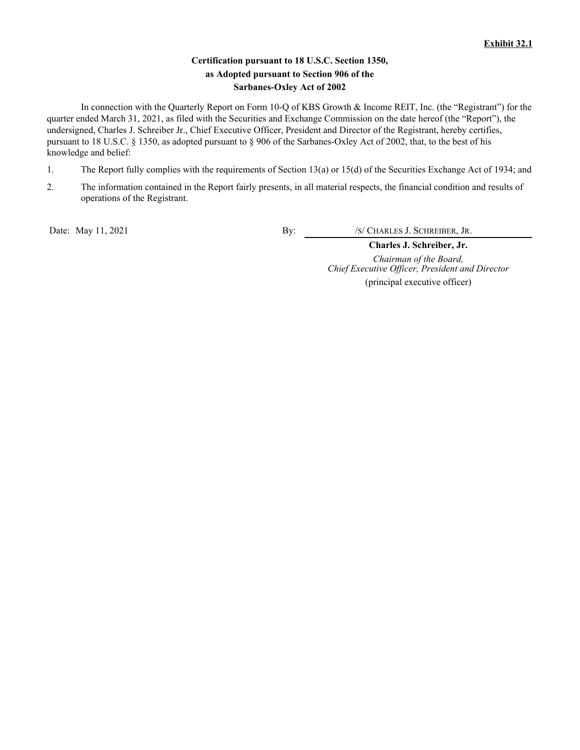**Exhibit 32.1**

**Certification pursuant to 18 U.S.C. Section 1350,**
**as Adopted pursuant to Section 906 of the**
**Sarbanes-Oxley Act of 2002**

In connection with the Quarterly Report on Form 10-Q of KBS Growth & Income REIT, Inc. (the “Registrant”) for the quarter ended March 31, 2021, as filed with the Securities and Exchange Commission on the date hereof (the “Report”), the undersigned, Charles J. Schreiber Jr., Chief Executive Officer, President and Director of the Registrant, hereby certifies, pursuant to 18 U.S.C. § 1350, as adopted pursuant to § 906 of the Sarbanes-Oxley Act of 2002, that, to the best of his knowledge and belief:

1. The Report fully complies with the requirements of Section 13(a) or 15(d) of the Securities Exchange Act of 1934; and
2. The information contained in the Report fairly presents, in all material respects, the financial condition and results of operations of the Registrant.

Date: May 11, 2021

By: /S/ CHARLES J. SCHREIBER, JR.

**Charles J. Schreiber, Jr.**

*Chairman of the Board,*
*Chief Executive Officer, President and Director*
(principal executive officer)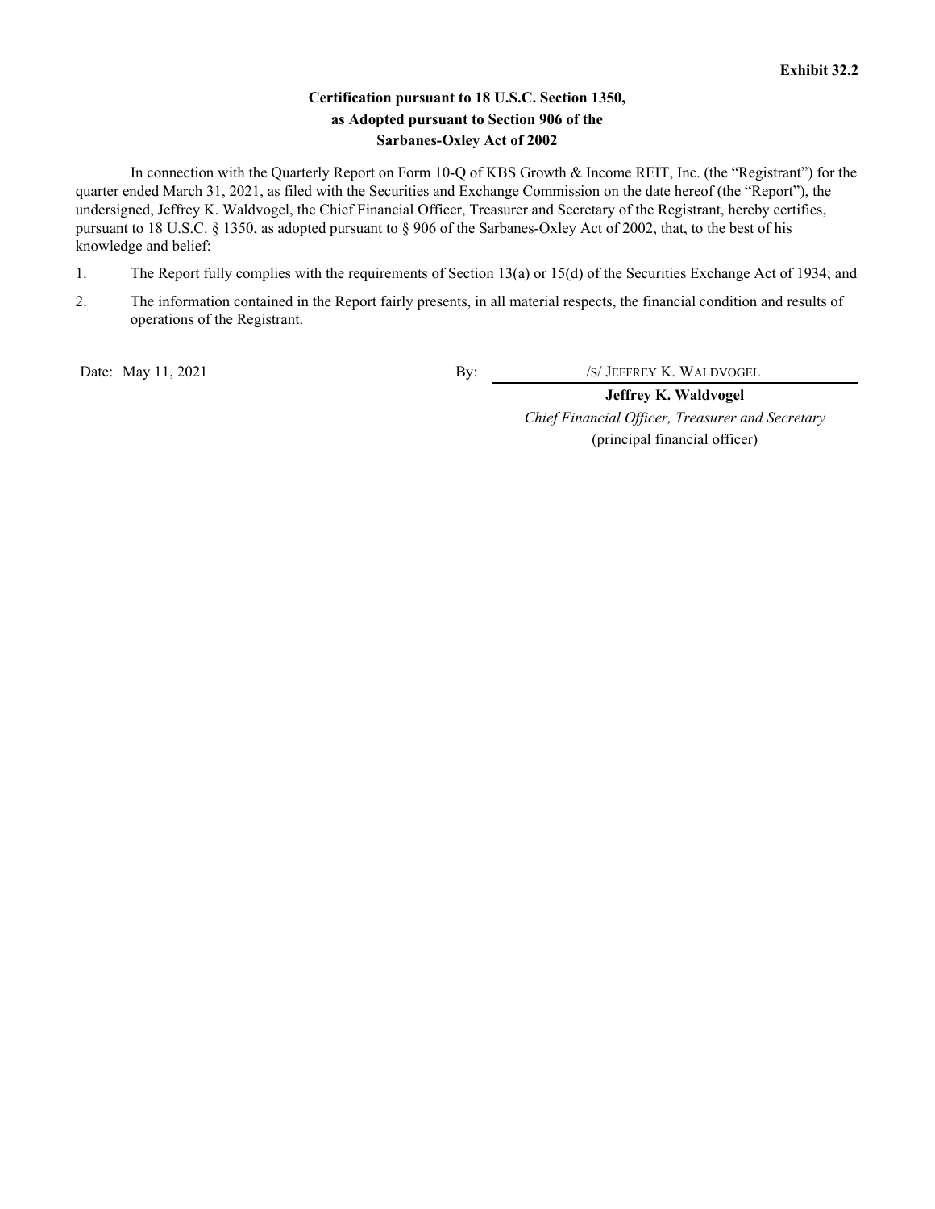**Exhibit 32.2**

**Certification pursuant to 18 U.S.C. Section 1350,**
**as Adopted pursuant to Section 906 of the**
**Sarbanes-Oxley Act of 2002**

In connection with the Quarterly Report on Form 10-Q of KBS Growth & Income REIT, Inc. (the "Registrant") for the quarter ended March 31, 2021, as filed with the Securities and Exchange Commission on the date hereof (the "Report"), the undersigned, Jeffrey K. Waldvogel, the Chief Financial Officer, Treasurer and Secretary of the Registrant, hereby certifies, pursuant to 18 U.S.C. § 1350, as adopted pursuant to § 906 of the Sarbanes-Oxley Act of 2002, that, to the best of his knowledge and belief:

1. The Report fully complies with the requirements of Section 13(a) or 15(d) of the Securities Exchange Act of 1934; and
2. The information contained in the Report fairly presents, in all material respects, the financial condition and results of operations of the Registrant.

Date: May 11, 2021

By: /S/ JEFFREY K. WALDVOGEL

**Jeffrey K. Waldvogel**
*Chief Financial Officer, Treasurer and Secretary*
(principal financial officer)